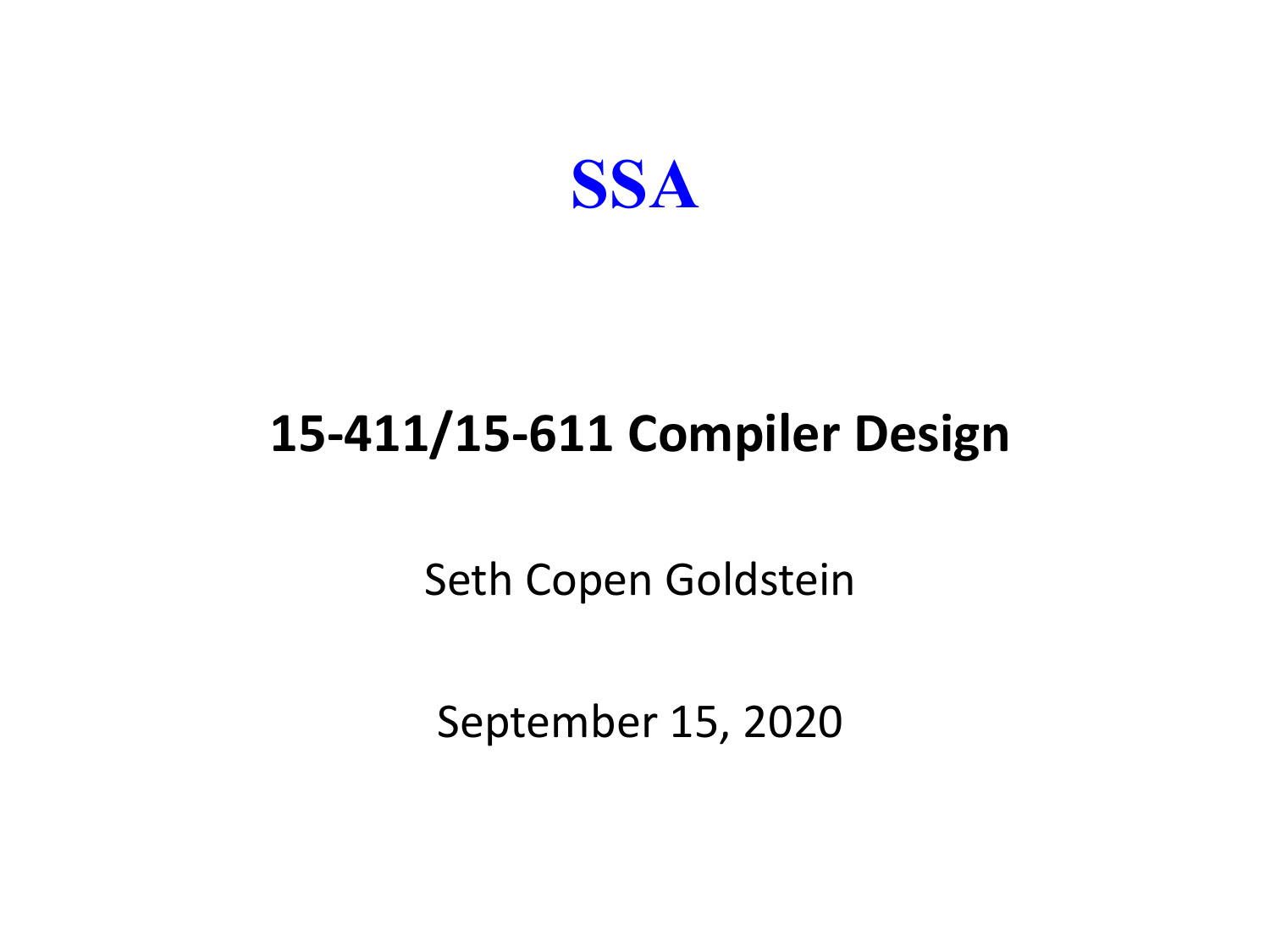# SSA

## 15-411/15-611 Compiler Design

Seth Copen Goldstein

September 15, 2020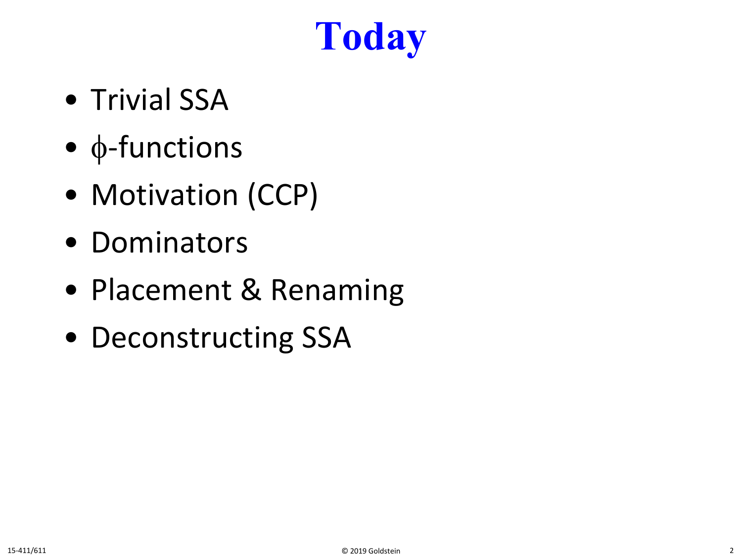# Today

- Trivial SSA
- $\phi$-functions
- Motivation (CCP)
- Dominators
- Placement & Renaming
- Deconstructing SSA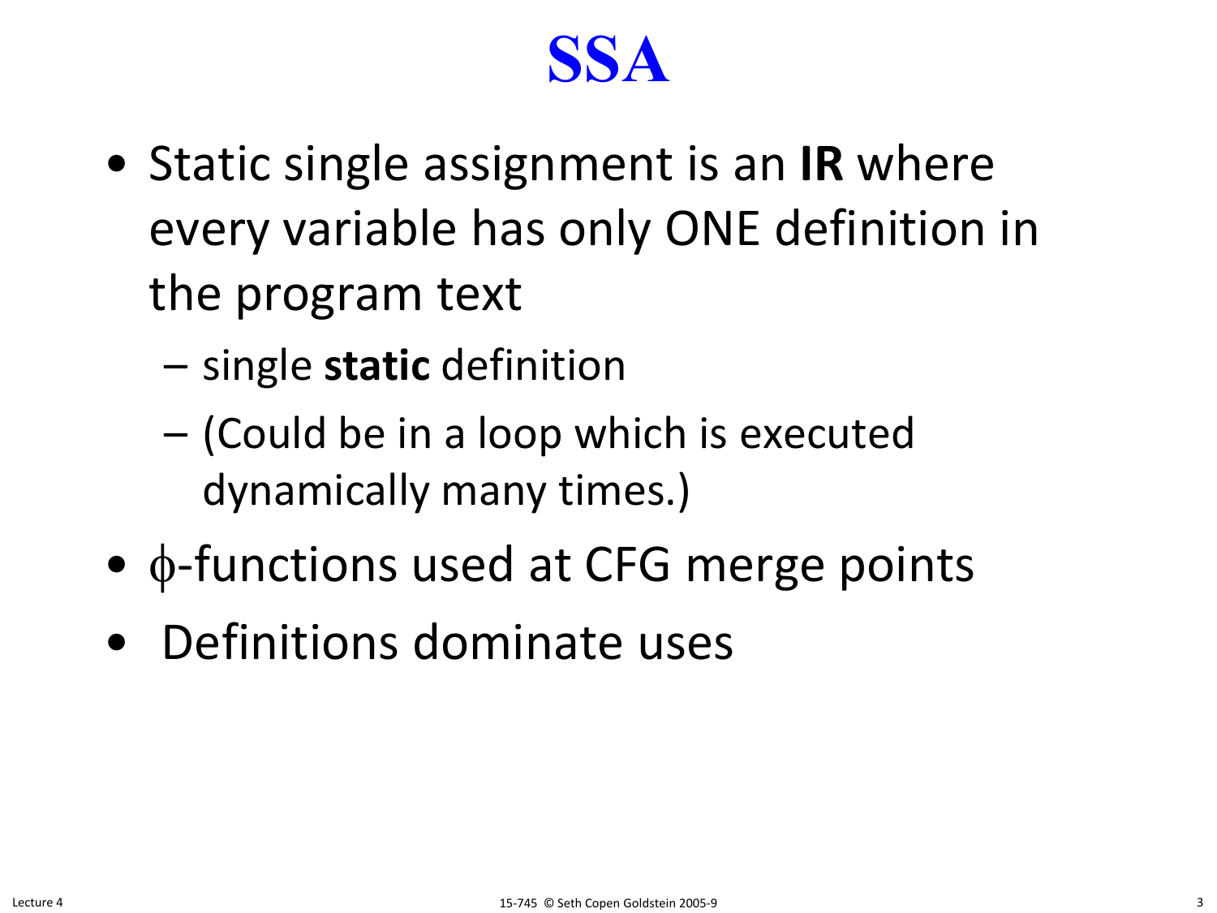# SSA

- Static single assignment is an **IR** where every variable has only ONE definition in the program text
  - single **static** definition
  - (Could be in a loop which is executed dynamically many times.)
- $\phi$-functions used at CFG merge points
- Definitions dominate uses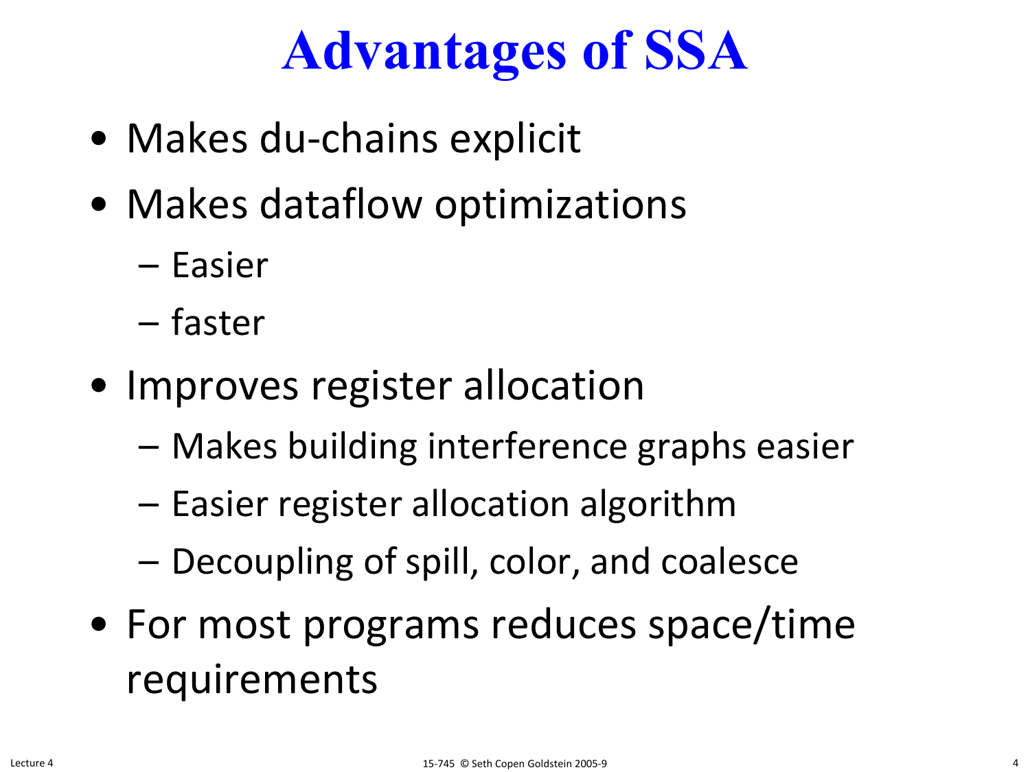# Advantages of SSA

- Makes du-chains explicit
- Makes dataflow optimizations
  - Easier
  - faster
- Improves register allocation
  - Makes building interference graphs easier
  - Easier register allocation algorithm
  - Decoupling of spill, color, and coalesce
- For most programs reduces space/time requirements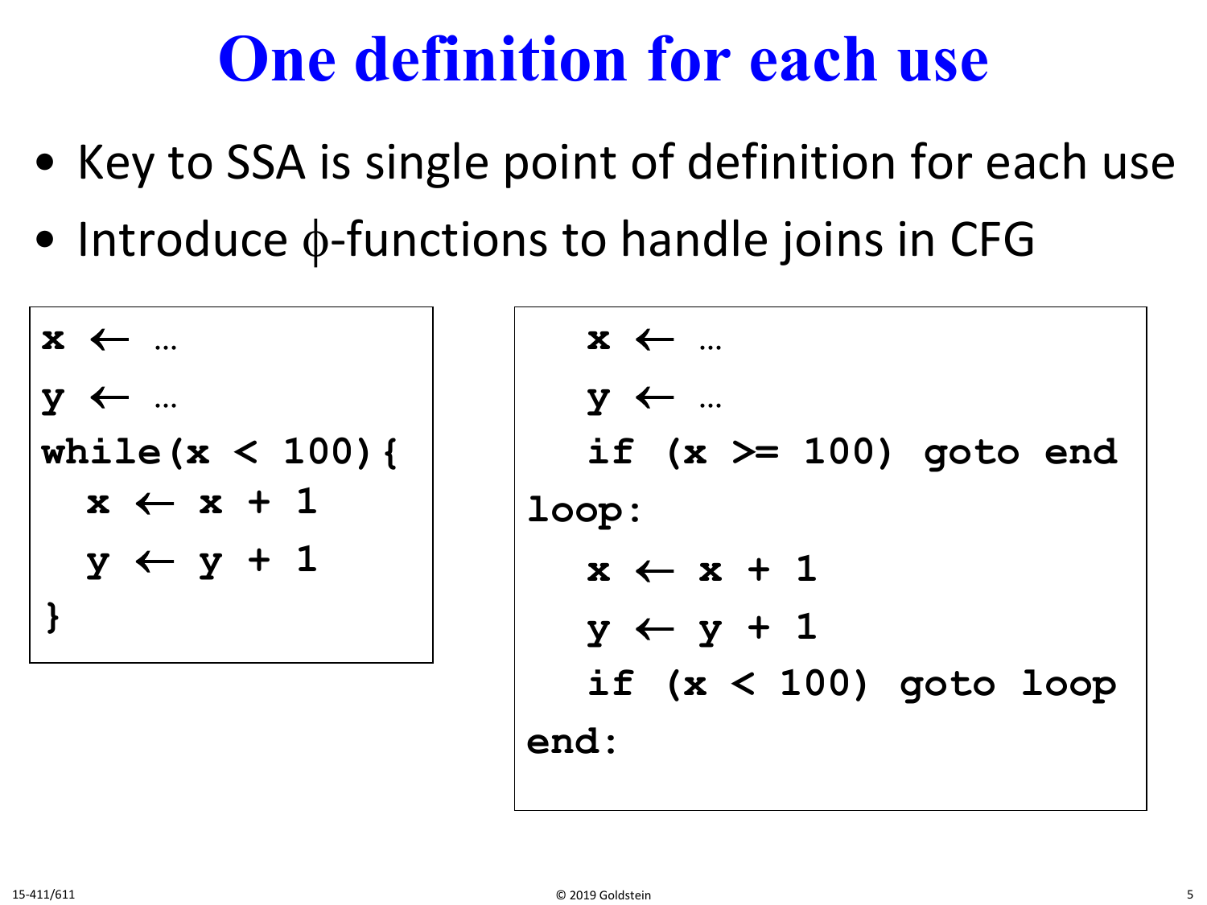# One definition for each use

- Key to SSA is single point of definition for each use
- Introduce ϕ-functions to handle joins in CFG

```
x ← …
y ← …
while(x < 100){
  x ← x + 1
  y ← y + 1
}
```

```
   x ← …
   y ← …
   if (x >= 100) goto end
loop:
   x ← x + 1
   y ← y + 1
   if (x < 100) goto loop
end:
```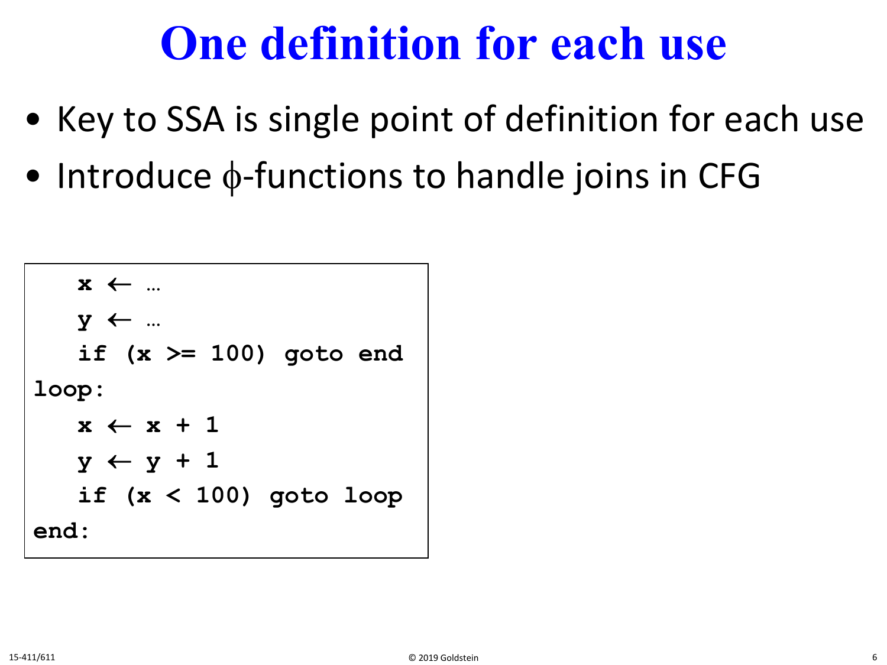# One definition for each use

- Key to SSA is single point of definition for each use
- Introduce ϕ-functions to handle joins in CFG

```
   x ← …
   y ← …
   if (x >= 100) goto end
loop:
   x ← x + 1
   y ← y + 1
   if (x < 100) goto loop
end:
```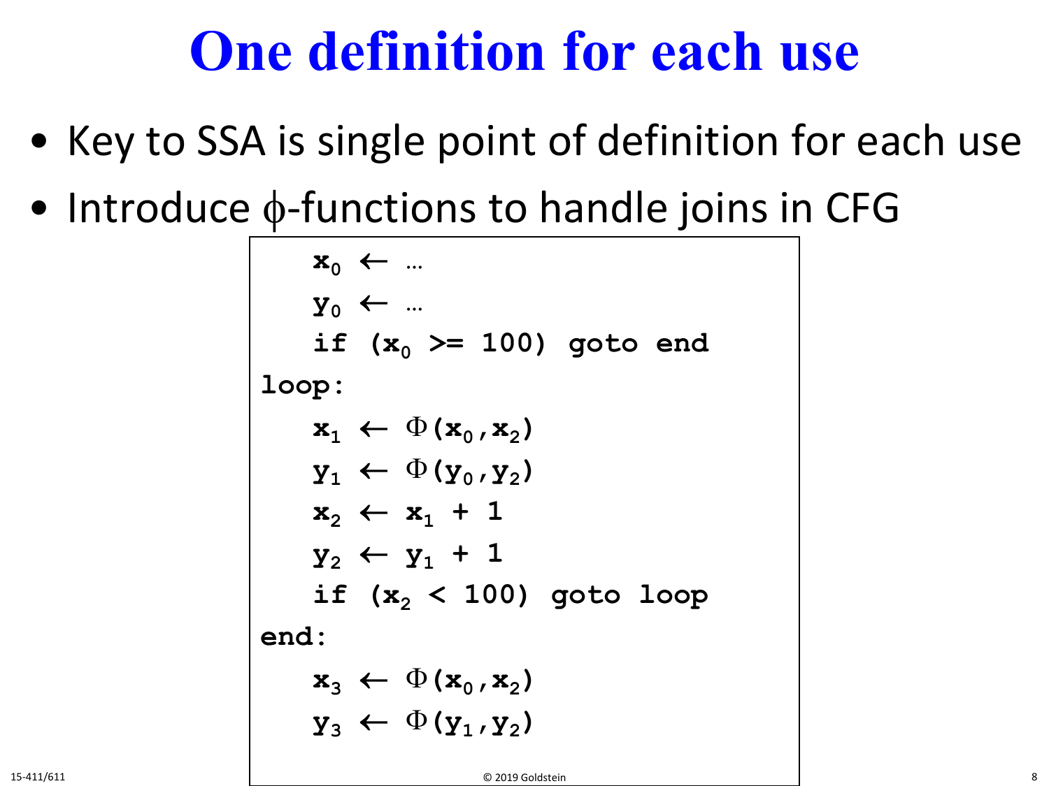# One definition for each use

- Key to SSA is single point of definition for each use
- Introduce $\phi$-functions to handle joins in CFG

```
   x0 ← …
   y0 ← …
   if (x0 >= 100) goto end
loop:
   x1 ← Φ(x0,x2)
   y1 ← Φ(y0,y2)
   x2 ← x1 + 1
   y2 ← y1 + 1
   if (x2 < 100) goto loop
end:
   x3 ← Φ(x0,x2)
   y3 ← Φ(y1,y2)
```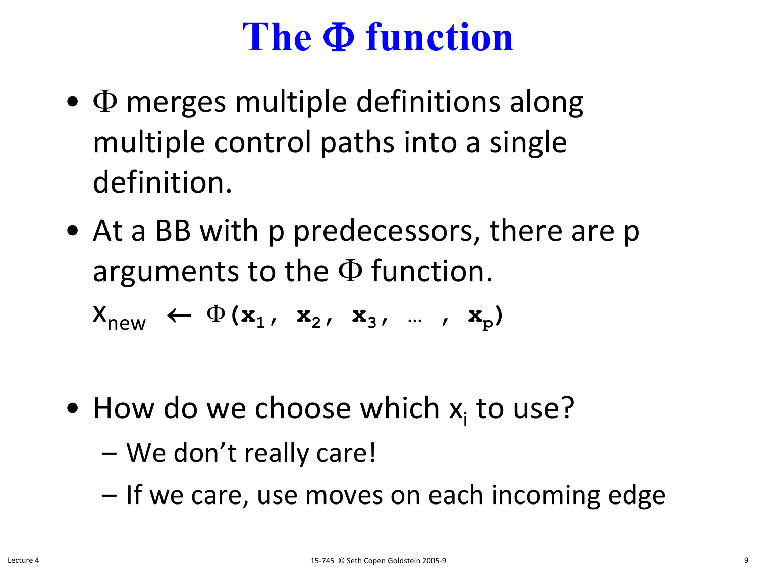# The Φ function

- Φ merges multiple definitions along multiple control paths into a single definition.
- At a BB with p predecessors, there are p arguments to the Φ function.

  $x_{new} \leftarrow \Phi(x_1, x_2, x_3, \ldots, x_p)$

- How do we choose which $x_i$ to use?
  - We don't really care!
  - If we care, use moves on each incoming edge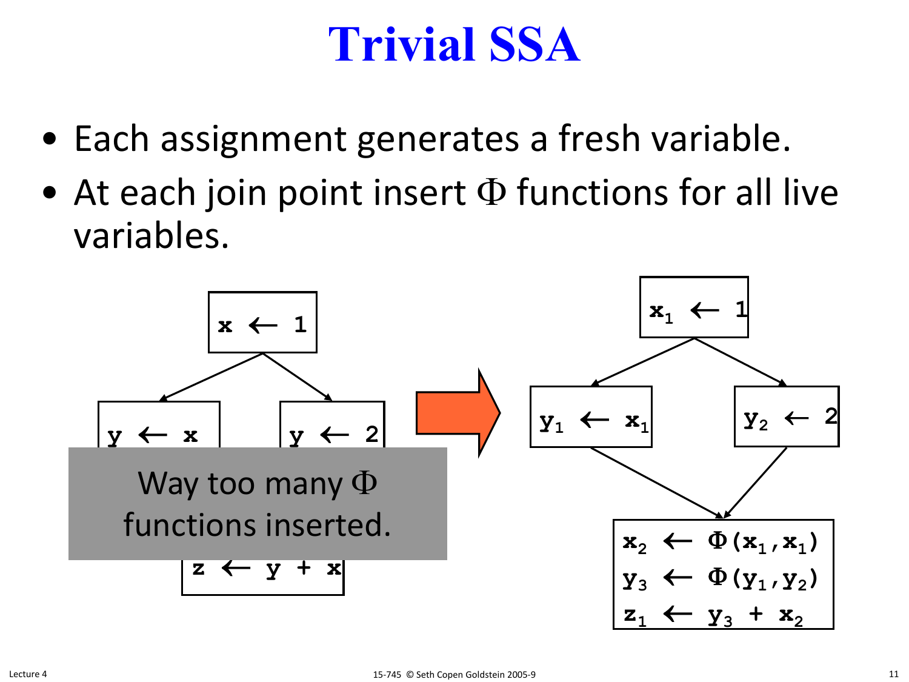# Trivial SSA

- Each assignment generates a fresh variable.
- At each join point insert $\Phi$ functions for all live variables.

```
x ← 1

y ← x        y ← 2

z ← y + x
```

Way too many $\Phi$ functions inserted.

$x_1 \leftarrow 1$

$y_1 \leftarrow x_1$ $\quad$ $y_2 \leftarrow 2$

$x_2 \leftarrow \Phi(x_1, x_1)$
$y_3 \leftarrow \Phi(y_1, y_2)$
$z_1 \leftarrow y_3 + x_2$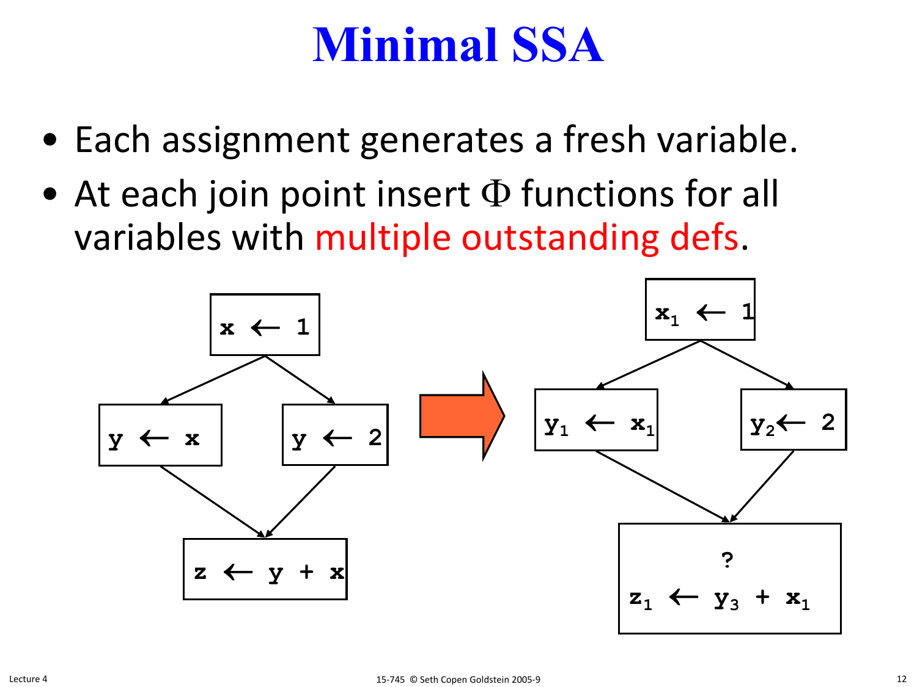# Minimal SSA

- Each assignment generates a fresh variable.
- At each join point insert $\Phi$ functions for all variables with multiple outstanding defs.

```
Before:                          After:

       x ← 1                            x1 ← 1
      /     \                          /      \
  y ← x     y ← 2                y1 ← x1     y2 ← 2
      \     /                          \      /
    z ← y + x                             ?
                                    z1 ← y3 + x1
```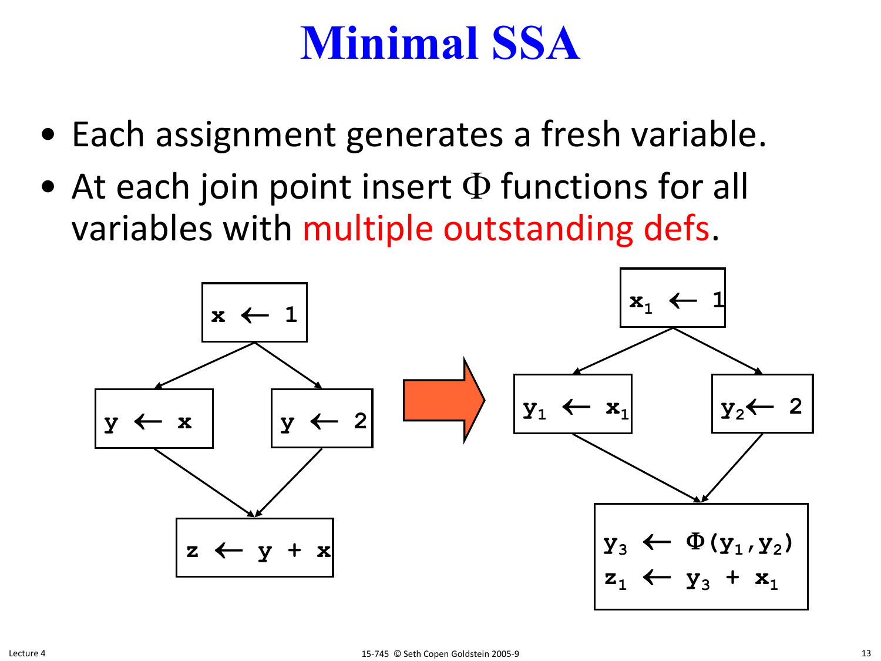# Minimal SSA

- Each assignment generates a fresh variable.
- At each join point insert $\Phi$ functions for all variables with multiple outstanding defs.

```
        x ← 1
       /     \
  y ← x     y ← 2
       \     /
     z ← y + x
```

⇒

```
        x1 ← 1
       /      \
  y1 ← x1    y2 ← 2
       \      /
  y3 ← Φ(y1,y2)
  z1 ← y3 + x1
```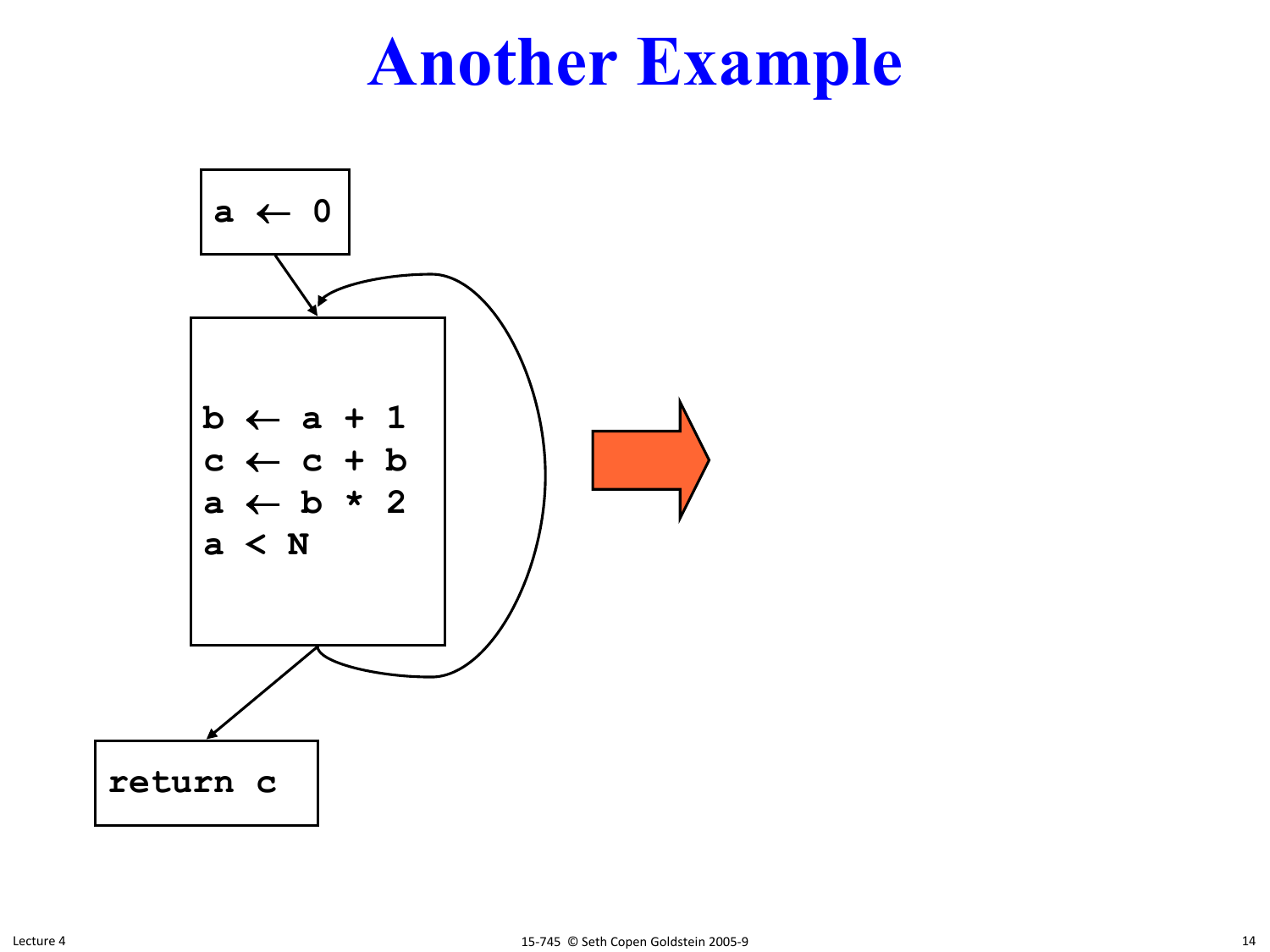# Another Example

```
a ← 0
```

```
b ← a + 1
c ← c + b
a ← b * 2
a < N
```

```
return c
```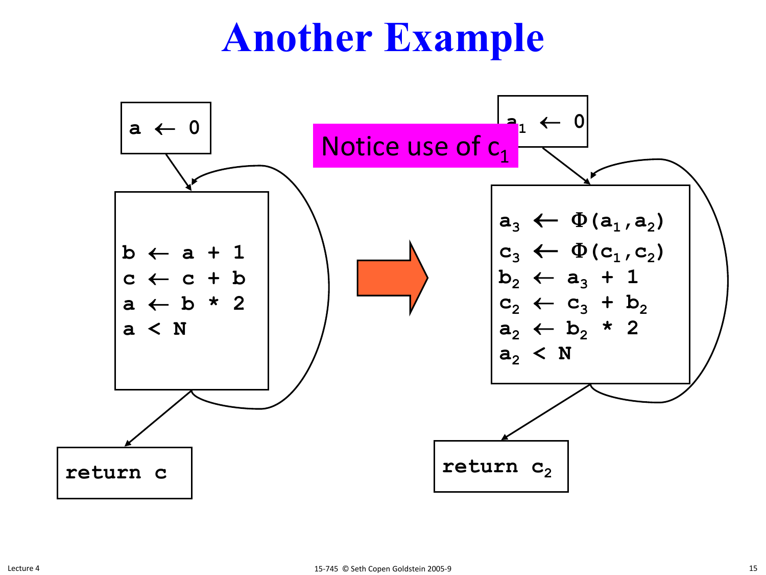# Another Example

**Before:**

```
a ← 0
```

```
b ← a + 1
c ← c + b
a ← b * 2
a < N
```

```
return c
```

**After (SSA):**

$a_1 \leftarrow 0$

$a_3 \leftarrow \Phi(a_1, a_2)$
$c_3 \leftarrow \Phi(c_1, c_2)$
$b_2 \leftarrow a_3 + 1$
$c_2 \leftarrow c_3 + b_2$
$a_2 \leftarrow b_2 * 2$
$a_2 < N$

return $c_2$

Notice use of $c_1$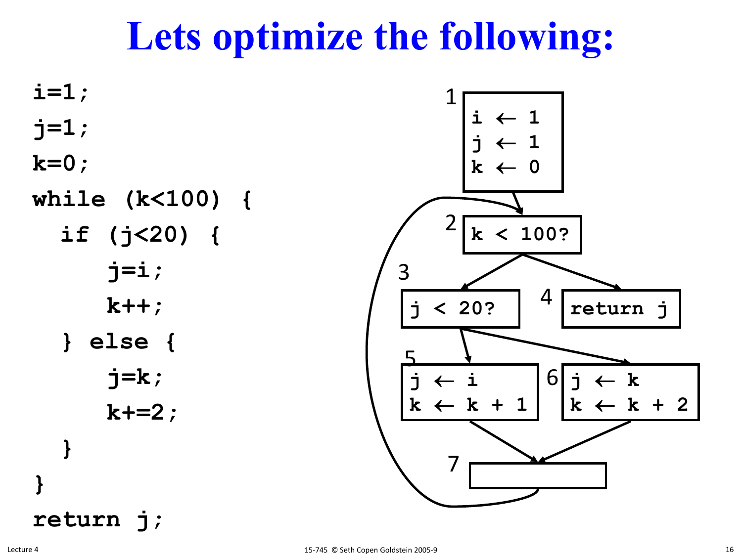# Lets optimize the following:

```
i=1;
j=1;
k=0;
while (k<100) {
  if (j<20) {
     j=i;
     k++;
  } else {
     j=k;
     k+=2;
  }
}
return j;
```

1
```
i ← 1
j ← 1
k ← 0
```

2
```
k < 100?
```

3
```
j < 20?
```

4
```
return j
```

5
```
j ← i
k ← k + 1
```

6
```
j ← k
k ← k + 2
```

7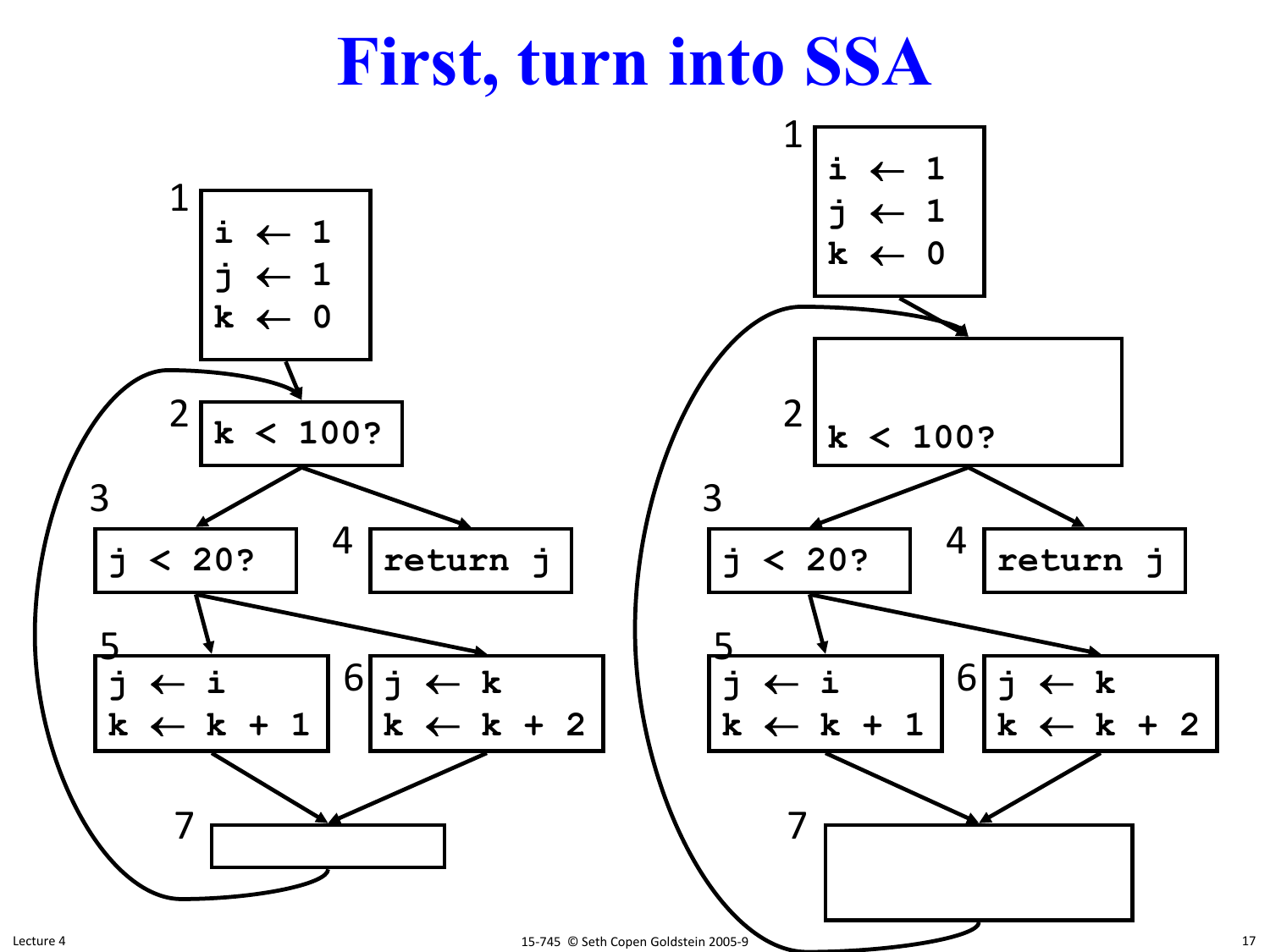# First, turn into SSA

Left CFG:

```
1: i ← 1
   j ← 1
   k ← 0

2: k < 100?

3: j < 20?

4: return j

5: j ← i
   k ← k + 1

6: j ← k
   k ← k + 2

7: (empty)
```

Right CFG:

```
1: i ← 1
   j ← 1
   k ← 0

2: k < 100?

3: j < 20?

4: return j

5: j ← i
   k ← k + 1

6: j ← k
   k ← k + 2

7: (empty)
```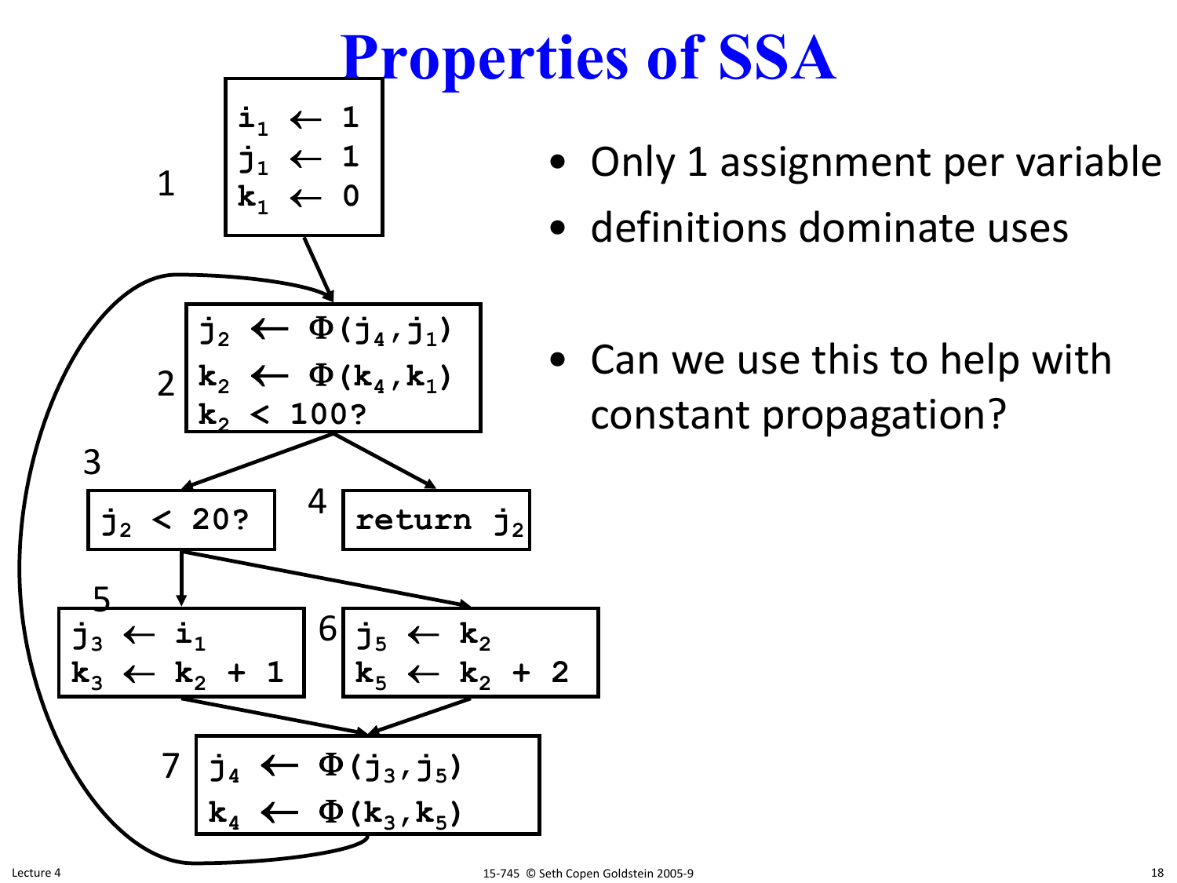# Properties of SSA

Block 1:
```
i1 ← 1
j1 ← 1
k1 ← 0
```

Block 2:
```
j2 ← Φ(j4,j1)
k2 ← Φ(k4,k1)
k2 < 100?
```

Block 3:
```
j2 < 20?
```

Block 4:
```
return j2
```

Block 5:
```
j3 ← i1
k3 ← k2 + 1
```

Block 6:
```
j5 ← k2
k5 ← k2 + 2
```

Block 7:
```
j4 ← Φ(j3,j5)
k4 ← Φ(k3,k5)
```

- Only 1 assignment per variable
- definitions dominate uses

- Can we use this to help with constant propagation?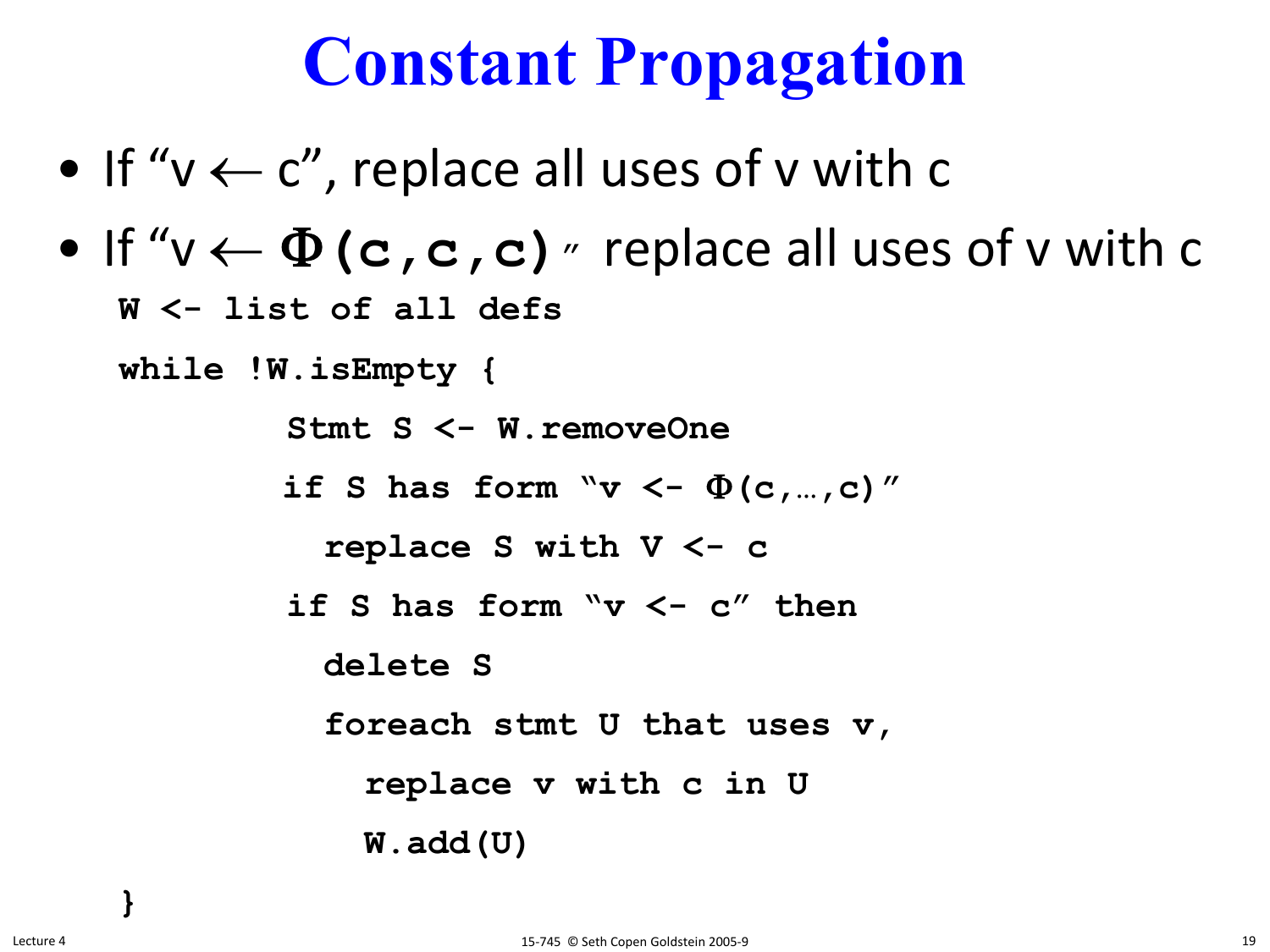# Constant Propagation

- If "v ← c", replace all uses of v with c
- If "v ← Φ(c,c,c)" replace all uses of v with c

```
W <- list of all defs
while !W.isEmpty {
        Stmt S <- W.removeOne
        if S has form "v <- Φ(c,…,c)"
          replace S with V <- c
        if S has form "v <- c" then
          delete S
          foreach stmt U that uses v,
            replace v with c in U
            W.add(U)
}
```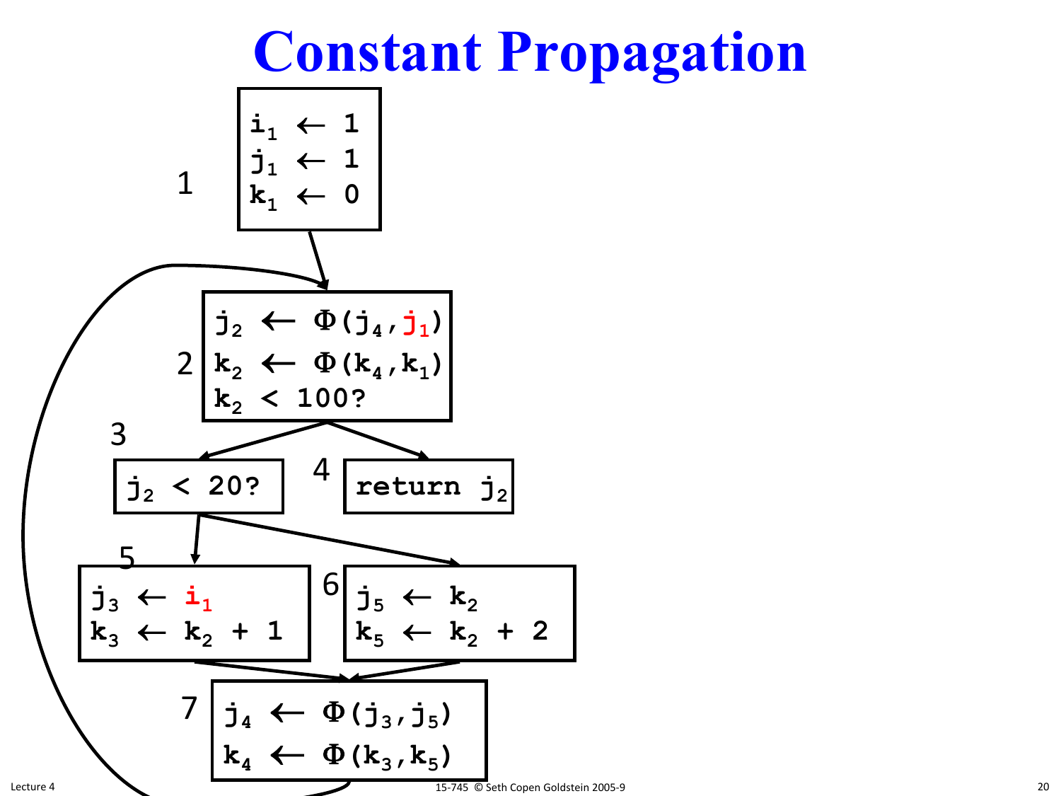# Constant Propagation

**Block 1**

```
i1 ← 1
j1 ← 1
k1 ← 0
```

**Block 2**

```
j2 ← Φ(j4,j1)
k2 ← Φ(k4,k1)
k2 < 100?
```

**Block 3**

```
j2 < 20?
```

**Block 4**

```
return j2
```

**Block 5**

```
j3 ← i1
k3 ← k2 + 1
```

**Block 6**

```
j5 ← k2
k5 ← k2 + 2
```

**Block 7**

```
j4 ← Φ(j3,j5)
k4 ← Φ(k3,k5)
```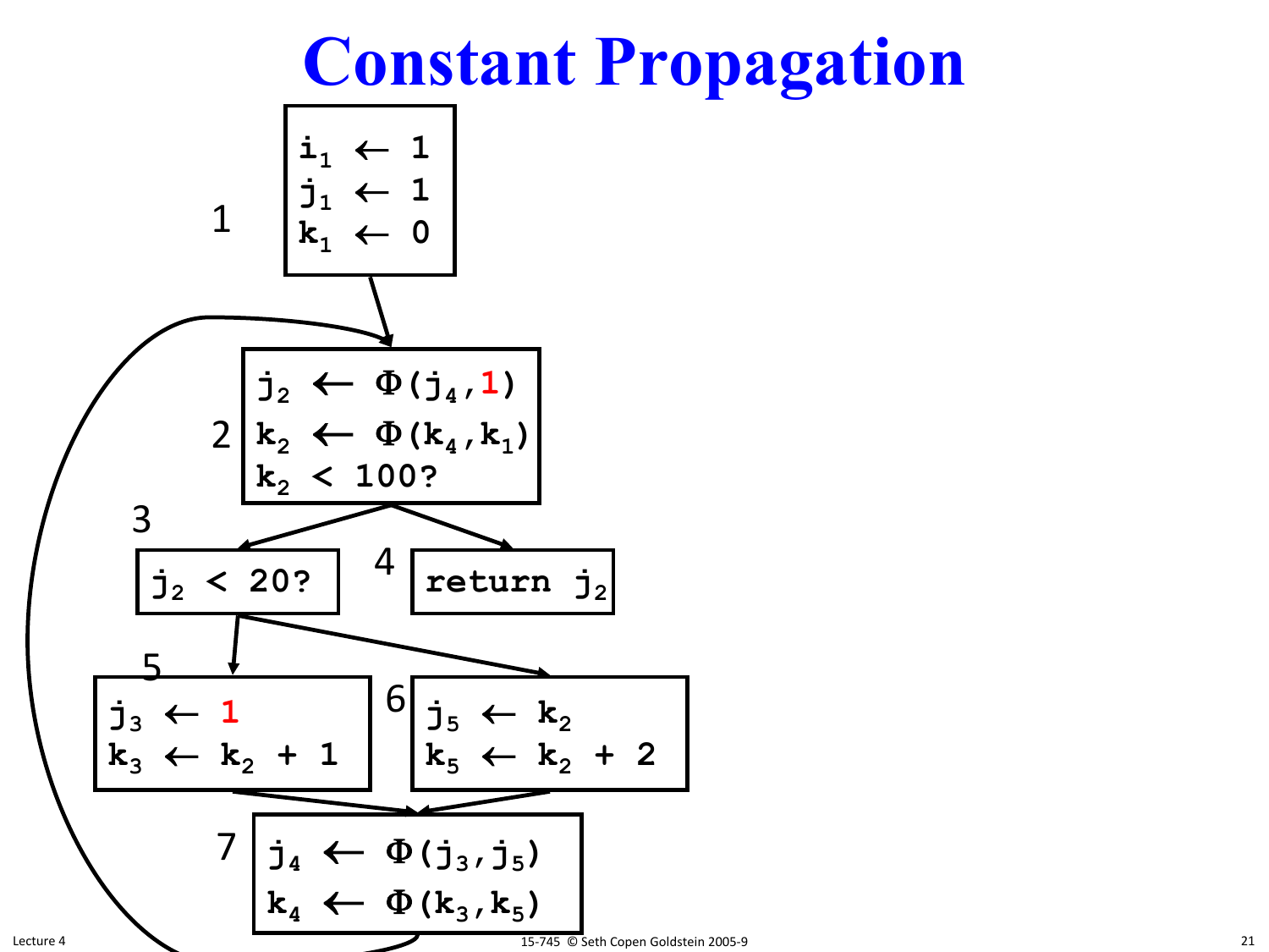# Constant Propagation

1
```
i1 ← 1
j1 ← 1
k1 ← 0
```

2
```
j2 ← Φ(j4,1)
k2 ← Φ(k4,k1)
k2 < 100?
```

3
```
j2 < 20?
```

4
```
return j2
```

5
```
j3 ← 1
k3 ← k2 + 1
```

6
```
j5 ← k2
k5 ← k2 + 2
```

7
```
j4 ← Φ(j3,j5)
k4 ← Φ(k3,k5)
```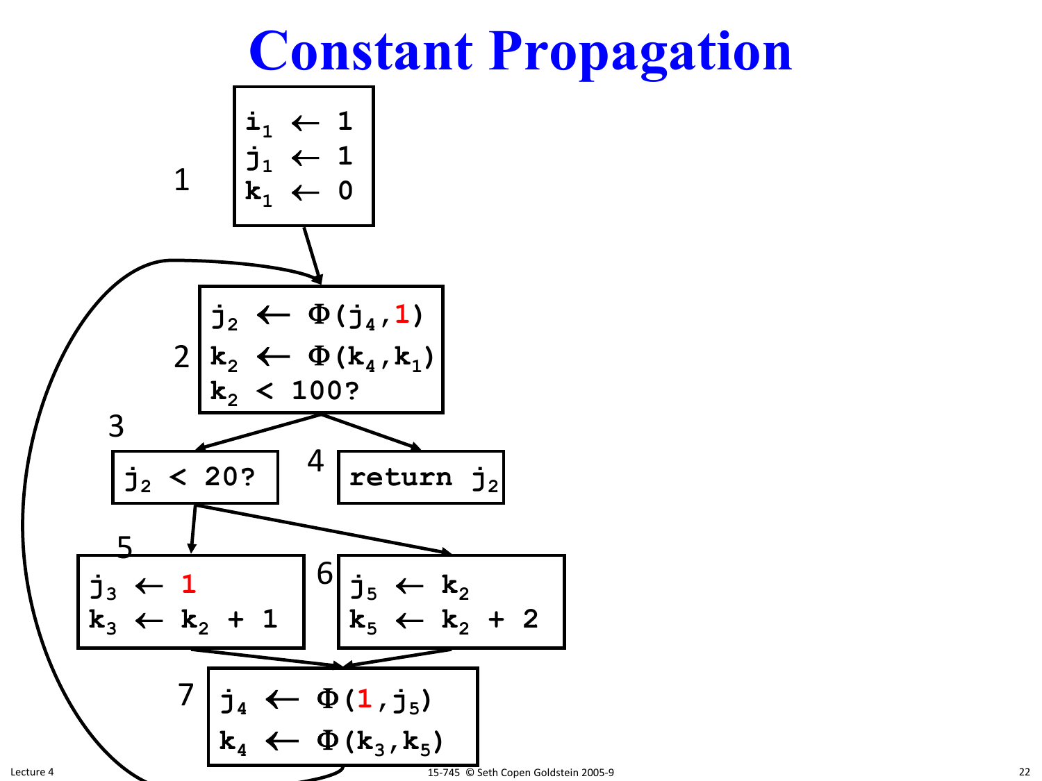# Constant Propagation

**Block 1**

```
i₁ ← 1
j₁ ← 1
k₁ ← 0
```

**Block 2**

```
j₂ ← Φ(j₄,1)
k₂ ← Φ(k₄,k₁)
k₂ < 100?
```

**Block 3**

```
j₂ < 20?
```

**Block 4**

```
return j₂
```

**Block 5**

```
j₃ ← 1
k₃ ← k₂ + 1
```

**Block 6**

```
j₅ ← k₂
k₅ ← k₂ + 2
```

**Block 7**

```
j₄ ← Φ(1,j₅)
k₄ ← Φ(k₃,k₅)
```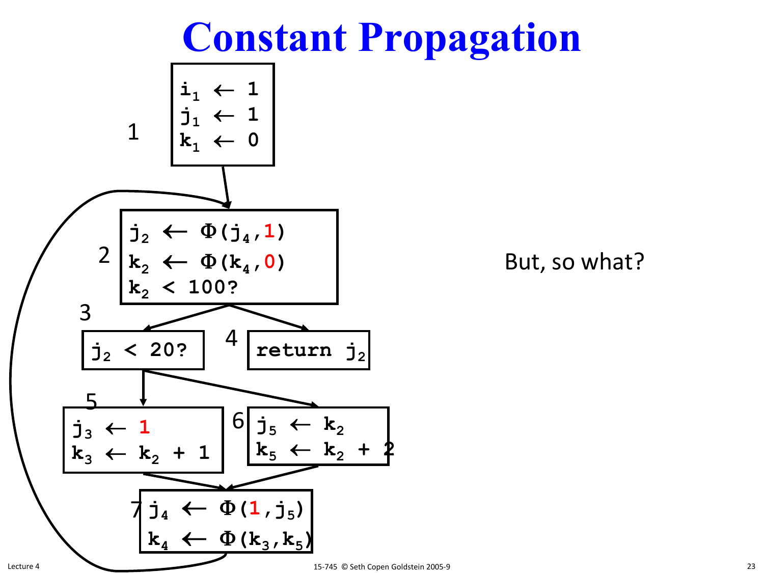# Constant Propagation

**1**
```
i1 ← 1
j1 ← 1
k1 ← 0
```

**2**
```
j2 ← Φ(j4,1)
k2 ← Φ(k4,0)
k2 < 100?
```

**3**
```
j2 < 20?
```

**4**
```
return j2
```

**5**
```
j3 ← 1
k3 ← k2 + 1
```

**6**
```
j5 ← k2
k5 ← k2 + 2
```

**7**
```
j4 ← Φ(1,j5)
k4 ← Φ(k3,k5)
```

But, so what?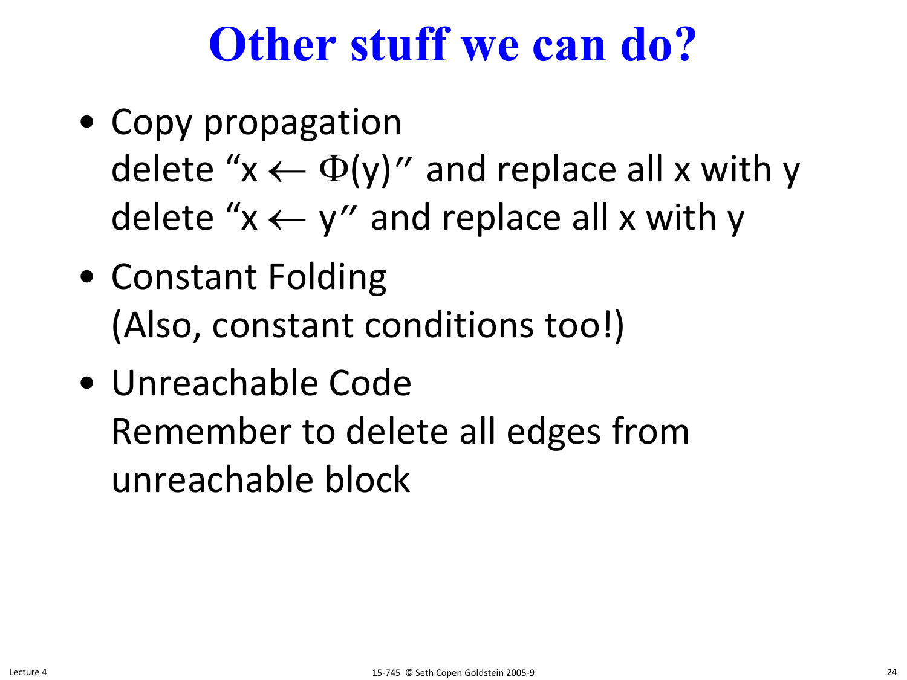# Other stuff we can do?

- Copy propagation
  delete "$x \leftarrow \Phi(y)$" and replace all x with y
  delete "$x \leftarrow y$" and replace all x with y
- Constant Folding
  (Also, constant conditions too!)
- Unreachable Code
  Remember to delete all edges from unreachable block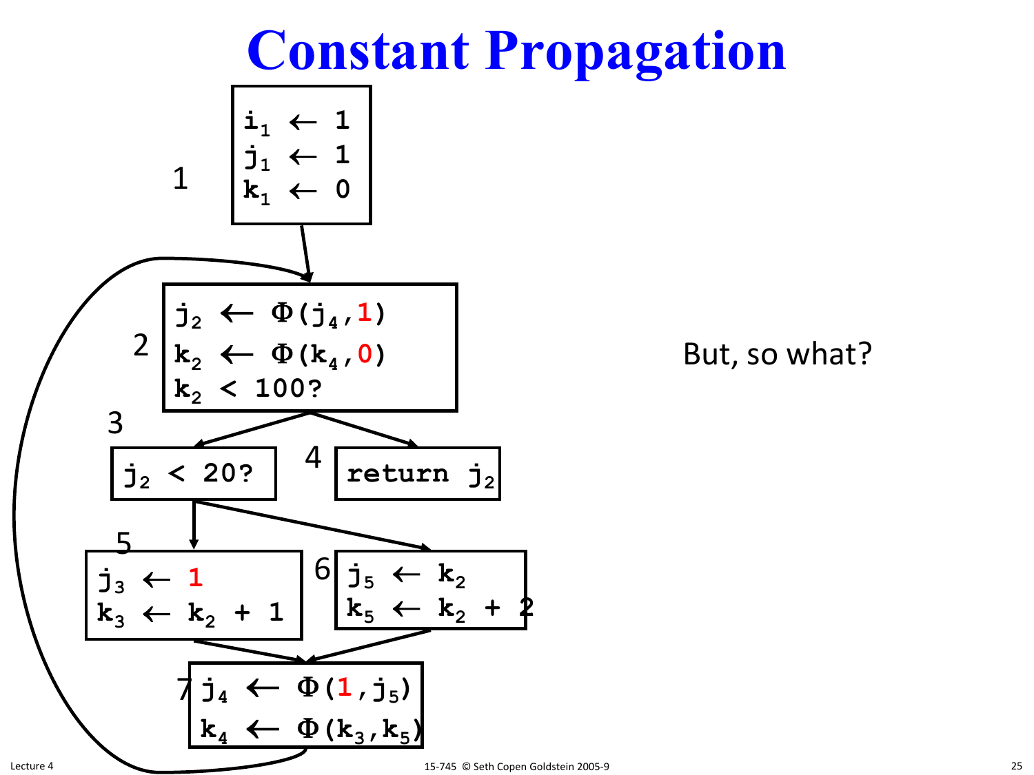# Constant Propagation

**1**

```
i₁ ← 1
j₁ ← 1
k₁ ← 0
```

**2**

```
j₂ ← Φ(j₄,1)
k₂ ← Φ(k₄,0)
k₂ < 100?
```

**3**

```
j₂ < 20?
```

**4**

```
return j₂
```

**5**

```
j₃ ← 1
k₃ ← k₂ + 1
```

**6**

```
j₅ ← k₂
k₅ ← k₂ + 2
```

**7**

```
j₄ ← Φ(1,j₅)
k₄ ← Φ(k₃,k₅)
```

But, so what?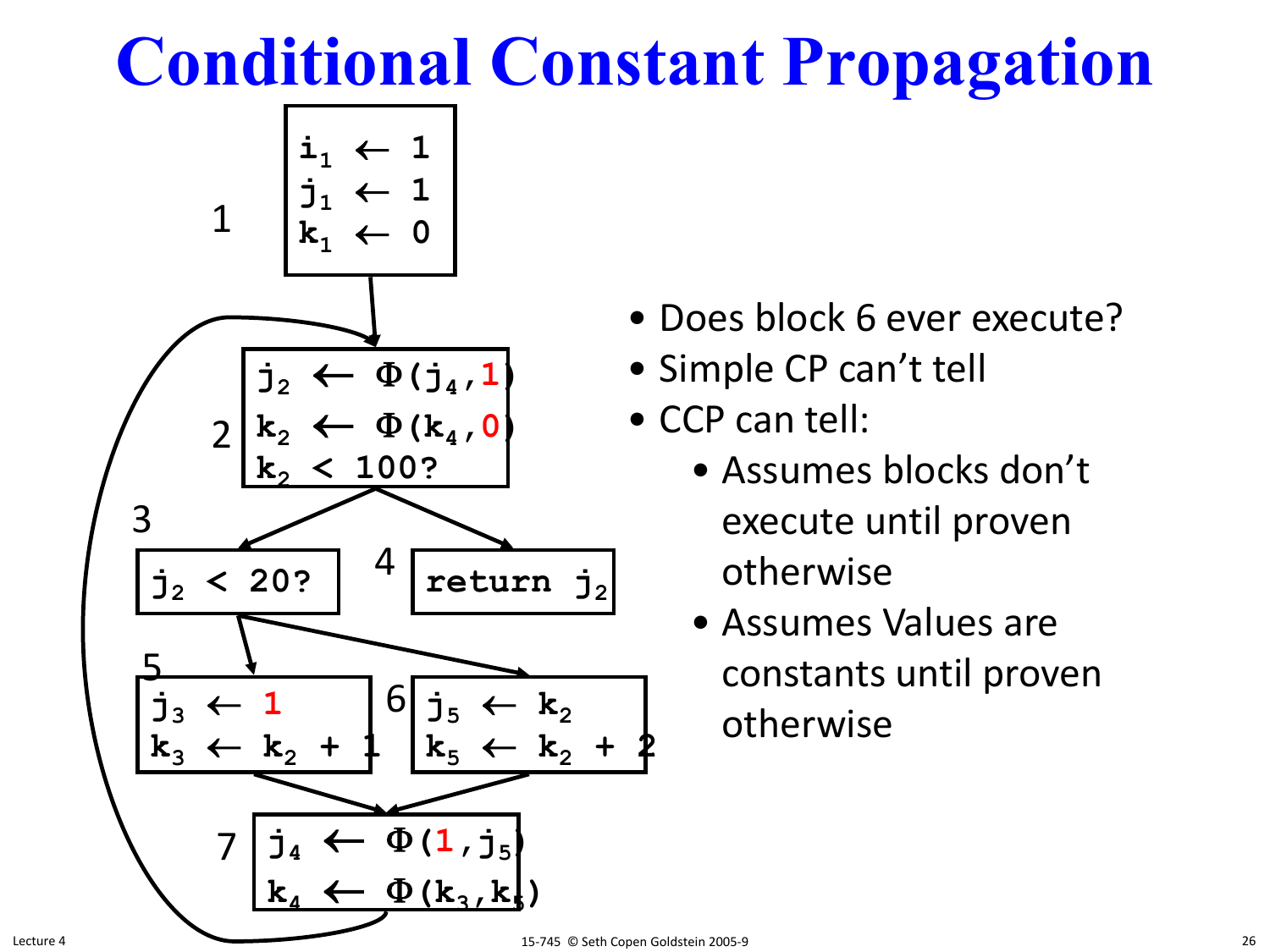# Conditional Constant Propagation

```
1:  i1 ← 1
    j1 ← 1
    k1 ← 0

2:  j2 ← Φ(j4,1)
    k2 ← Φ(k4,0)
    k2 < 100?

3:  j2 < 20?

4:  return j2

5:  j3 ← 1
    k3 ← k2 + 1

6:  j5 ← k2
    k5 ← k2 + 2

7:  j4 ← Φ(1,j5)
    k4 ← Φ(k3,k5)
```

- Does block 6 ever execute?
- Simple CP can't tell
- CCP can tell:
  - Assumes blocks don't execute until proven otherwise
  - Assumes Values are constants until proven otherwise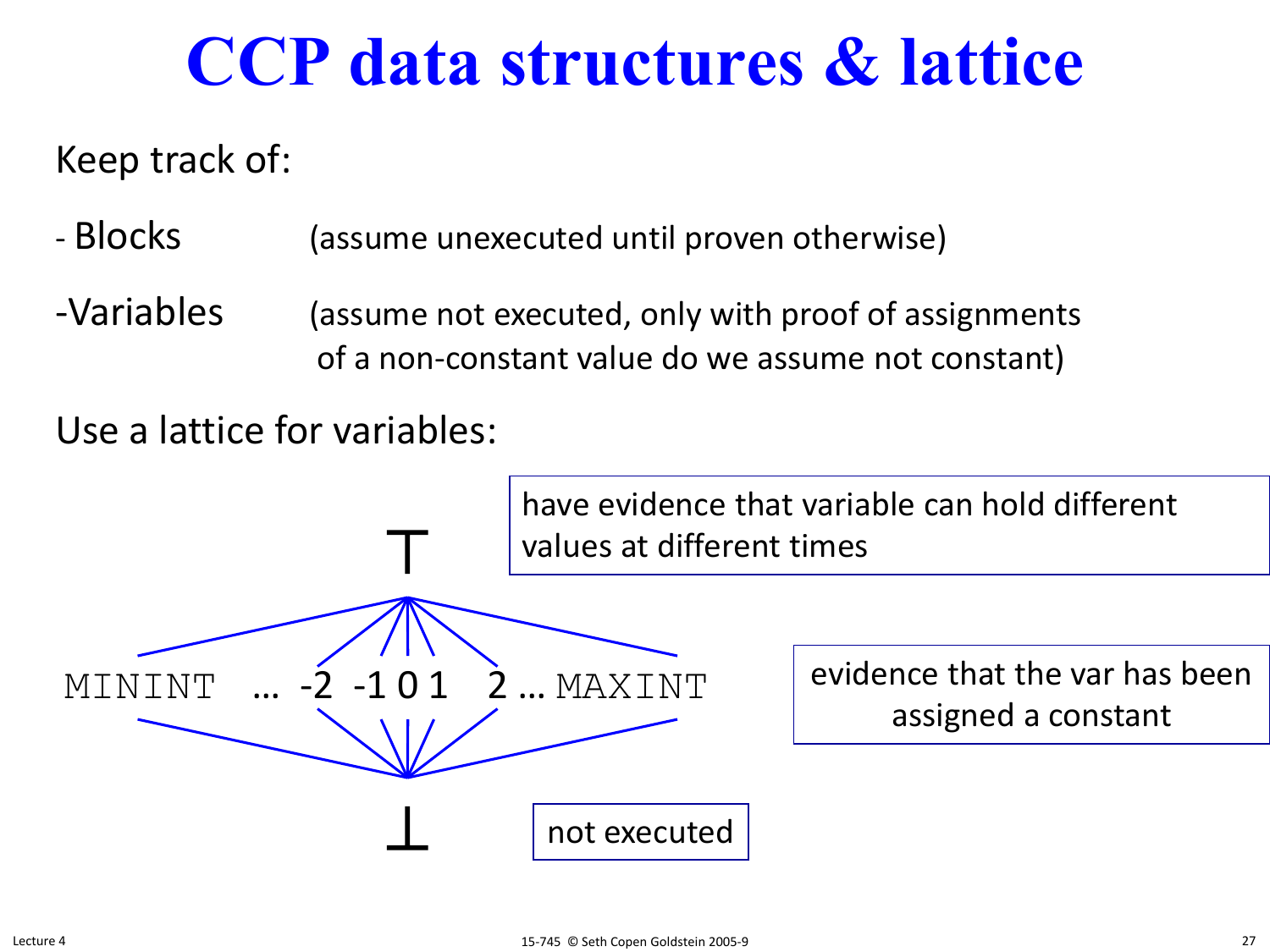# CCP data structures & lattice

Keep track of:

- Blocks (assume unexecuted until proven otherwise)
- Variables (assume not executed, only with proof of assignments of a non-constant value do we assume not constant)

Use a lattice for variables:

$\top$ — have evidence that variable can hold different values at different times

MININT … -2 -1 0 1 2 … MAXINT — evidence that the var has been assigned a constant

$\bot$ — not executed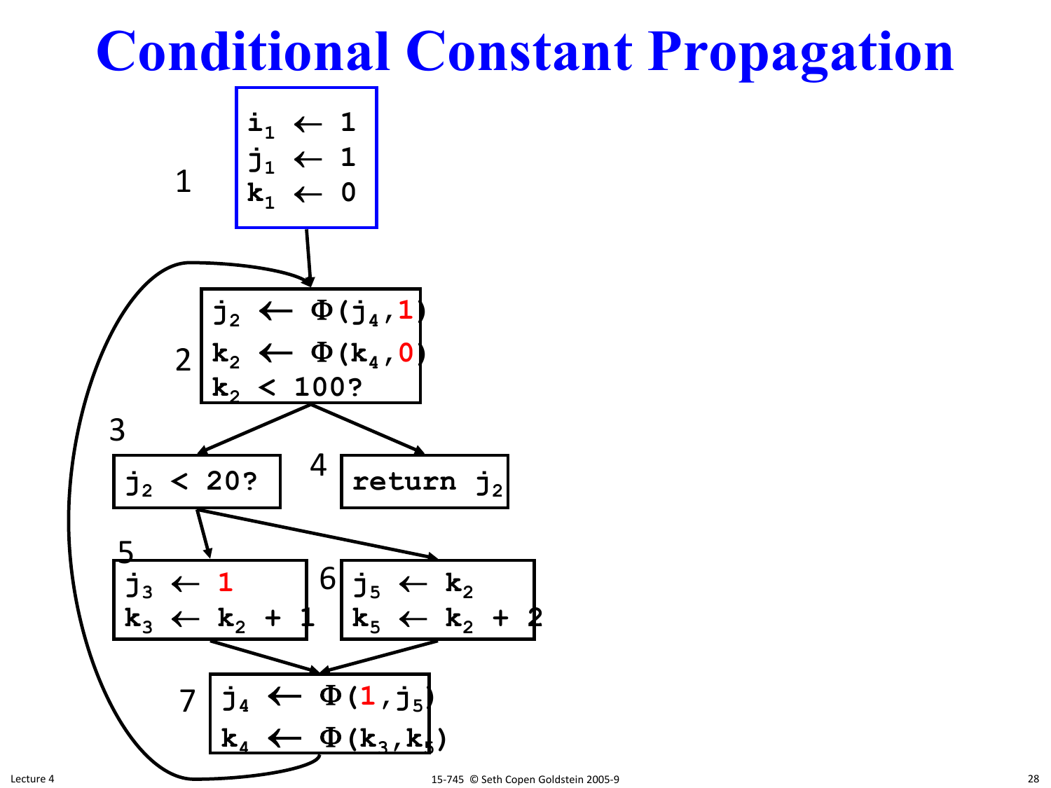# Conditional Constant Propagation

Block 1:

```
i1 ← 1
j1 ← 1
k1 ← 0
```

Block 2:

```
j2 ← Φ(j4,1)
k2 ← Φ(k4,0)
k2 < 100?
```

Block 3:

```
j2 < 20?
```

Block 4:

```
return j2
```

Block 5:

```
j3 ← 1
k3 ← k2 + 1
```

Block 6:

```
j5 ← k2
k5 ← k2 + 2
```

Block 7:

```
j4 ← Φ(1,j5)
k4 ← Φ(k3,k5)
```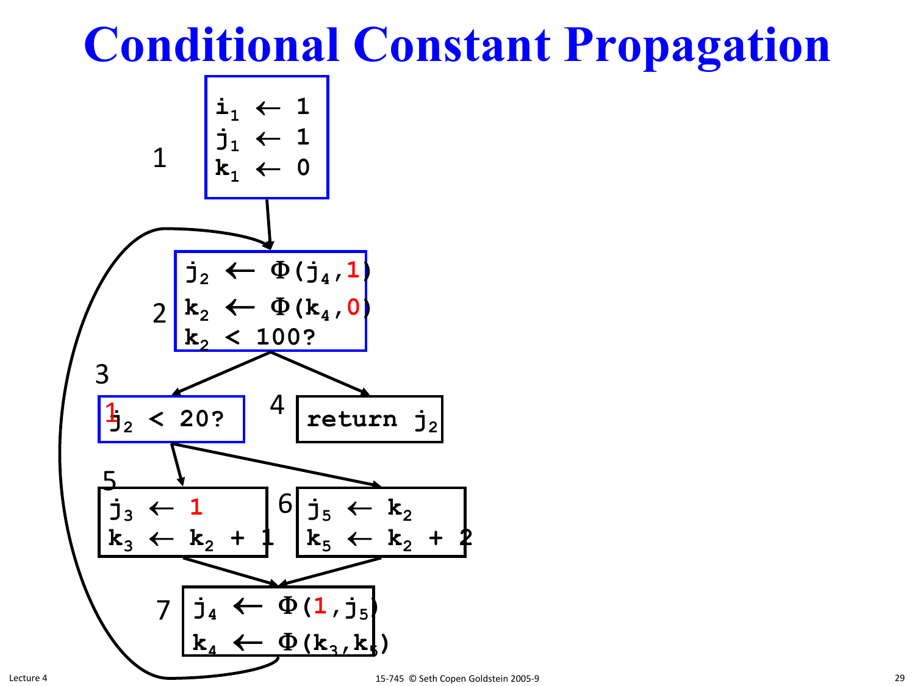# Conditional Constant Propagation

1

```
i1 ← 1
j1 ← 1
k1 ← 0
```

2

```
j2 ← Φ(j4,1)
k2 ← Φ(k4,0)
k2 < 100?
```

3

```
1 j2 < 20?
```

4

```
return j2
```

5

```
j3 ← 1
k3 ← k2 + 1
```

6

```
j5 ← k2
k5 ← k2 + 2
```

7

```
j4 ← Φ(1,j5)
k4 ← Φ(k3,k5)
```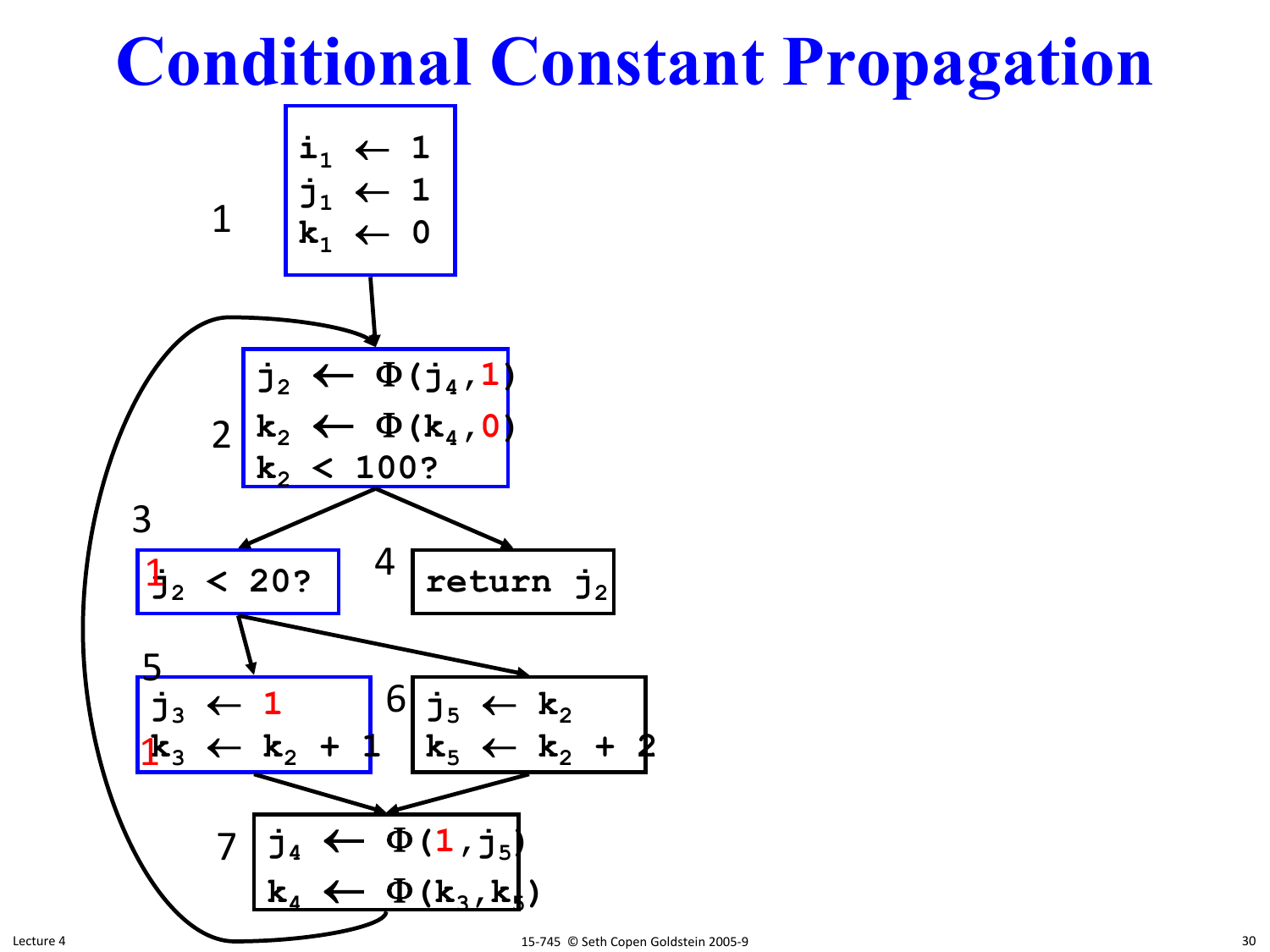# Conditional Constant Propagation

1
```
i1 ← 1
j1 ← 1
k1 ← 0
```

2
```
j2 ← Φ(j4,1)
k2 ← Φ(k4,0)
k2 < 100?
```

3
```
1j2 < 20?
```

4
```
return j2
```

5
```
j3 ← 1
1k3 ← k2 + 1
```

6
```
j5 ← k2
k5 ← k2 + 2
```

7
```
j4 ← Φ(1,j5)
k4 ← Φ(k3,k5)
```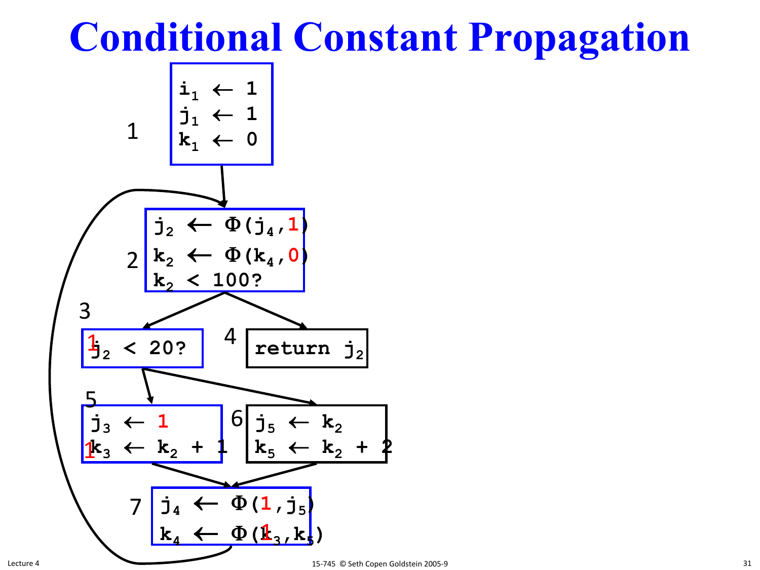# Conditional Constant Propagation

1

```
i₁ ← 1
j₁ ← 1
k₁ ← 0
```

2

```
j₂ ← Φ(j₄,1)
k₂ ← Φ(k₄,0)
k₂ < 100?
```

3

```
1j₂ < 20?
```

4

```
return j₂
```

5

```
j₃ ← 1
1k₃ ← k₂ + 1
```

6

```
j₅ ← k₂
k₅ ← k₂ + 2
```

7

```
j₄ ← Φ(1,j₅)
k₄ ← Φ(1k₃,k₅)
```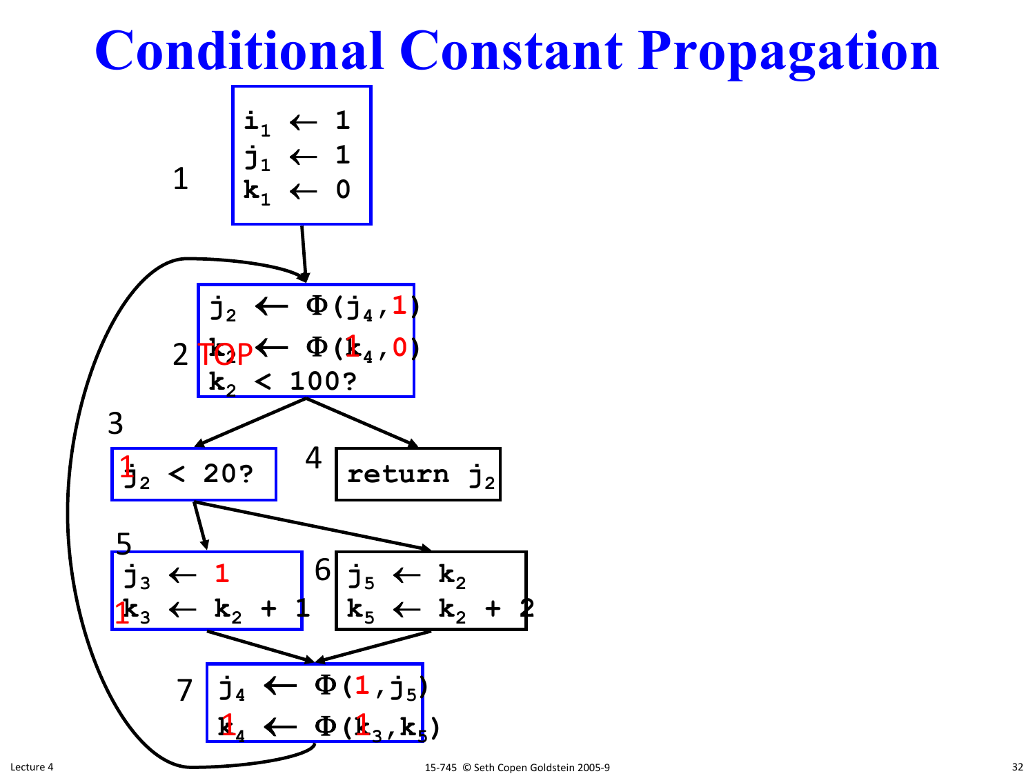# Conditional Constant Propagation

1

```
i1 ← 1
j1 ← 1
k1 ← 0
```

2

```
j2 ← Φ(j4,1)
k2 ← Φ(k4,0)      TOP → 1
k2 < 100?
```

3

```
j2 < 20?          (1)
```

4

```
return j2
```

5

```
j3 ← 1
k3 ← k2 + 1       (1)
```

6

```
j5 ← k2
k5 ← k2 + 2
```

7

```
j4 ← Φ(1,j5)
k4 ← Φ(k3,k5)     (1, 1)
```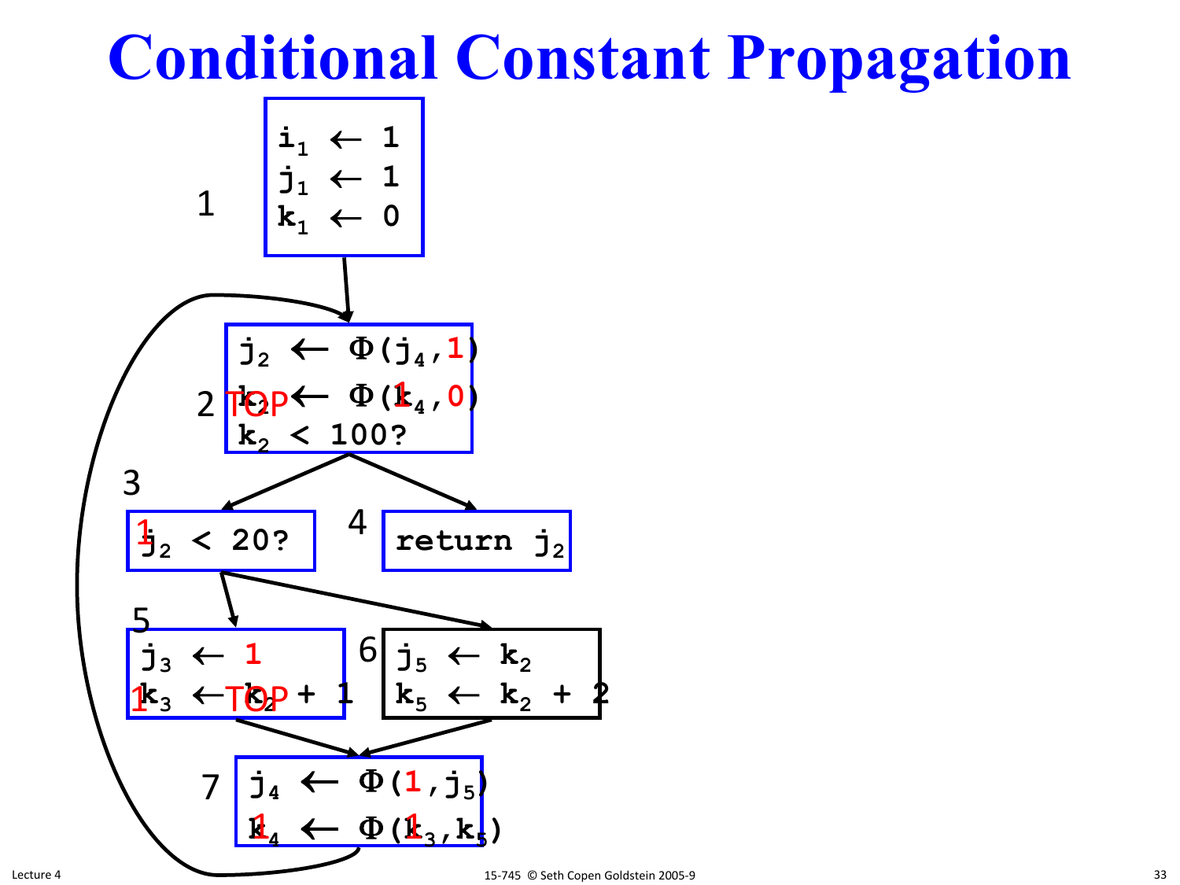# Conditional Constant Propagation

```
1:  i1 ← 1
    j1 ← 1
    k1 ← 0

2:  j2 ← Φ(j4,1)
    k2 ← Φ(k4,0)        [TOP] [1]
    k2 < 100?

3:  j2 < 20?            [1]

4:  return j2

5:  j3 ← 1
    k3 ← k2 + 1         [1] [TOP]

6:  j5 ← k2
    k5 ← k2 + 2

7:  j4 ← Φ(1,j5)
    k4 ← Φ(k3,k5)       [1] [1]
```

Edges: 1 → 2; 2 → 3; 2 → 4; 3 → 5; 3 → 6; 5 → 7; 6 → 7; 7 → 2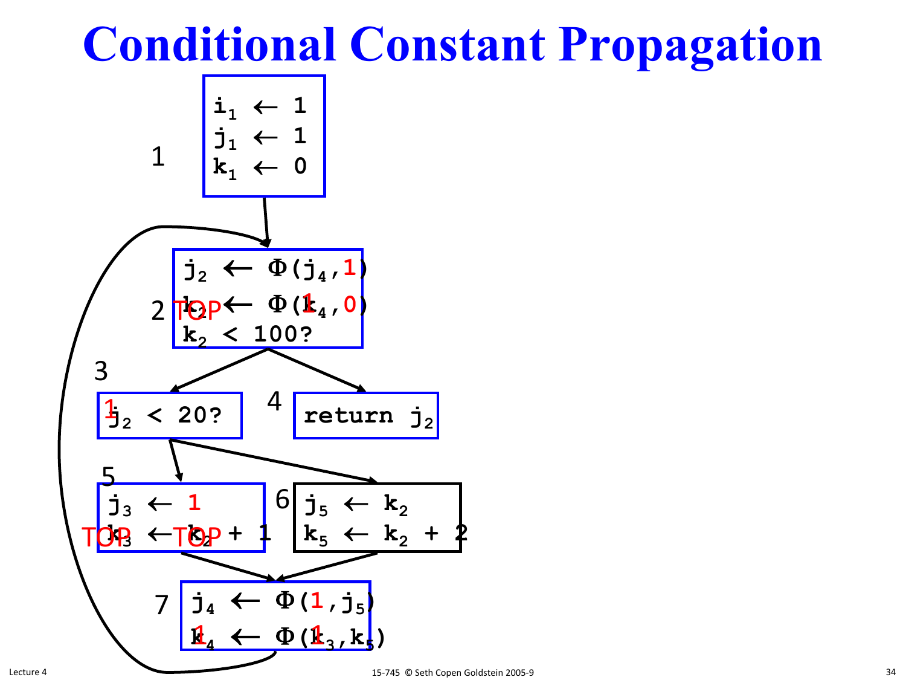# Conditional Constant Propagation

**1**

```
i₁ ← 1
j₁ ← 1
k₁ ← 0
```

**2**

```
j₂ ← Φ(j₄,1)
k₂ ← Φ(k₄,0)
k₂ < 100?
```

(annotations: TOP, 1)

**3**

```
j₂ < 20?
```

(annotation: 1)

**4**

```
return j₂
```

**5**

```
j₃ ← 1
k₃ ← k₂ + 1
```

(annotations: TOP, TOP)

**6**

```
j₅ ← k₂
k₅ ← k₂ + 2
```

**7**

```
j₄ ← Φ(1,j₅)
k₄ ← Φ(k₃,k₅)
```

(annotations: 1, 1)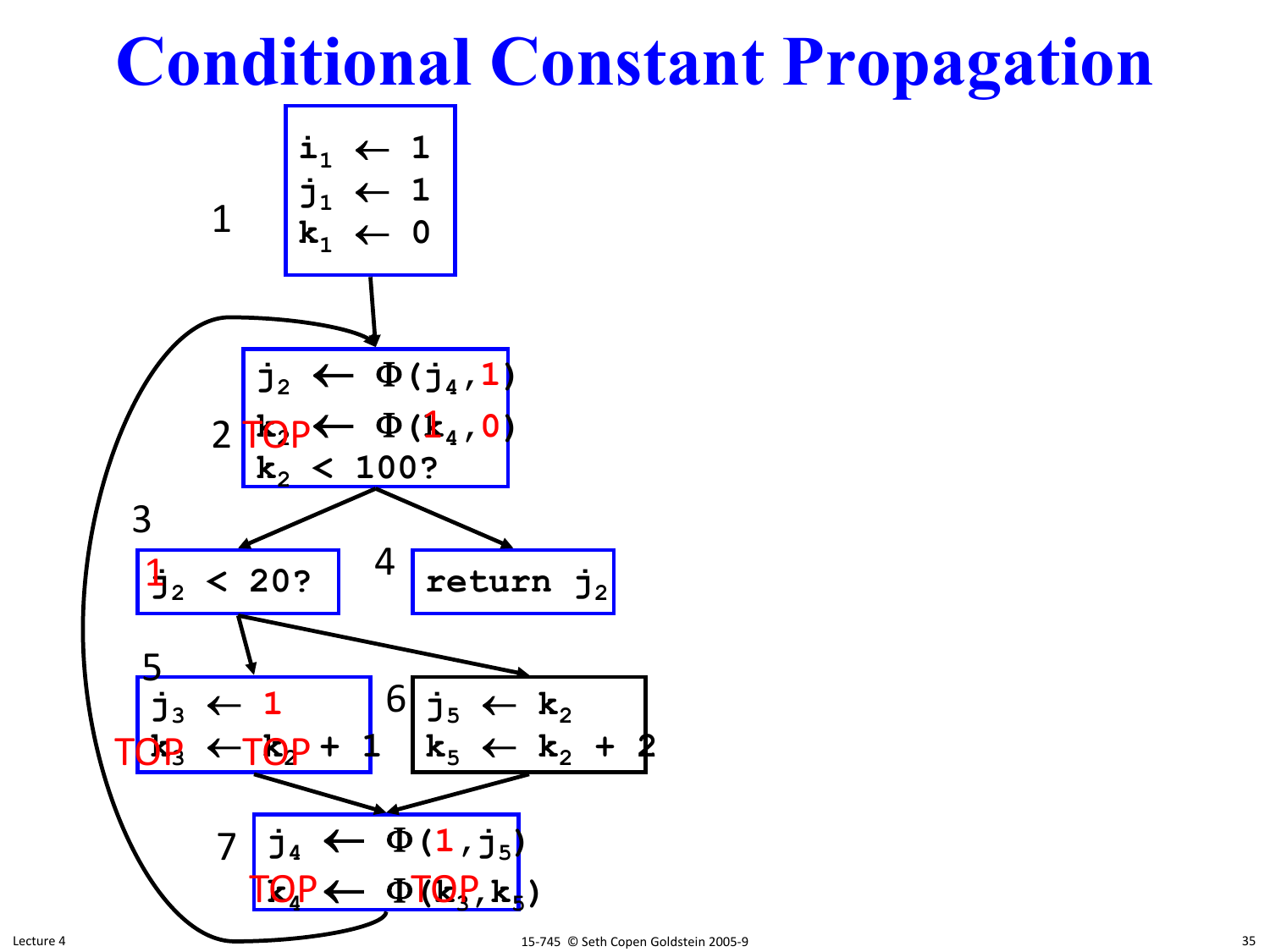# Conditional Constant Propagation

1

```
i1 ← 1
j1 ← 1
k1 ← 0
```

2

```
j2 ← Φ(j4,1)
k2 ← Φ(k4,0)     TOP   1
k2 < 100?
```

3

```
j2 < 20?     1
```

4

```
return j2
```

5

```
j3 ← 1
k3 ← k2 + 1     TOP   TOP
```

6

```
j5 ← k2
k5 ← k2 + 2
```

7

```
j4 ← Φ(1,j5)
k4 ← Φ(k3,k5)     TOP   TOP
```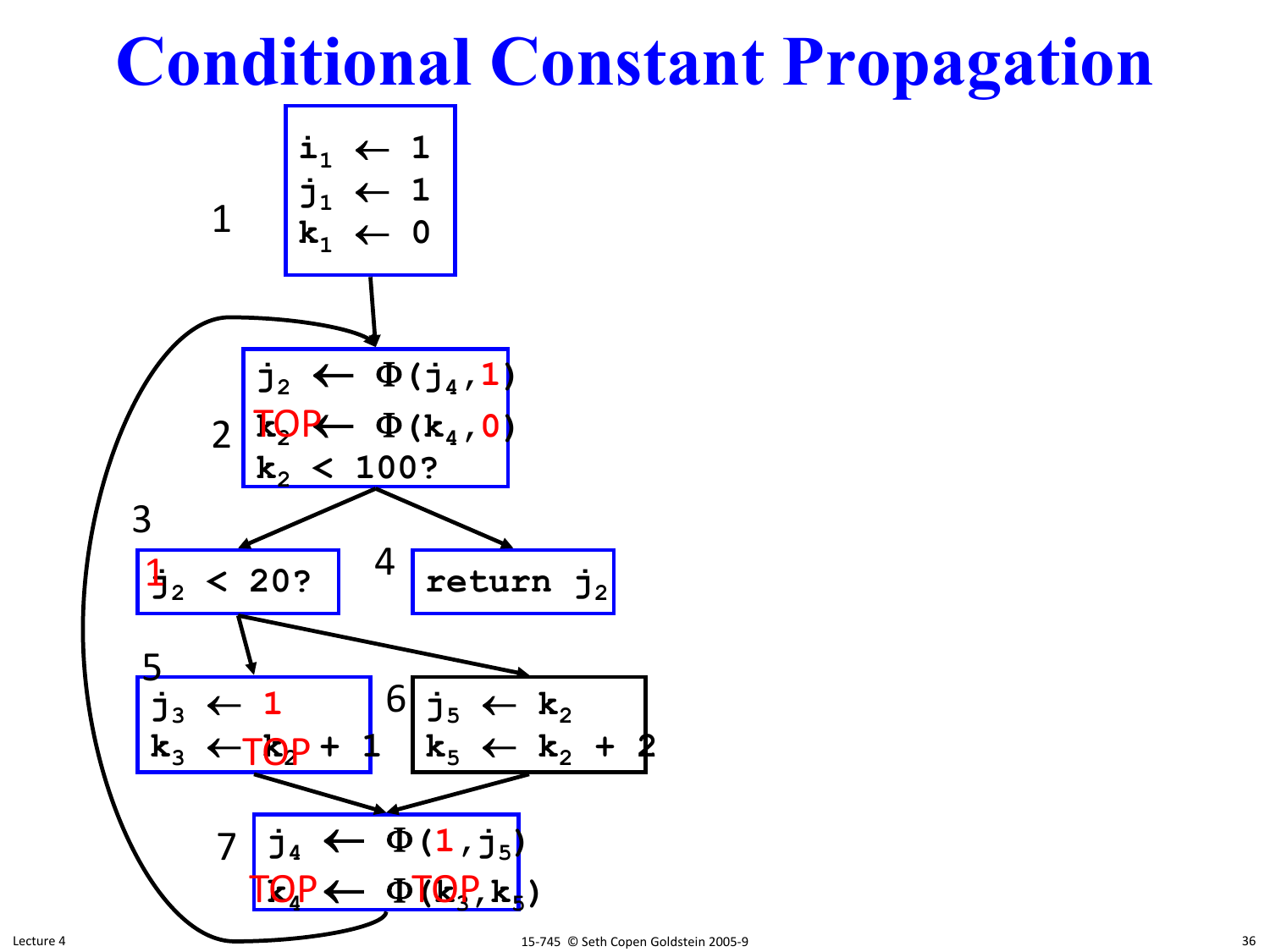# Conditional Constant Propagation

**1**
```
i1 ← 1
j1 ← 1
k1 ← 0
```

**2**
```
j2 ← Φ(j4, 1)
k2 ← Φ(k4, 0)      [k2: TOP]
k2 < 100?
```

**3**
```
j2 < 20?           [j2: 1]
```

**4**
```
return j2
```

**5**
```
j3 ← 1
k3 ← k2 + 1        [k2: TOP]
```

**6**
```
j5 ← k2
k5 ← k2 + 2
```

**7**
```
j4 ← Φ(1, j5)
k4 ← Φ(k3, k5)     [k4: TOP, k3: TOP]
```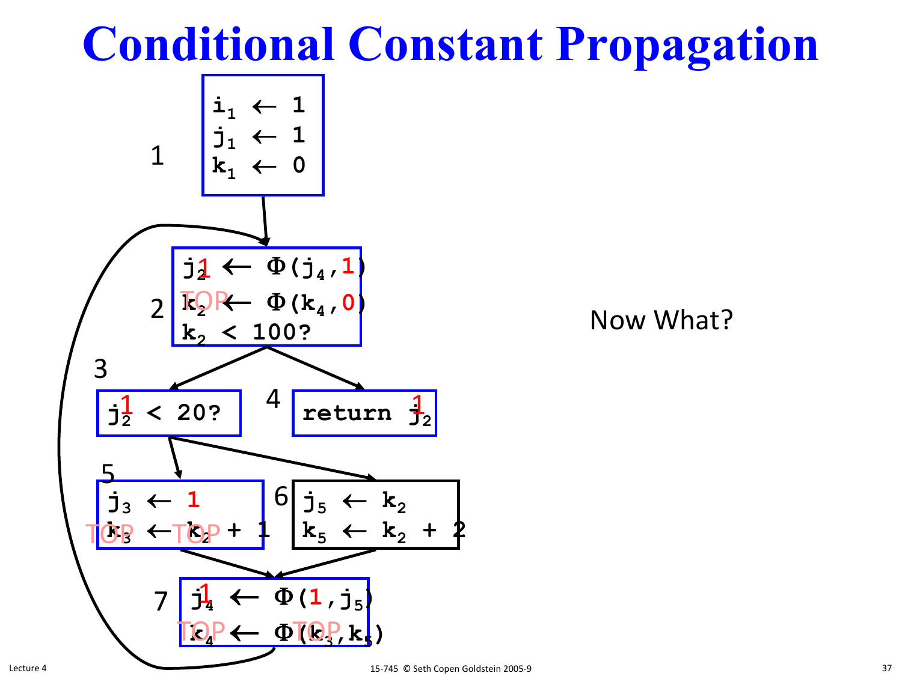# Conditional Constant Propagation

**Block 1**

```
i₁ ← 1
j₁ ← 1
k₁ ← 0
```

**Block 2**

```
j₂ ← Φ(j₄,1)        j₂ = 1
k₂ ← Φ(k₄,0)        k₂ = TOP
k₂ < 100?
```

**Block 3**

```
j₂ < 20?            j₂ = 1
```

**Block 4**

```
return j₂           j₂ = 1
```

**Block 5**

```
j₃ ← 1
k₃ ← k₂ + 1         k₃ = TOP, k₂ = TOP
```

**Block 6**

```
j₅ ← k₂
k₅ ← k₂ + 2
```

**Block 7**

```
j₄ ← Φ(1,j₅)        j₄ = 1
k₄ ← Φ(k₃,k₅)       k₄ = TOP, k₃ = TOP
```

Edges: 1 → 2; 2 → 3; 2 → 4; 3 → 5; 3 → 6; 5 → 7; 6 → 7; 7 → 2

Now What?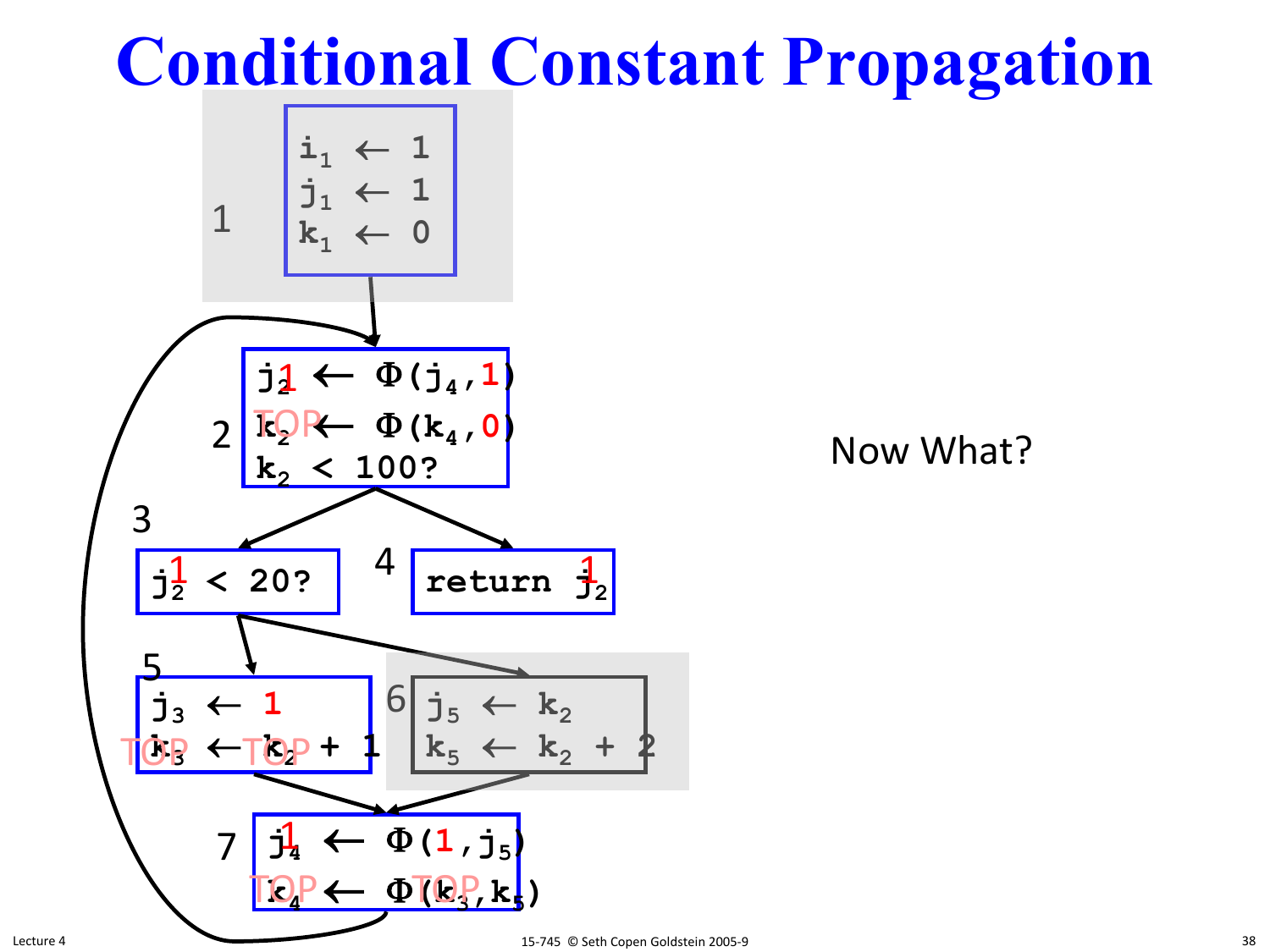# Conditional Constant Propagation

**Block 1:**

```
i1 ← 1
j1 ← 1
k1 ← 0
```

**Block 2:**

```
j2 ← Φ(j4, 1)        [j2 = 1]
k2 ← Φ(k4, 0)        [k2 = TOP]
k2 < 100?
```

**Block 3:**

```
j2 < 20?             [j2 = 1]
```

**Block 4:**

```
return j2            [j2 = 1]
```

**Block 5:**

```
j3 ← 1
k3 ← k2 + 1          [k3 = TOP, k2 = TOP]
```

**Block 6:**

```
j5 ← k2
k5 ← k2 + 2
```

**Block 7:**

```
j4 ← Φ(1, j5)        [j4 = 1]
k4 ← Φ(k3, k5)       [k4 = TOP, k3 = TOP]
```

Now What?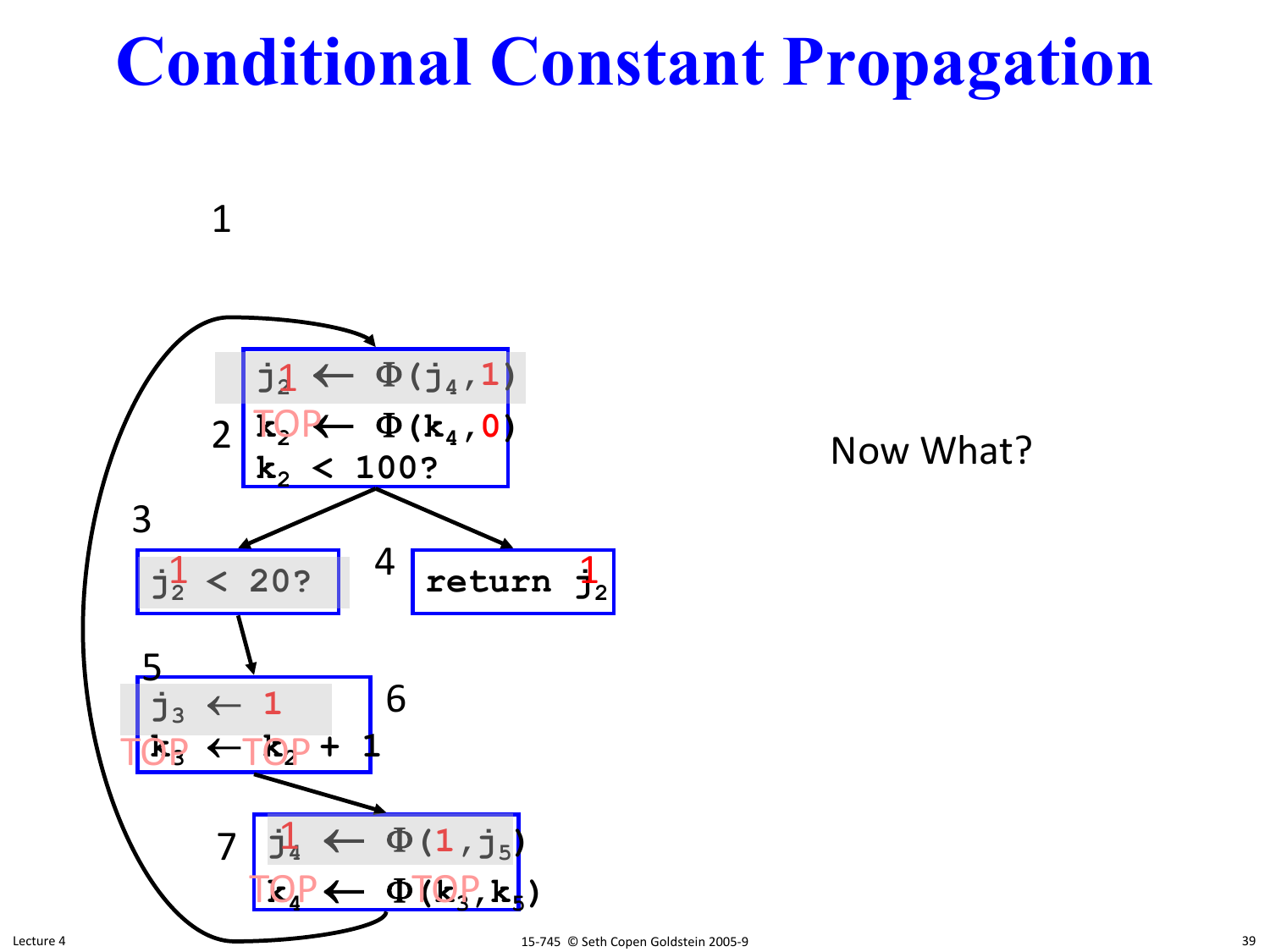# Conditional Constant Propagation

1

2
```
j2 ← Φ(j4,1)        [j2 = 1]
k2 ← Φ(k4,0)        [k2 = TOP]
k2 < 100?
```

3
```
j2 < 20?            [j2 = 1]
```

4
```
return j2           [j2 = 1]
```

5
```
j3 ← 1
```

6
```
k3 ← k2 + 1         [k3 = TOP, k2 = TOP]
```

7
```
j4 ← Φ(1,j5)        [j4 = 1]
k4 ← Φ(k3,k5)       [k4 = TOP, k3 = TOP]
```

Now What?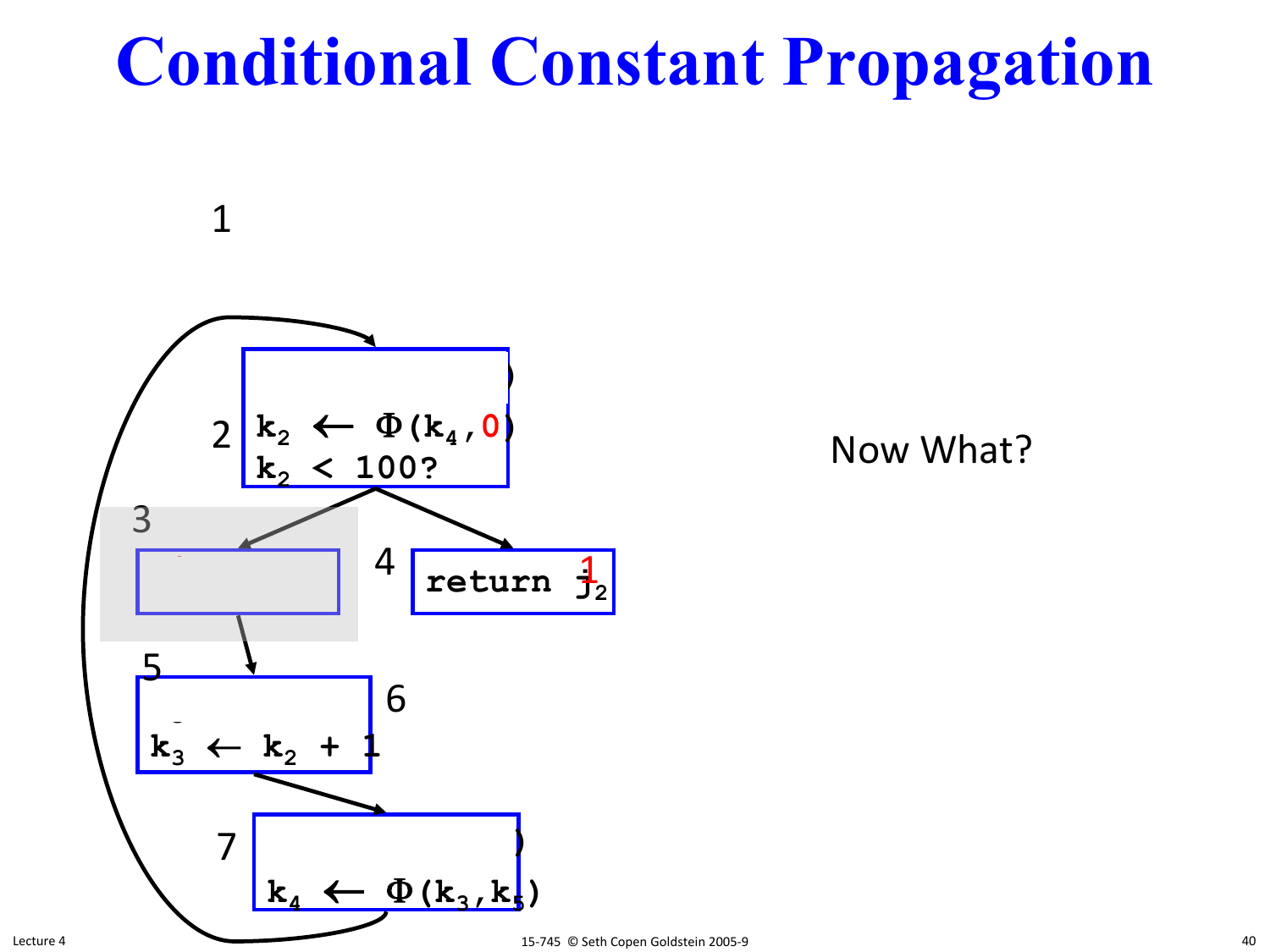# Conditional Constant Propagation

1

2
```
k₂ ← Φ(k₄,0)
k₂ < 100?
```

3

4
```
return 1
```

5

6
```
k₃ ← k₂ + 1
```

7
```
k₄ ← Φ(k₃,k₅)
```

Now What?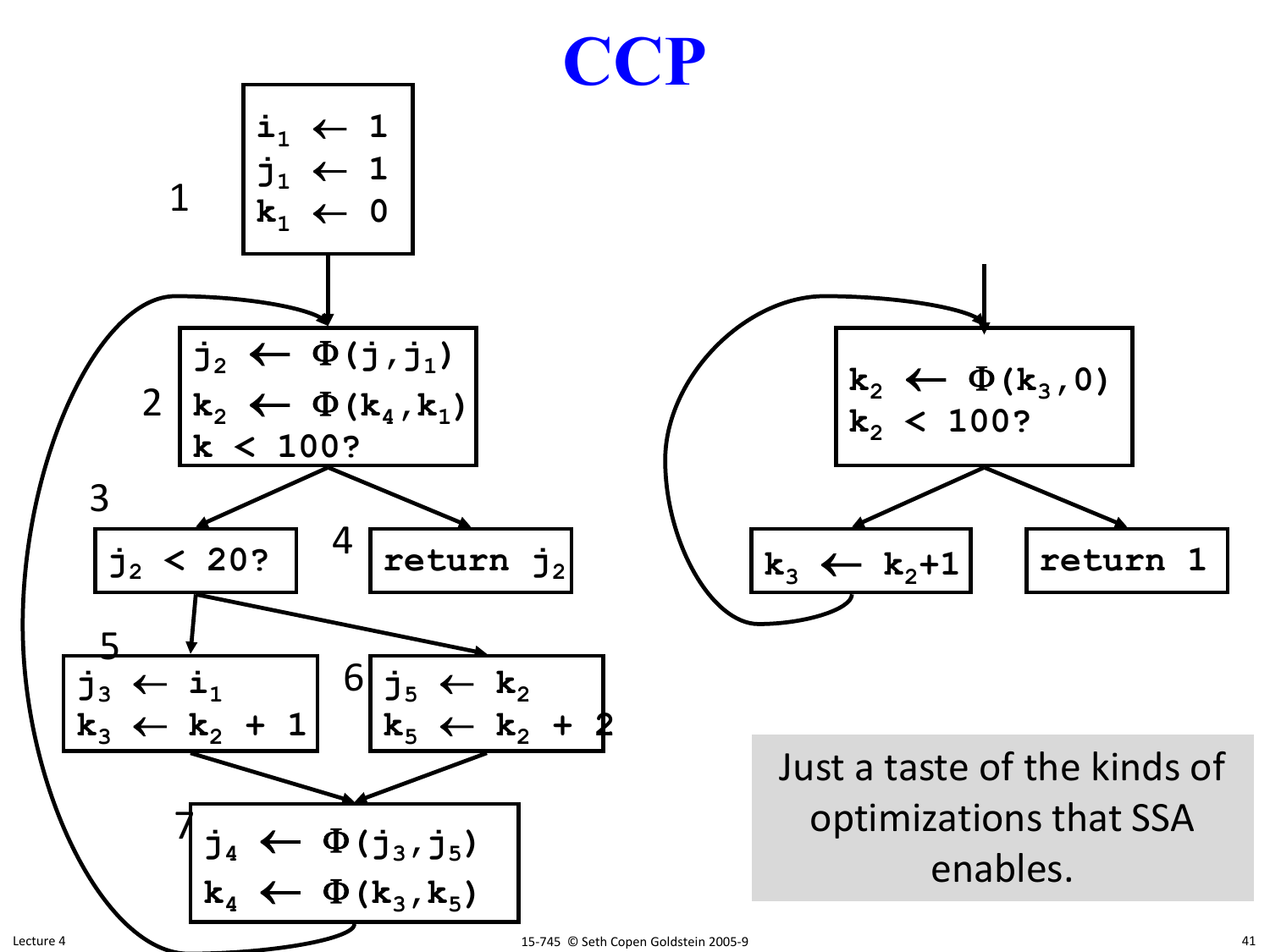# CCP

1

$$i_1 \leftarrow 1$$
$$j_1 \leftarrow 1$$
$$k_1 \leftarrow 0$$

2

$$j_2 \leftarrow \Phi(j, j_1)$$
$$k_2 \leftarrow \Phi(k_4, k_1)$$
$$k < 100?$$

3

$$j_2 < 20?$$

4

$$\text{return } j_2$$

5

$$j_3 \leftarrow i_1$$
$$k_3 \leftarrow k_2 + 1$$

6

$$j_5 \leftarrow k_2$$
$$k_5 \leftarrow k_2 + 2$$

7

$$j_4 \leftarrow \Phi(j_3, j_5)$$
$$k_4 \leftarrow \Phi(k_3, k_5)$$

---

$$k_2 \leftarrow \Phi(k_3, 0)$$
$$k_2 < 100?$$

$$k_3 \leftarrow k_2 + 1$$

$$\text{return } 1$$

Just a taste of the kinds of optimizations that SSA enables.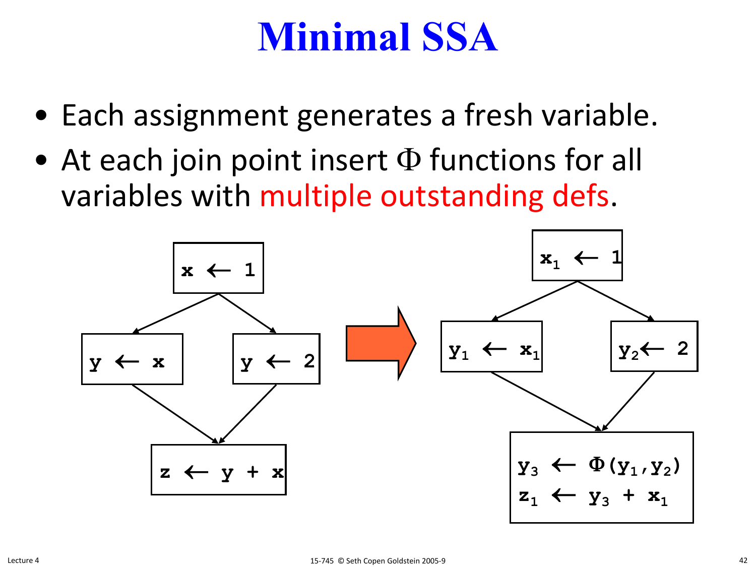# Minimal SSA

- Each assignment generates a fresh variable.
- At each join point insert Φ functions for all variables with multiple outstanding defs.

```
        x ← 1
       /     \
  y ← x      y ← 2
       \     /
     z ← y + x
```

⇒

```
        x1 ← 1
       /      \
  y1 ← x1     y2 ← 2
       \      /
   y3 ← Φ(y1,y2)
   z1 ← y3 + x1
```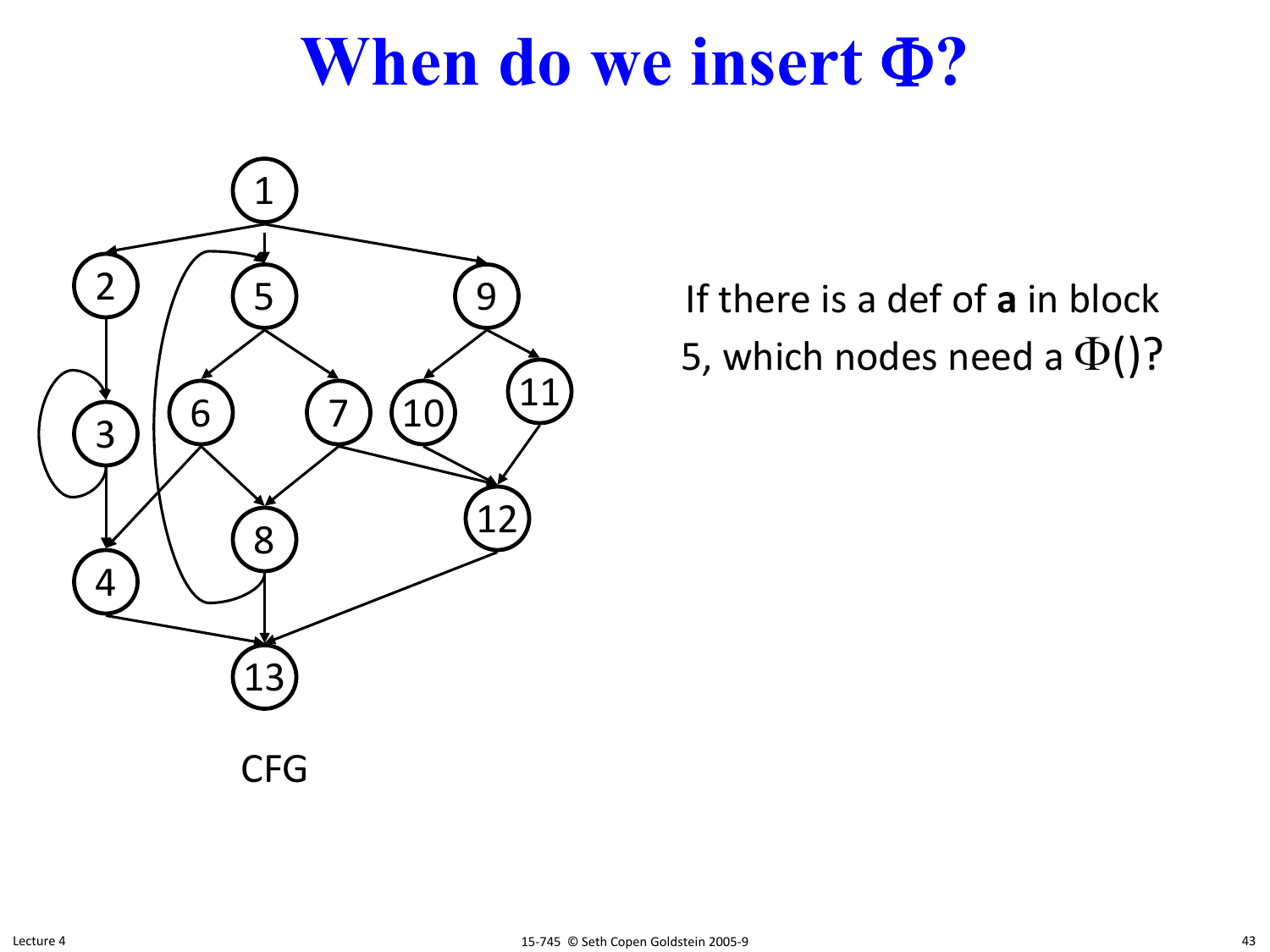# When do we insert $\Phi$?

CFG

If there is a def of **a** in block 5, which nodes need a $\Phi$()?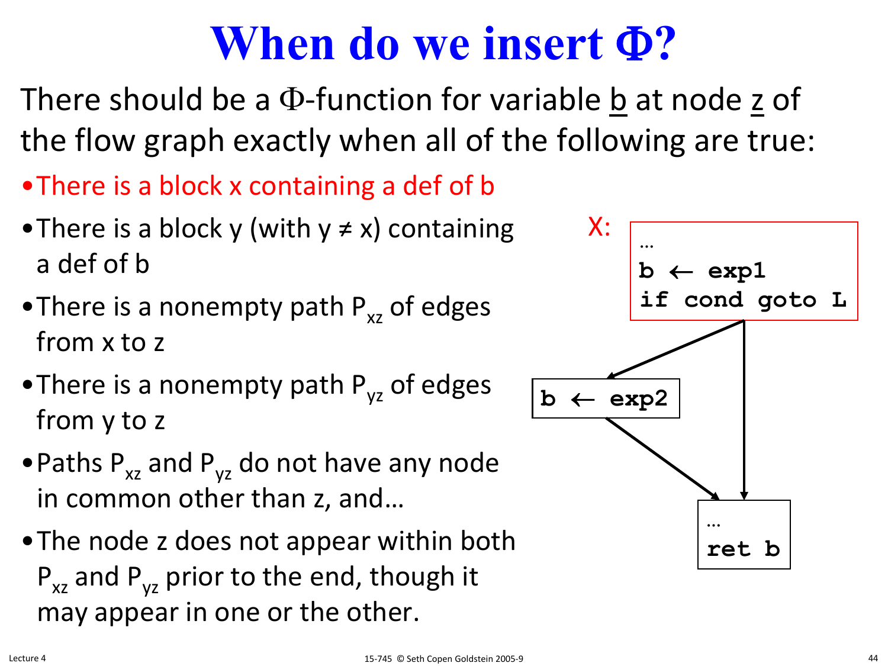# When do we insert Φ?

There should be a Φ-function for variable b at node z of the flow graph exactly when all of the following are true:

- There is a block x containing a def of b
- There is a block y (with y ≠ x) containing a def of b
- There is a nonempty path $P_{xz}$ of edges from x to z
- There is a nonempty path $P_{yz}$ of edges from y to z
- Paths $P_{xz}$ and $P_{yz}$ do not have any node in common other than z, and…
- The node z does not appear within both $P_{xz}$ and $P_{yz}$ prior to the end, though it may appear in one or the other.

X:
```
…
b ← exp1
if cond goto L
```

```
b ← exp2
```

```
…
ret b
```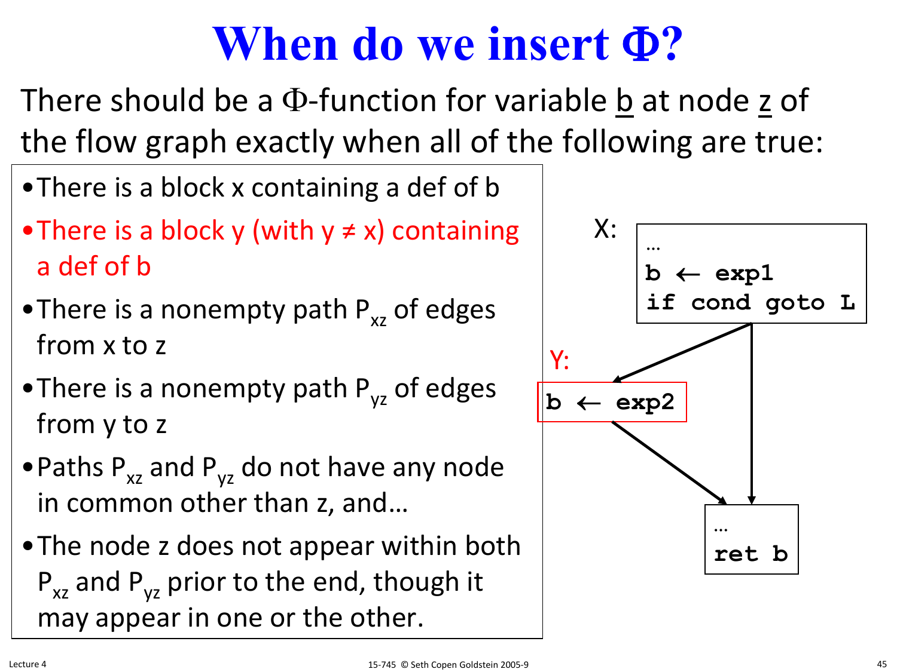# When do we insert Φ?

There should be a Φ-function for variable b at node z of the flow graph exactly when all of the following are true:

- There is a block x containing a def of b
- There is a block y (with y ≠ x) containing a def of b
- There is a nonempty path $P_{xz}$ of edges from x to z
- There is a nonempty path $P_{yz}$ of edges from y to z
- Paths $P_{xz}$ and $P_{yz}$ do not have any node in common other than z, and…
- The node z does not appear within both $P_{xz}$ and $P_{yz}$ prior to the end, though it may appear in one or the other.

X:

```
…
b ← exp1
if cond goto L
```

Y:

```
b ← exp2
```

```
…
ret b
```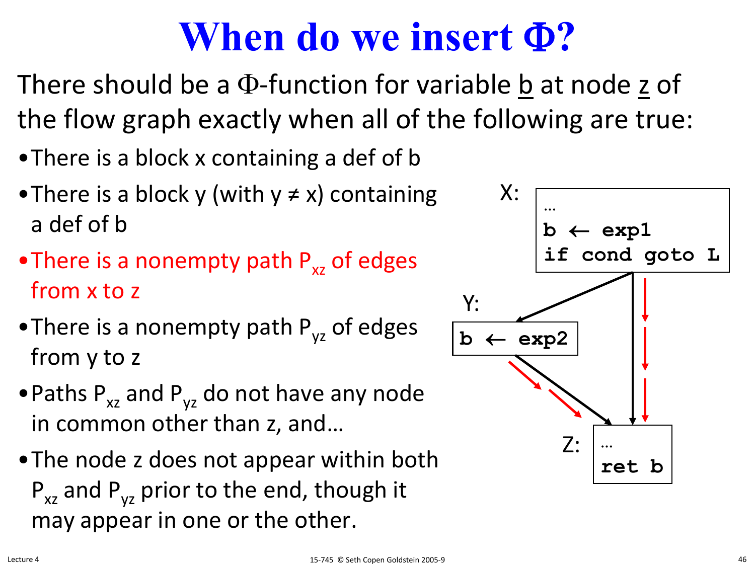# When do we insert Φ?

There should be a Φ-function for variable b at node z of the flow graph exactly when all of the following are true:

- There is a block x containing a def of b
- There is a block y (with y ≠ x) containing a def of b
- There is a nonempty path $P_{xz}$ of edges from x to z
- There is a nonempty path $P_{yz}$ of edges from y to z
- Paths $P_{xz}$ and $P_{yz}$ do not have any node in common other than z, and…
- The node z does not appear within both $P_{xz}$ and $P_{yz}$ prior to the end, though it may appear in one or the other.

X:

```
…
b ← exp1
if cond goto L
```

Y:

```
b ← exp2
```

Z:

```
…
ret b
```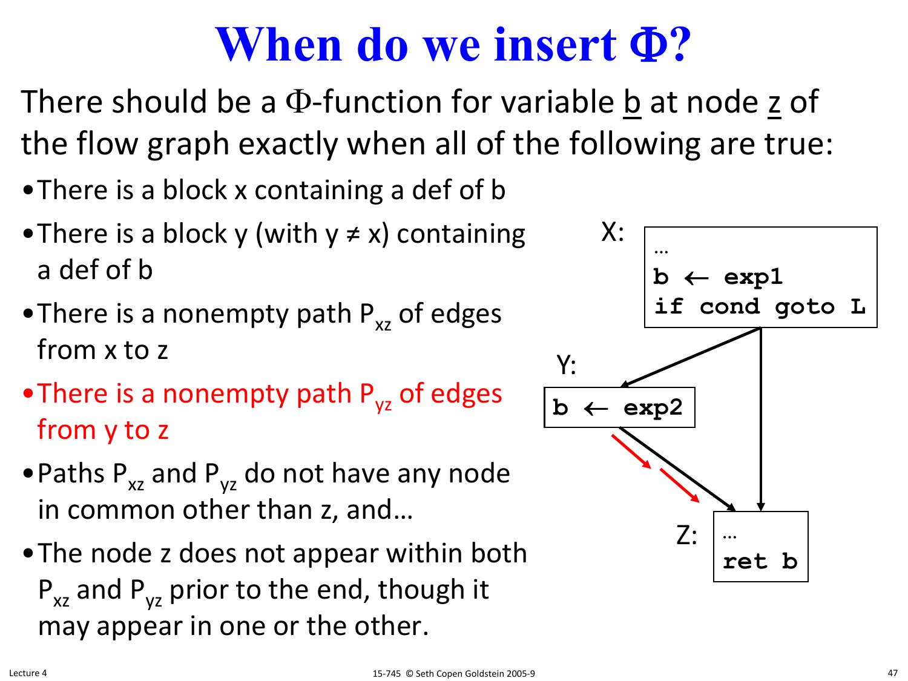# When do we insert Φ?

There should be a Φ-function for variable b at node z of the flow graph exactly when all of the following are true:

- There is a block x containing a def of b
- There is a block y (with y ≠ x) containing a def of b
- There is a nonempty path $P_{xz}$ of edges from x to z
- There is a nonempty path $P_{yz}$ of edges from y to z
- Paths $P_{xz}$ and $P_{yz}$ do not have any node in common other than z, and…
- The node z does not appear within both $P_{xz}$ and $P_{yz}$ prior to the end, though it may appear in one or the other.

X:
```
…
b ← exp1
if cond goto L
```

Y:
```
b ← exp2
```

Z:
```
…
ret b
```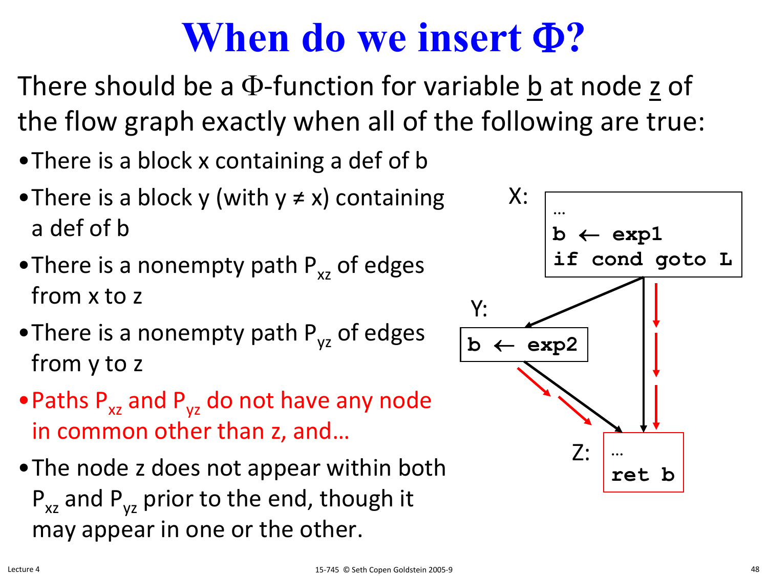# When do we insert Φ?

There should be a Φ-function for variable b at node z of the flow graph exactly when all of the following are true:

- There is a block x containing a def of b
- There is a block y (with y ≠ x) containing a def of b
- There is a nonempty path $P_{xz}$ of edges from x to z
- There is a nonempty path $P_{yz}$ of edges from y to z
- Paths $P_{xz}$ and $P_{yz}$ do not have any node in common other than z, and…
- The node z does not appear within both $P_{xz}$ and $P_{yz}$ prior to the end, though it may appear in one or the other.

X:

```
…
b ← exp1
if cond goto L
```

Y:

```
b ← exp2
```

Z:

```
…
ret b
```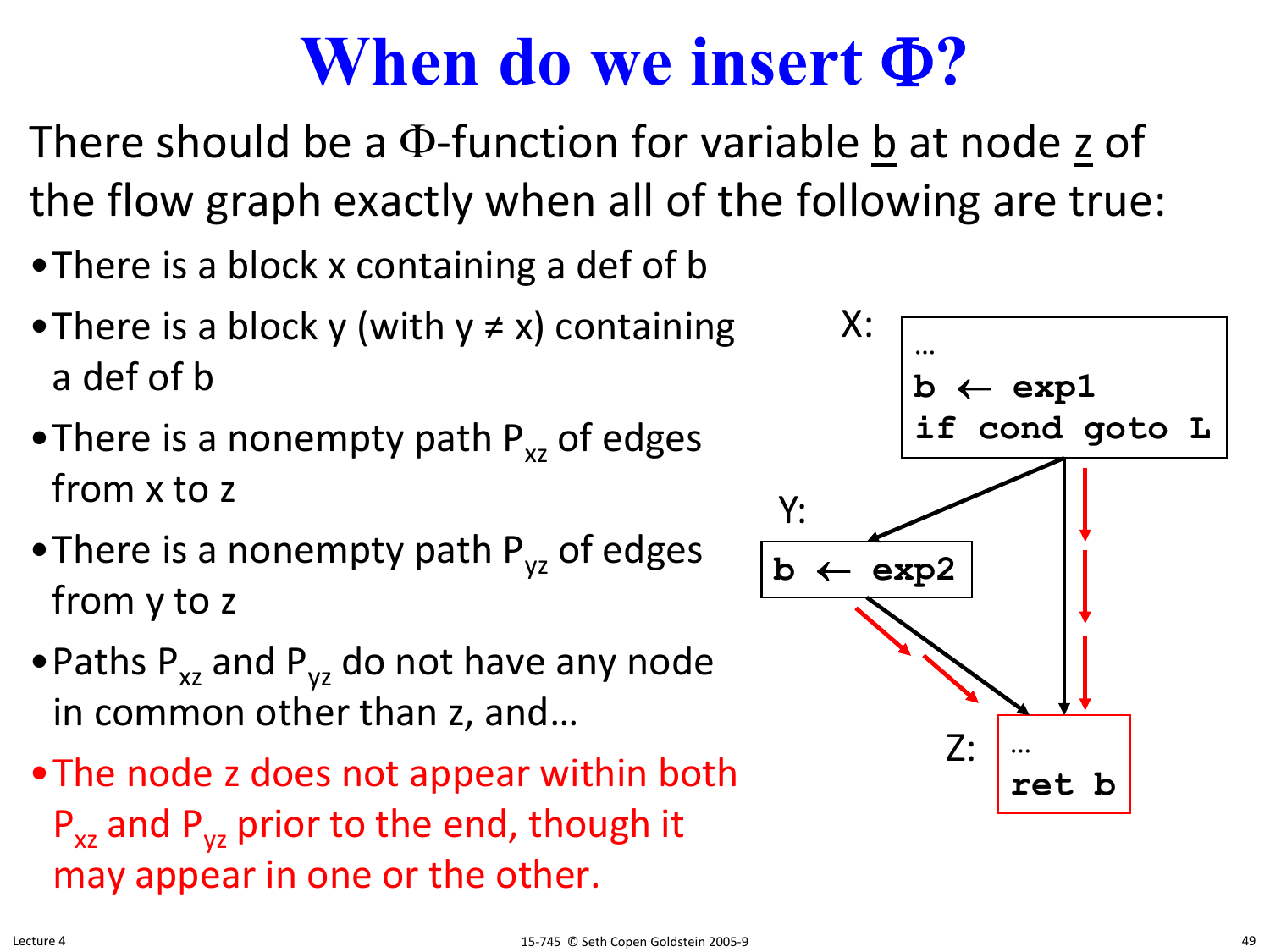# When do we insert Φ?

There should be a Φ-function for variable b at node z of the flow graph exactly when all of the following are true:

- There is a block x containing a def of b
- There is a block y (with $y \neq x$) containing a def of b
- There is a nonempty path $P_{xz}$ of edges from x to z
- There is a nonempty path $P_{yz}$ of edges from y to z
- Paths $P_{xz}$ and $P_{yz}$ do not have any node in common other than z, and…
- The node z does not appear within both $P_{xz}$ and $P_{yz}$ prior to the end, though it may appear in one or the other.

X:
```
…
b ← exp1
if cond goto L
```

Y:
```
b ← exp2
```

Z:
```
…
ret b
```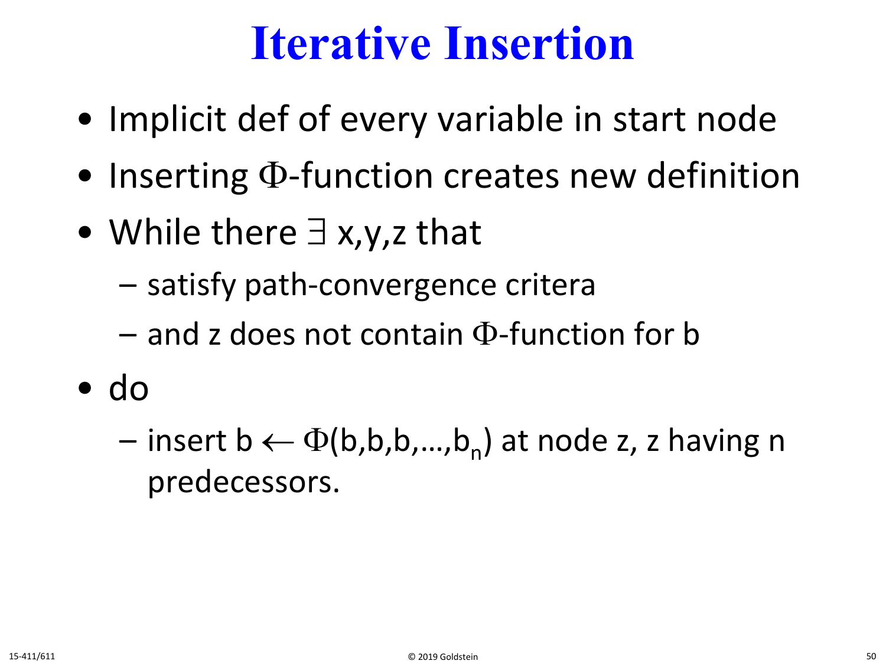# Iterative Insertion

- Implicit def of every variable in start node
- Inserting $\Phi$-function creates new definition
- While there $\exists$ x,y,z that
  - satisfy path-convergence critera
  - and z does not contain $\Phi$-function for b
- do
  - insert $b \leftarrow \Phi(b,b,b,\ldots,b_n)$ at node z, z having n predecessors.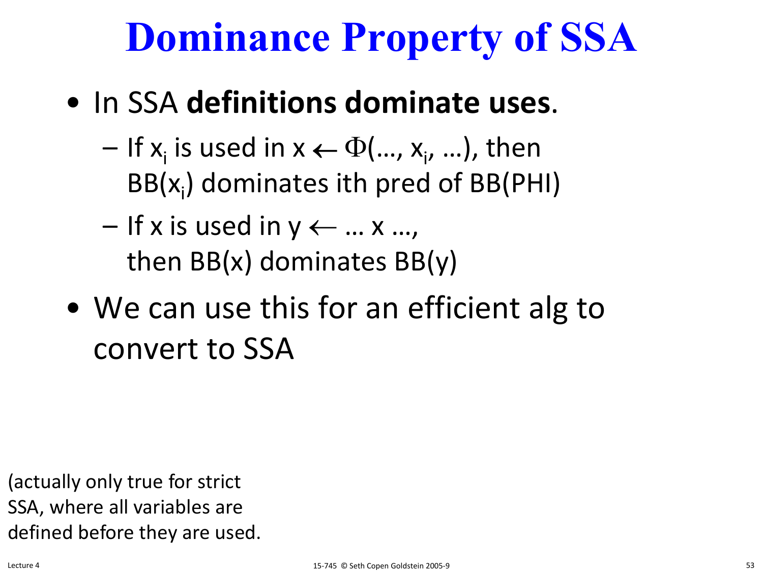# Dominance Property of SSA

- In SSA **definitions dominate uses**.
  - If $x_i$ is used in $x \leftarrow \Phi(\ldots, x_i, \ldots)$, then $BB(x_i)$ dominates ith pred of BB(PHI)
  - If x is used in $y \leftarrow \ldots x \ldots$, then BB(x) dominates BB(y)
- We can use this for an efficient alg to convert to SSA

(actually only true for strict SSA, where all variables are defined before they are used.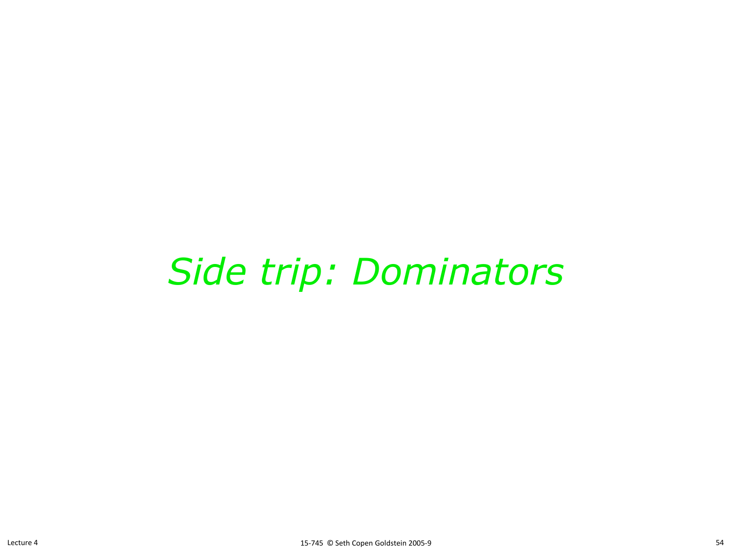# *Side trip: Dominators*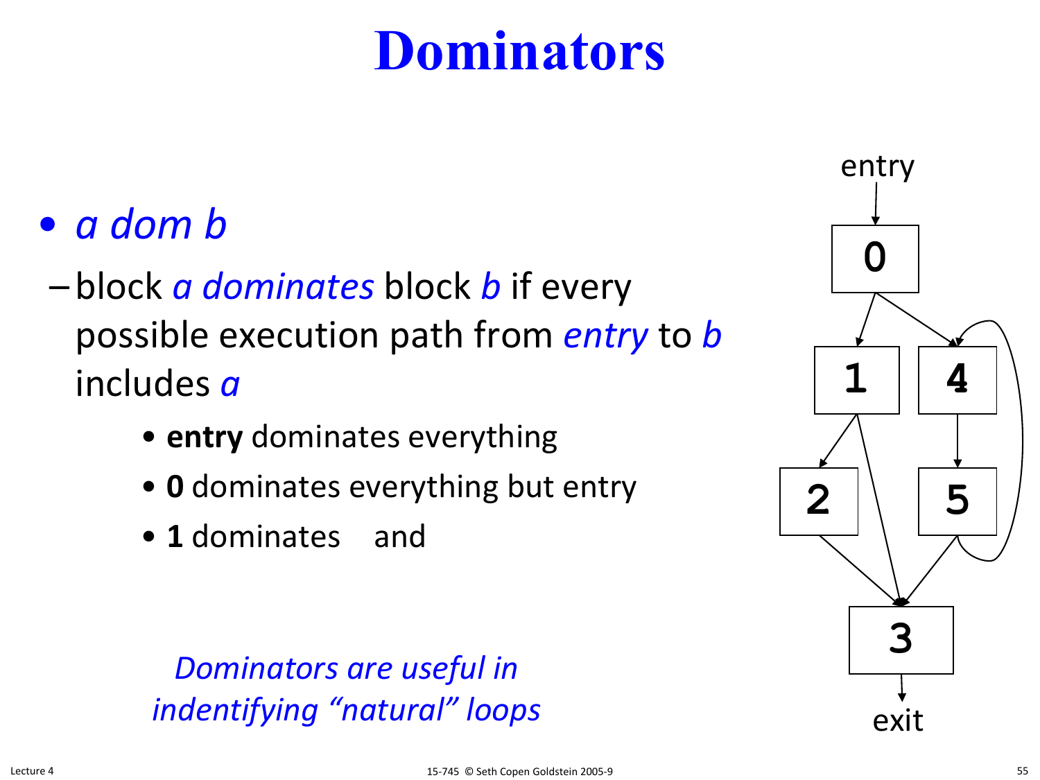# Dominators

- *a dom b*
  - block *a dominates* block *b* if every possible execution path from *entry* to *b* includes *a*
    - **entry** dominates everything
    - **0** dominates everything but entry
    - **1** dominates and

*Dominators are useful in indentifying "natural" loops*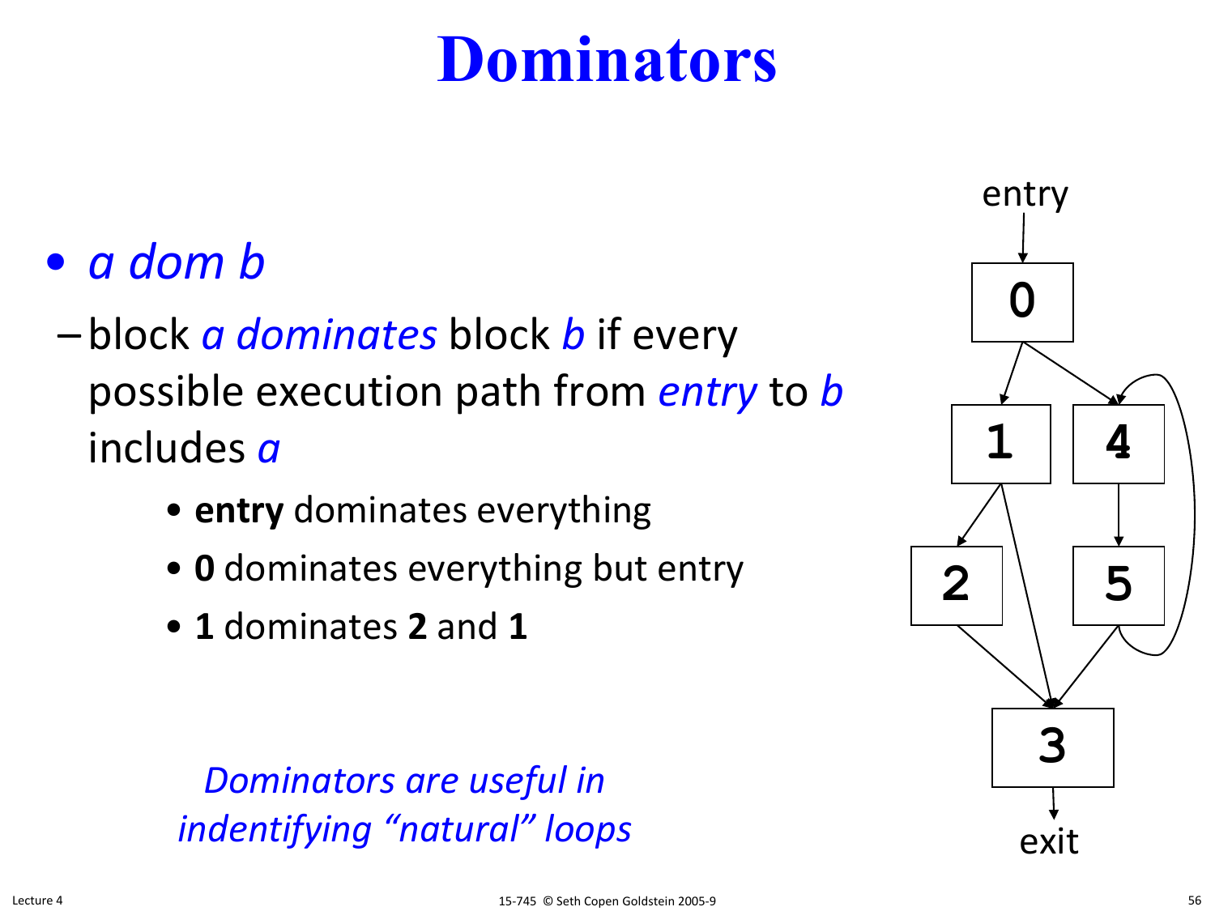# Dominators

- *a dom b*
  - block *a dominates* block *b* if every possible execution path from *entry* to *b* includes *a*
    - **entry** dominates everything
    - **0** dominates everything but entry
    - **1** dominates **2** and **1**

*Dominators are useful in indentifying "natural" loops*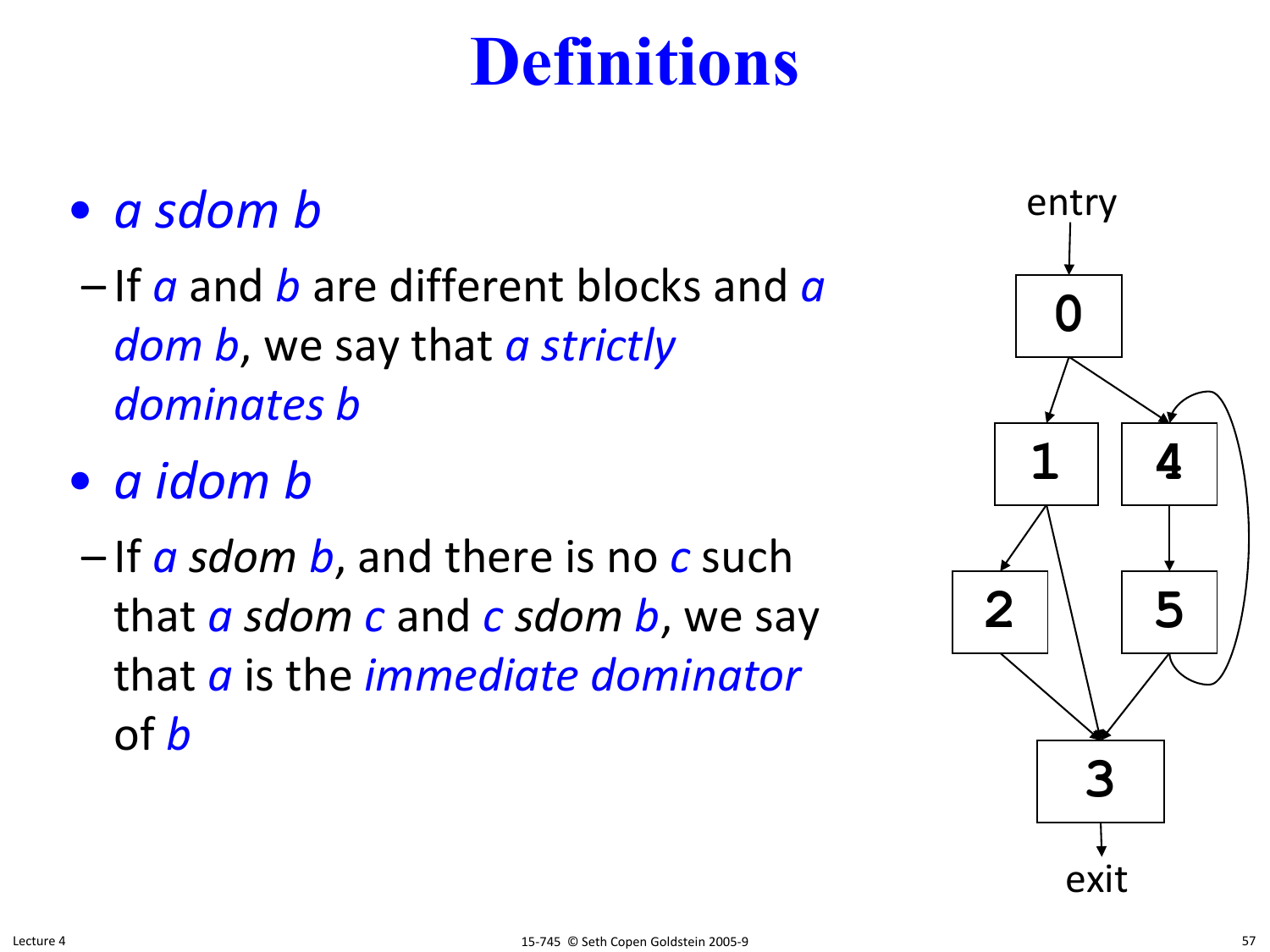# Definitions

- *a sdom b*
  - If *a* and *b* are different blocks and *a dom b*, we say that *a strictly dominates b*
- *a idom b*
  - If *a sdom b*, and there is no *c* such that *a sdom c* and *c sdom b*, we say that *a* is the *immediate dominator* of *b*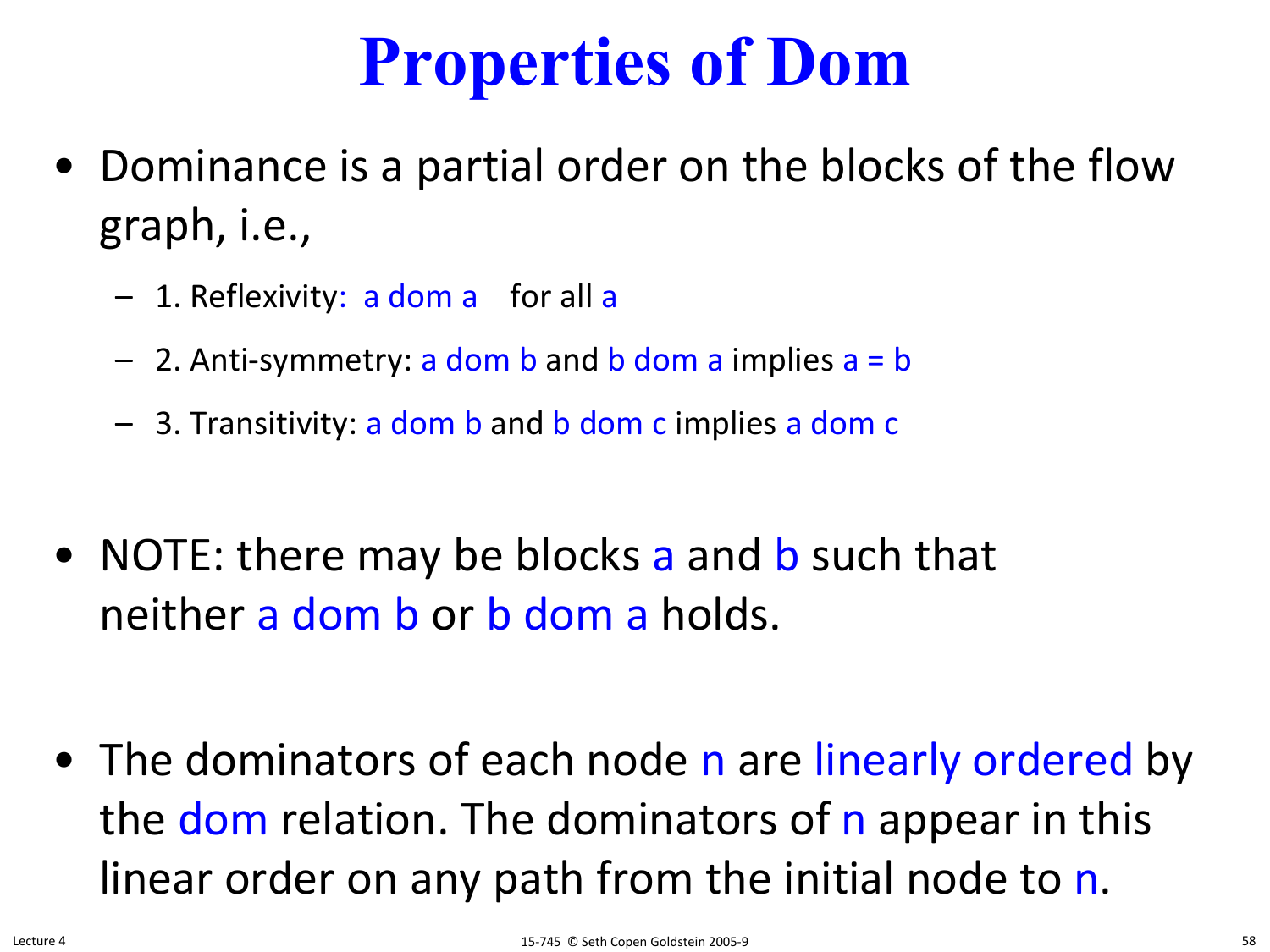# Properties of Dom

- Dominance is a partial order on the blocks of the flow graph, i.e.,
  - 1. Reflexivity: a dom a for all a
  - 2. Anti-symmetry: a dom b and b dom a implies a = b
  - 3. Transitivity: a dom b and b dom c implies a dom c

- NOTE: there may be blocks a and b such that neither a dom b or b dom a holds.

- The dominators of each node n are linearly ordered by the dom relation. The dominators of n appear in this linear order on any path from the initial node to n.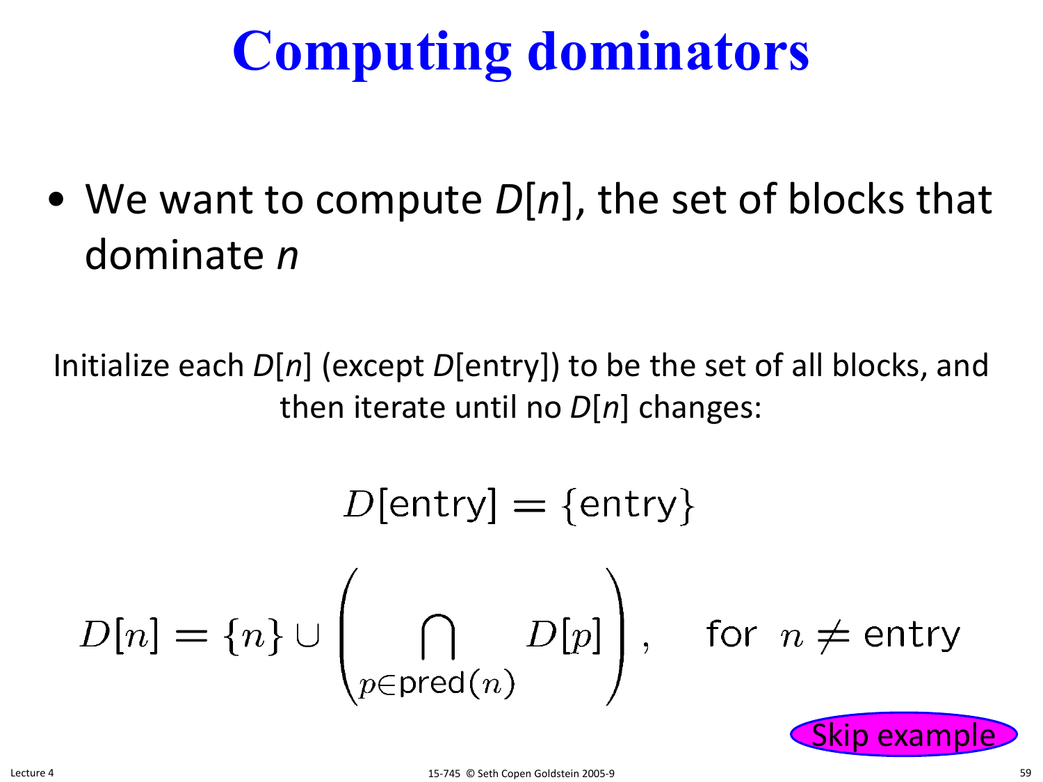# Computing dominators

- We want to compute *D*[*n*], the set of blocks that dominate *n*

Initialize each *D*[*n*] (except *D*[entry]) to be the set of all blocks, and then iterate until no *D*[*n*] changes:

$$D[\text{entry}] = \{\text{entry}\}$$

$$D[n] = \{n\} \cup \left( \bigcap_{p \in \text{pred}(n)} D[p] \right), \quad \text{for } n \neq \text{entry}$$

Skip example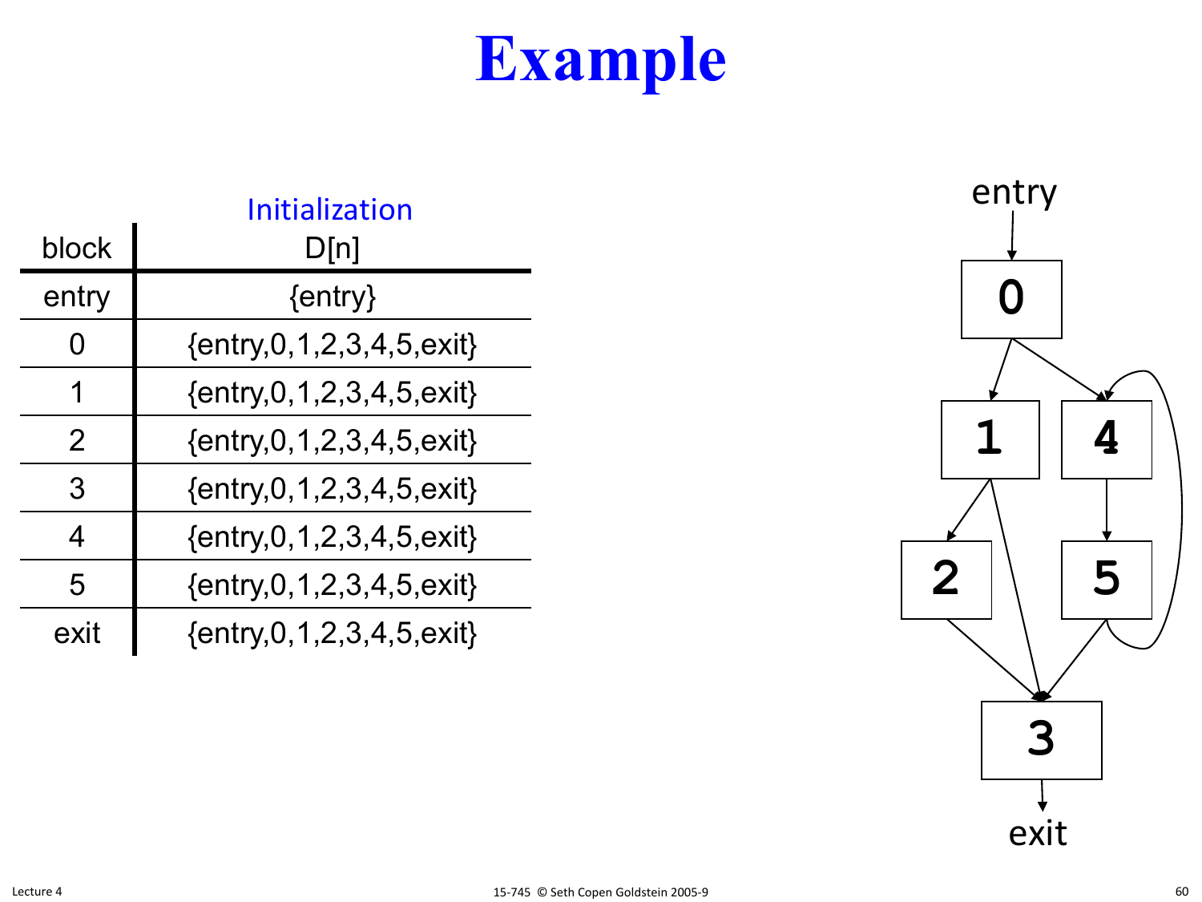# Example

| block | Initialization<br>D[n] |
|---|---|
| entry | {entry} |
| 0 | {entry,0,1,2,3,4,5,exit} |
| 1 | {entry,0,1,2,3,4,5,exit} |
| 2 | {entry,0,1,2,3,4,5,exit} |
| 3 | {entry,0,1,2,3,4,5,exit} |
| 4 | {entry,0,1,2,3,4,5,exit} |
| 5 | {entry,0,1,2,3,4,5,exit} |
| exit | {entry,0,1,2,3,4,5,exit} |

entry

0

1 4

2 5

3

exit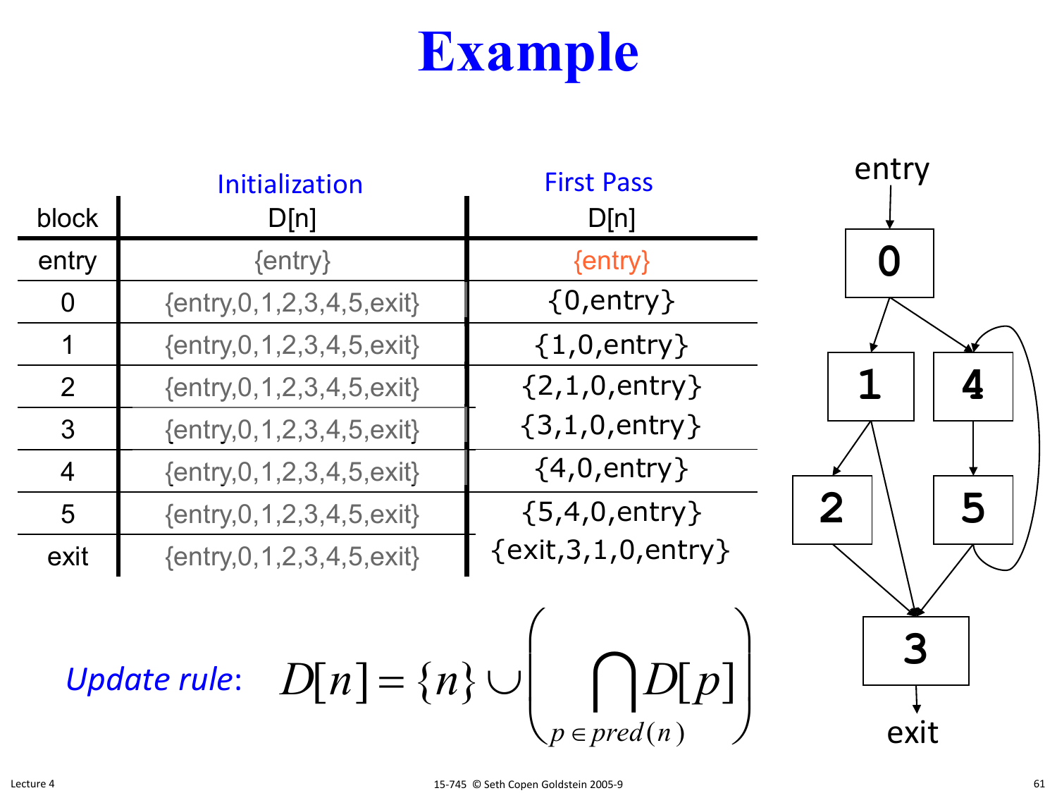# Example

| block | Initialization D[n] | First Pass D[n] |
|---|---|---|
| entry | {entry} | {entry} |
| 0 | {entry,0,1,2,3,4,5,exit} | {0,entry} |
| 1 | {entry,0,1,2,3,4,5,exit} | {1,0,entry} |
| 2 | {entry,0,1,2,3,4,5,exit} | {2,1,0,entry} |
| 3 | {entry,0,1,2,3,4,5,exit} | {3,1,0,entry} |
| 4 | {entry,0,1,2,3,4,5,exit} | {4,0,entry} |
| 5 | {entry,0,1,2,3,4,5,exit} | {5,4,0,entry} |
| exit | {entry,0,1,2,3,4,5,exit} | {exit,3,1,0,entry} |

*Update rule*:

$$D[n] = \{n\} \cup \left( \bigcap_{p \in pred(n)} D[p] \right)$$

entry → 0; 0 → 1, 0 → 4; 1 → 2, 1 → 3; 4 → 5; 5 → 4, 5 → 3; 2 → 3; 3 → exit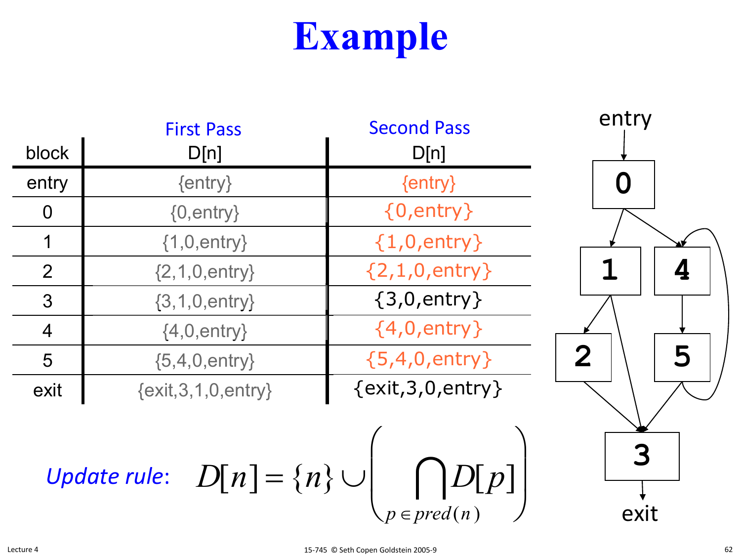# Example

| block | First Pass<br>D[n] | Second Pass<br>D[n] |
|---|---|---|
| entry | {entry} | {entry} |
| 0 | {0,entry} | {0,entry} |
| 1 | {1,0,entry} | {1,0,entry} |
| 2 | {2,1,0,entry} | {2,1,0,entry} |
| 3 | {3,1,0,entry} | {3,0,entry} |
| 4 | {4,0,entry} | {4,0,entry} |
| 5 | {5,4,0,entry} | {5,4,0,entry} |
| exit | {exit,3,1,0,entry} | {exit,3,0,entry} |

*Update rule*: $$D[n] = \{n\} \cup \left( \bigcap_{p \in pred(n)} D[p] \right)$$

entry → 0; 0 → 1; 0 → 4; 1 → 2; 1 → 3; 4 → 5; 5 → 4; 2 → 3; 5 → 3; 3 → exit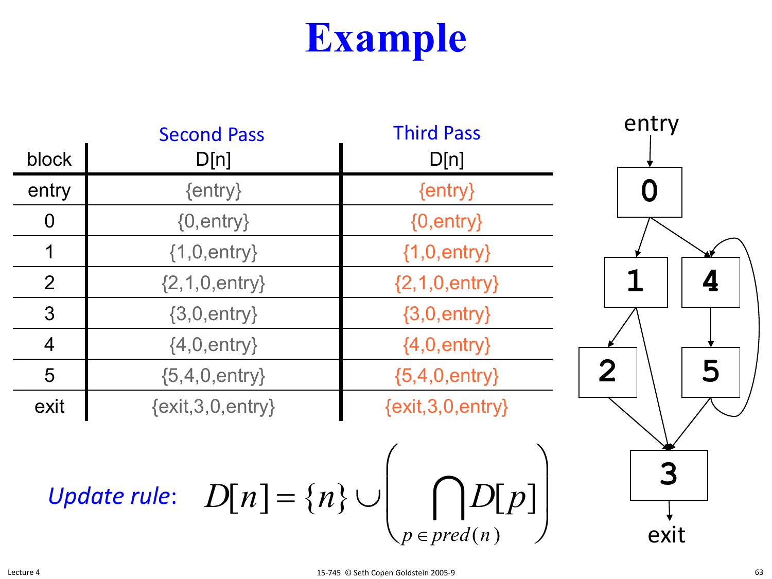# Example

| block | Second Pass D[n] | Third Pass D[n] |
|---|---|---|
| entry | {entry} | {entry} |
| 0 | {0,entry} | {0,entry} |
| 1 | {1,0,entry} | {1,0,entry} |
| 2 | {2,1,0,entry} | {2,1,0,entry} |
| 3 | {3,0,entry} | {3,0,entry} |
| 4 | {4,0,entry} | {4,0,entry} |
| 5 | {5,4,0,entry} | {5,4,0,entry} |
| exit | {exit,3,0,entry} | {exit,3,0,entry} |

*Update rule*:

$$D[n] = \{n\} \cup \left( \bigcap_{p \in pred(n)} D[p] \right)$$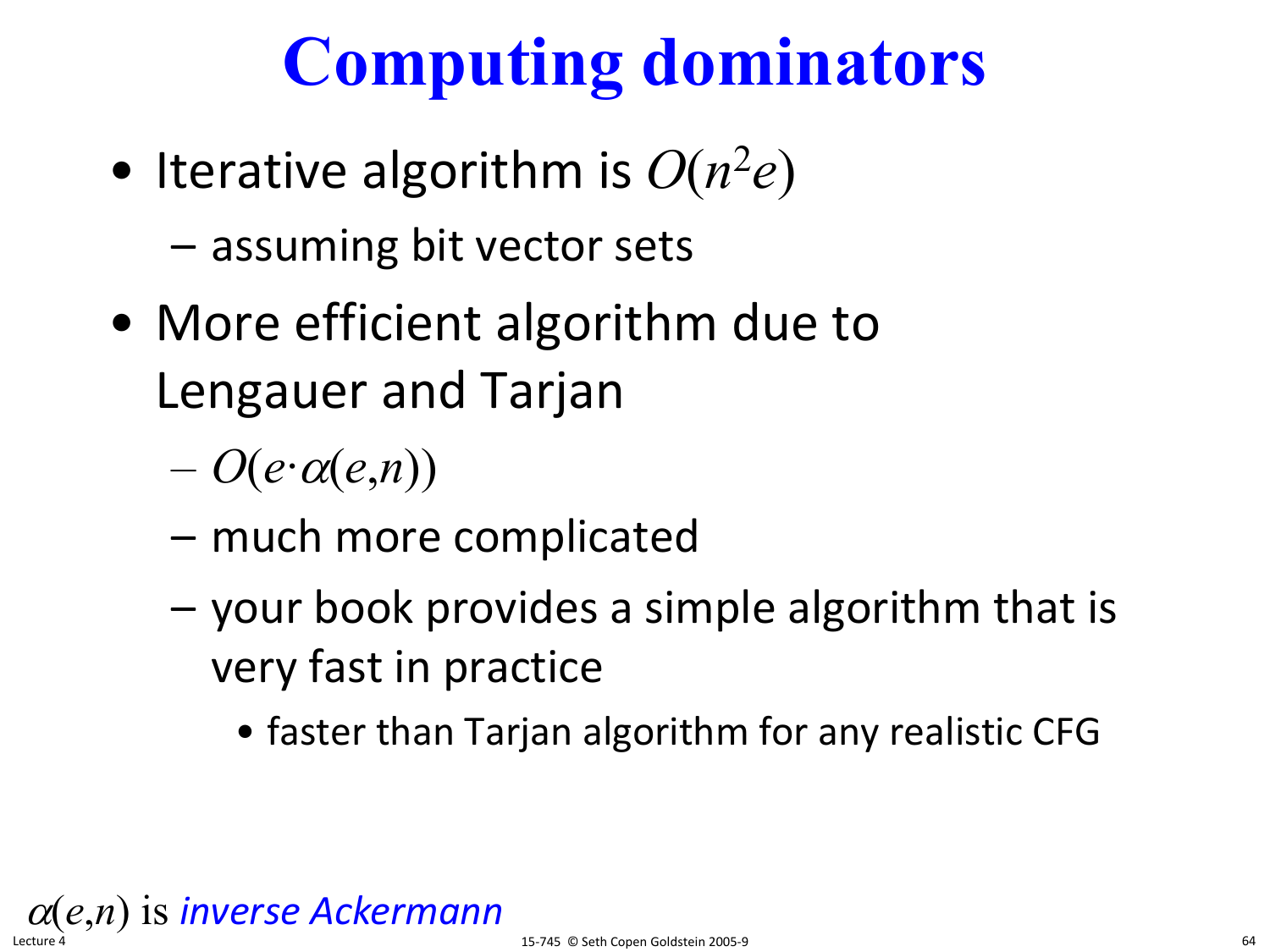# Computing dominators

- Iterative algorithm is $O(n^2 e)$
  - assuming bit vector sets
- More efficient algorithm due to Lengauer and Tarjan
  - $O(e \cdot \alpha(e,n))$
  - much more complicated
  - your book provides a simple algorithm that is very fast in practice
    - faster than Tarjan algorithm for any realistic CFG

$\alpha(e,n)$ is *inverse Ackermann*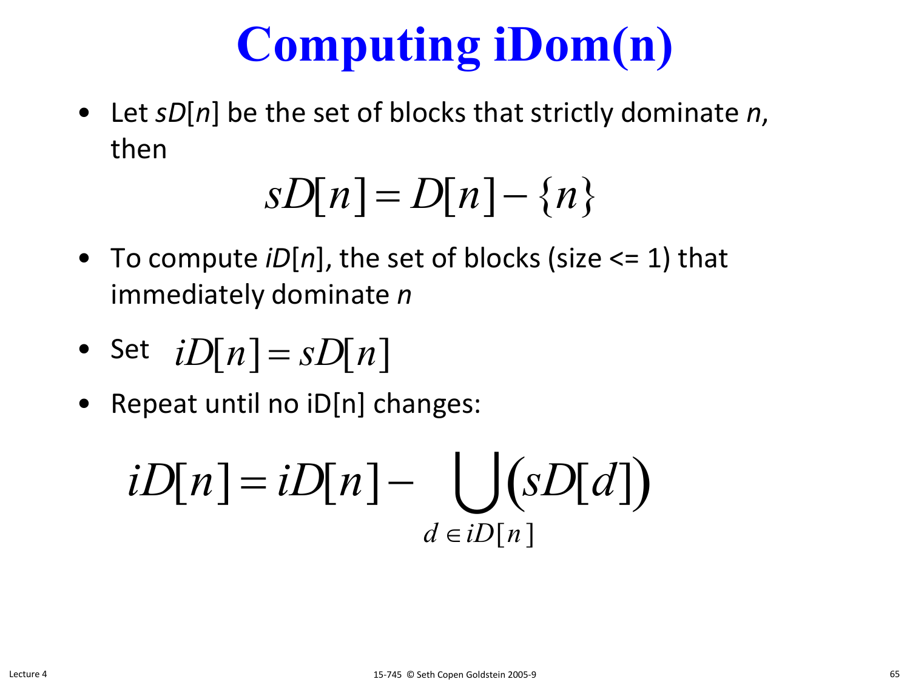# Computing iDom(n)

- Let *sD*[*n*] be the set of blocks that strictly dominate *n*, then

$$sD[n] = D[n] - \{n\}$$

- To compute *iD*[*n*], the set of blocks (size <= 1) that immediately dominate *n*
- Set $iD[n] = sD[n]$
- Repeat until no iD[n] changes:

$$iD[n] = iD[n] - \bigcup_{d \in iD[n]} (sD[d])$$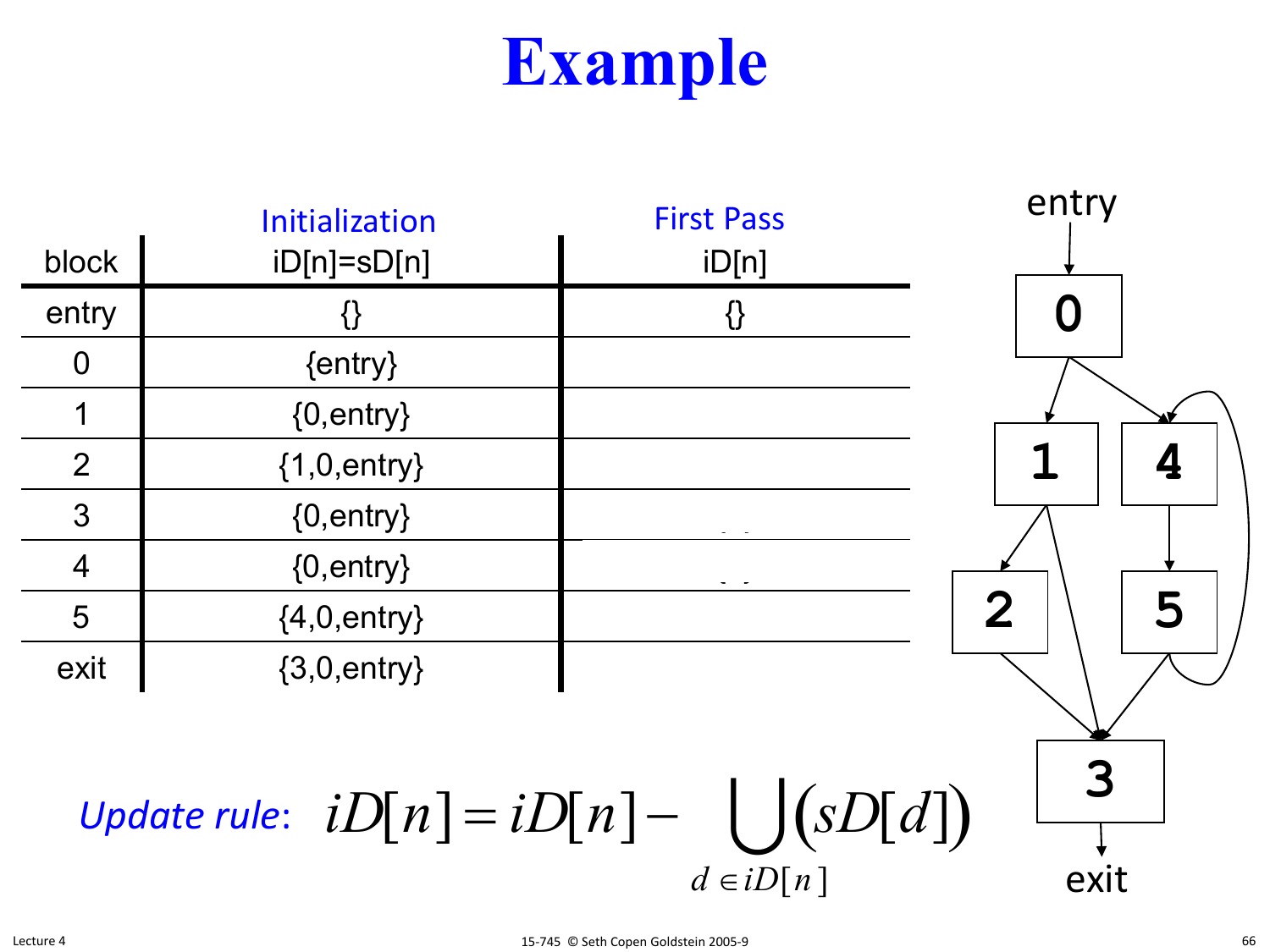# Example

| block | Initialization<br>iD[n]=sD[n] | First Pass<br>iD[n] |
|---|---|---|
| entry | {} | {} |
| 0 | {entry} | |
| 1 | {0,entry} | |
| 2 | {1,0,entry} | |
| 3 | {0,entry} | |
| 4 | {0,entry} | |
| 5 | {4,0,entry} | |
| exit | {3,0,entry} | |

entry → 0; 0 → 1; 0 → 4; 1 → 2; 1 → 3; 4 → 5; 5 → 4; 2 → 3; 5 → 3; 3 → exit

*Update rule*: $$iD[n] = iD[n] - \bigcup_{d \in iD[n]} (sD[d])$$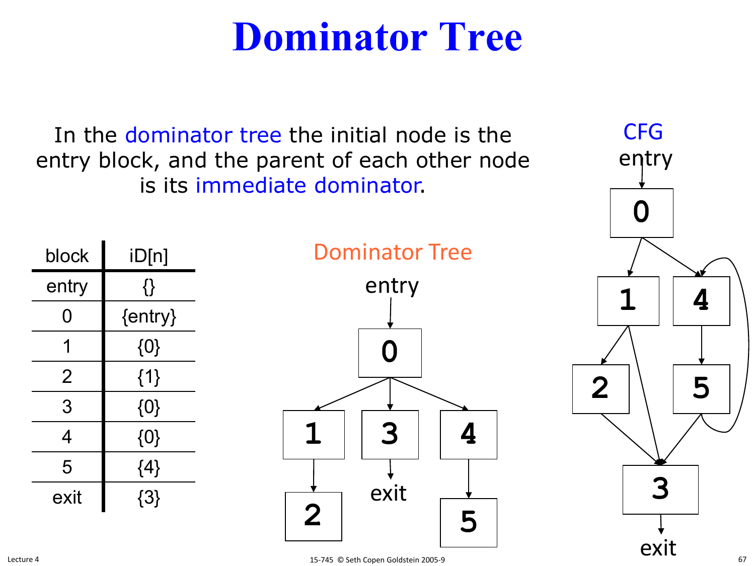# Dominator Tree

In the dominator tree the initial node is the entry block, and the parent of each other node is its immediate dominator.

| block | iD[n] |
|---|---|
| entry | {} |
| 0 | {entry} |
| 1 | {0} |
| 2 | {1} |
| 3 | {0} |
| 4 | {0} |
| 5 | {4} |
| exit | {3} |

Dominator Tree

CFG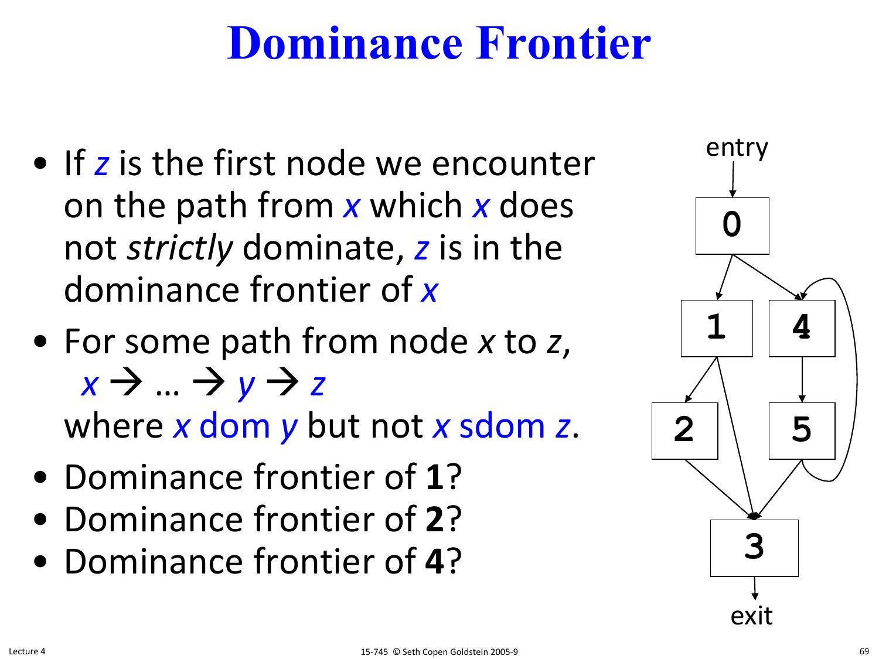# Dominance Frontier

- If $z$ is the first node we encounter on the path from $x$ which $x$ does not *strictly* dominate, $z$ is in the dominance frontier of $x$
- For some path from node $x$ to $z$,
  $x \rightarrow \ldots \rightarrow y \rightarrow z$
  where $x$ dom $y$ but not $x$ sdom $z$.
- Dominance frontier of **1**?
- Dominance frontier of **2**?
- Dominance frontier of **4**?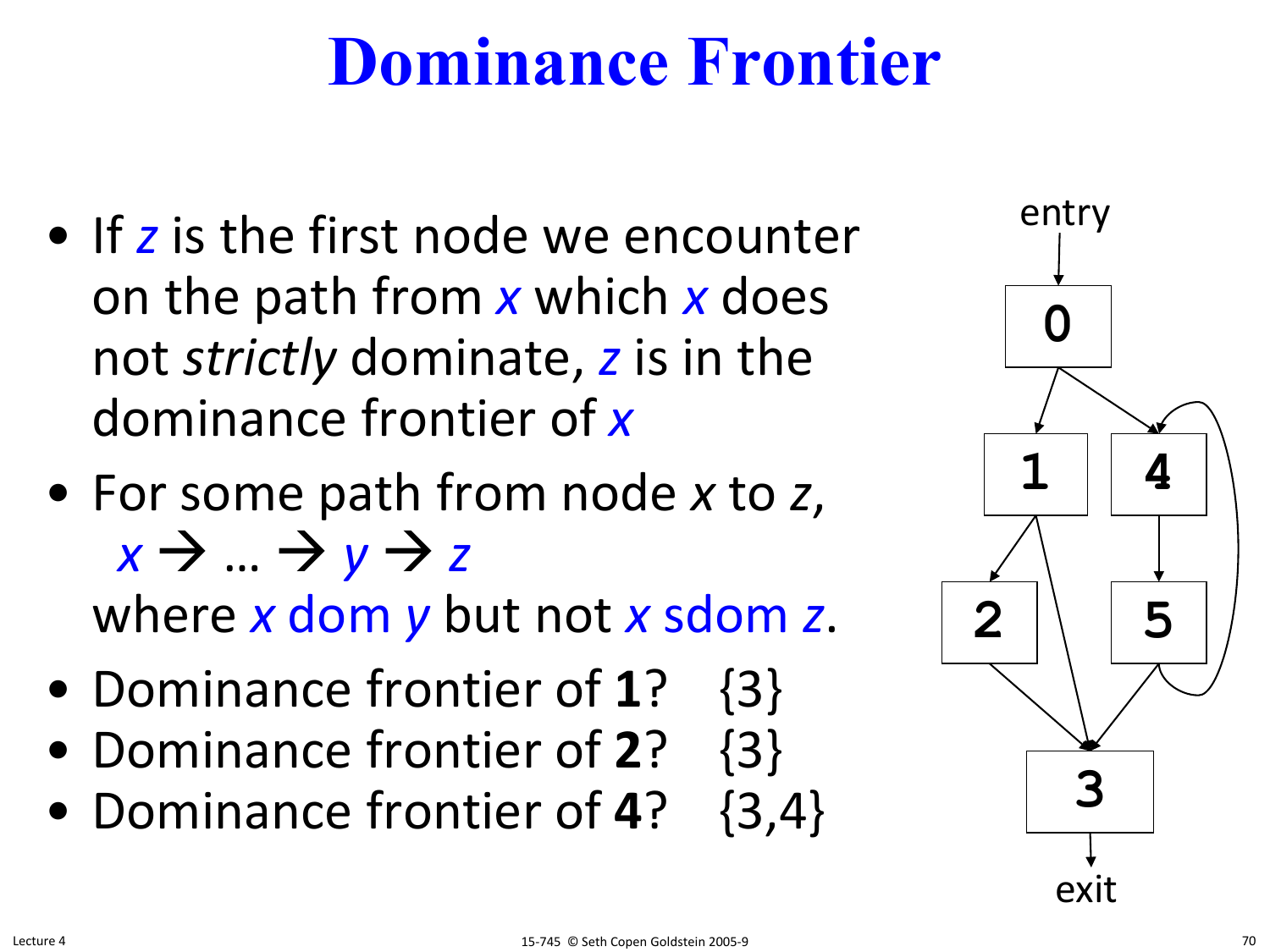# Dominance Frontier

- If $z$ is the first node we encounter on the path from $x$ which $x$ does not *strictly* dominate, $z$ is in the dominance frontier of $x$
- For some path from node $x$ to $z$, $x \rightarrow \ldots \rightarrow y \rightarrow z$ where $x$ dom $y$ but not $x$ sdom $z$.
- Dominance frontier of **1**? {3}
- Dominance frontier of **2**? {3}
- Dominance frontier of **4**? {3,4}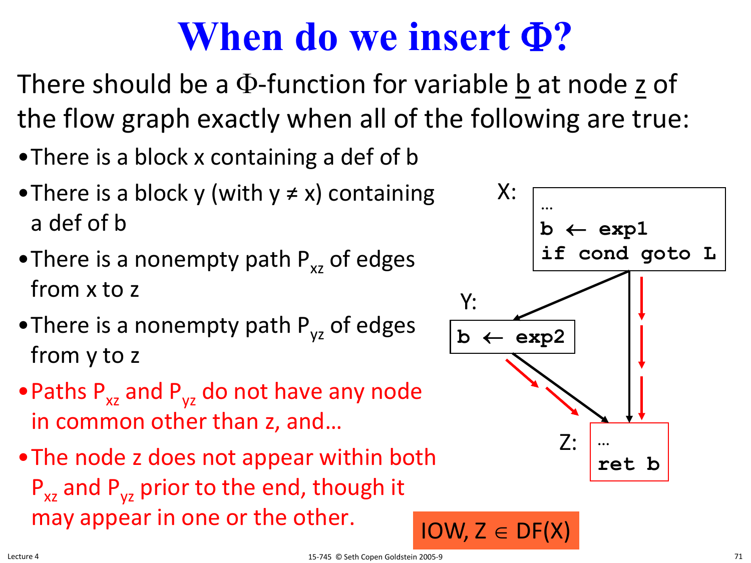# When do we insert Φ?

There should be a Φ-function for variable b at node z of the flow graph exactly when all of the following are true:

- There is a block x containing a def of b
- There is a block y (with y ≠ x) containing a def of b
- There is a nonempty path $P_{xz}$ of edges from x to z
- There is a nonempty path $P_{yz}$ of edges from y to z
- Paths $P_{xz}$ and $P_{yz}$ do not have any node in common other than z, and…
- The node z does not appear within both $P_{xz}$ and $P_{yz}$ prior to the end, though it may appear in one or the other.

X:
```
…
b ← exp1
if cond goto L
```

Y:
```
b ← exp2
```

Z:
```
…
ret b
```

IOW, $Z \in DF(X)$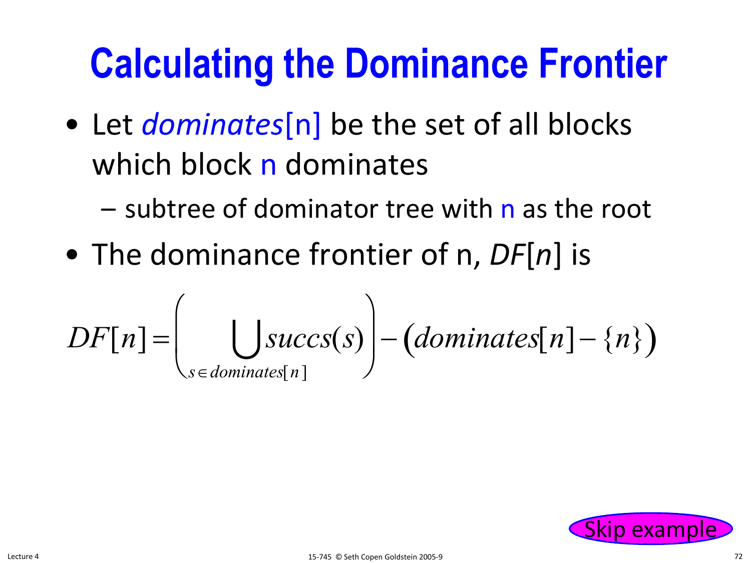# Calculating the Dominance Frontier

- Let *dominates*[n] be the set of all blocks which block n dominates
  - subtree of dominator tree with n as the root
- The dominance frontier of n, *DF*[*n*] is

$$DF[n] = \left( \bigcup_{s \in dominates[n]} succs(s) \right) - \left( dominates[n] - \{n\} \right)$$

Skip example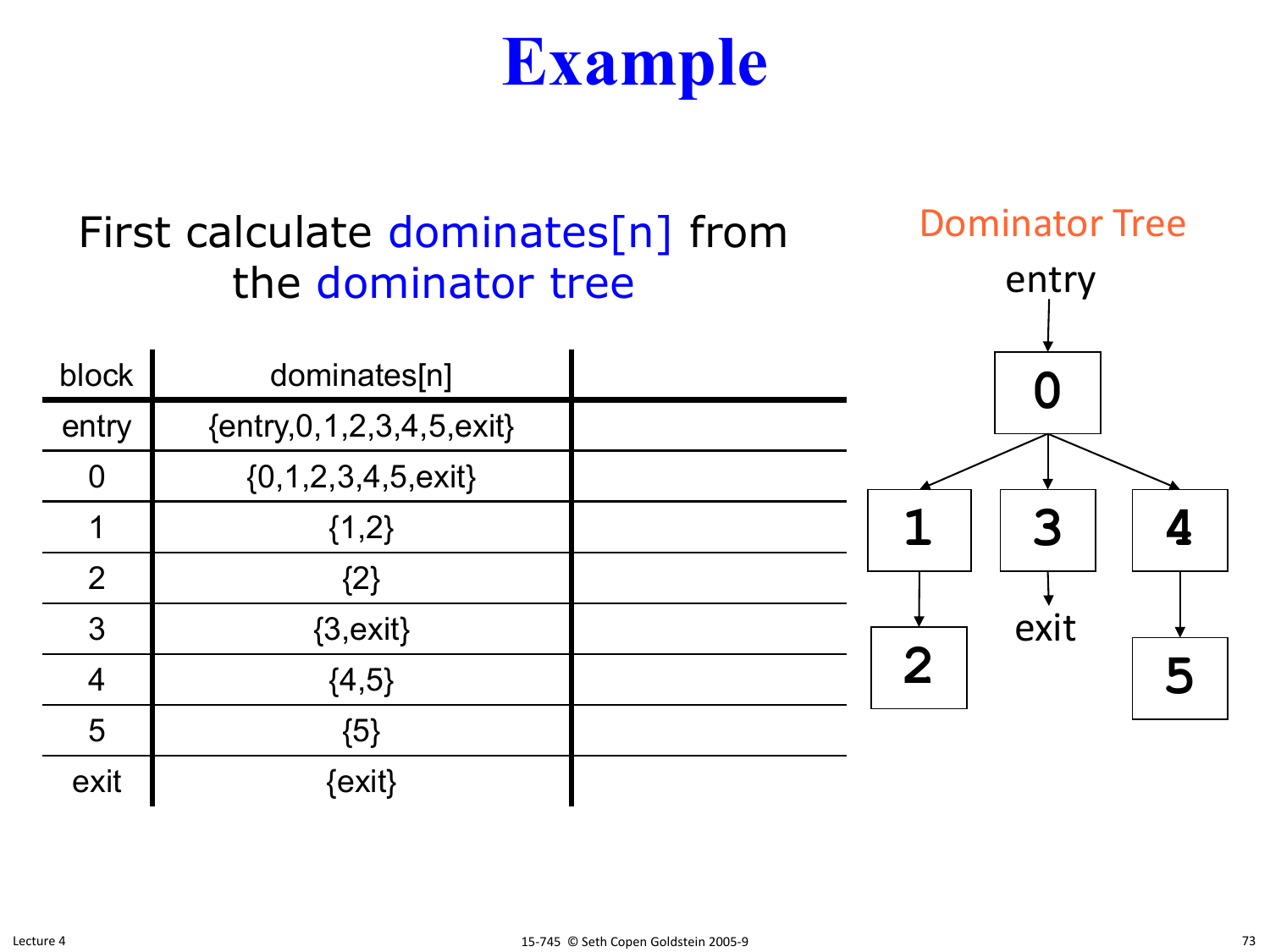# Example

First calculate dominates[n] from the dominator tree

| block | dominates[n] | |
|---|---|---|
| entry | {entry,0,1,2,3,4,5,exit} | |
| 0 | {0,1,2,3,4,5,exit} | |
| 1 | {1,2} | |
| 2 | {2} | |
| 3 | {3,exit} | |
| 4 | {4,5} | |
| 5 | {5} | |
| exit | {exit} | |

Dominator Tree

```
entry
  |
  0
 /|\
1 3 4
| |  |
2 exit 5
```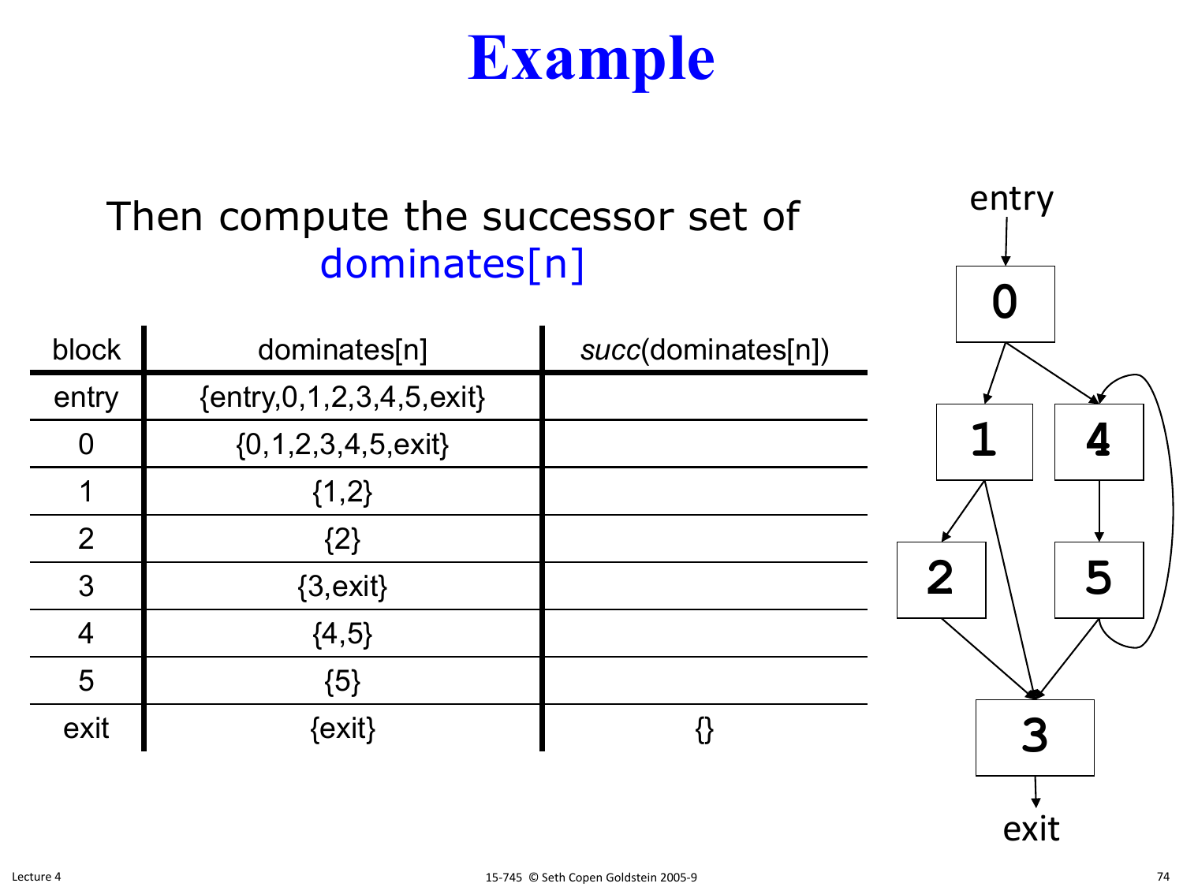# Example

Then compute the successor set of dominates[n]

| block | dominates[n] | *succ*(dominates[n]) |
|---|---|---|
| entry | {entry,0,1,2,3,4,5,exit} | |
| 0 | {0,1,2,3,4,5,exit} | |
| 1 | {1,2} | |
| 2 | {2} | |
| 3 | {3,exit} | |
| 4 | {4,5} | |
| 5 | {5} | |
| exit | {exit} | {} |

entry

0

1

4

2

5

3

exit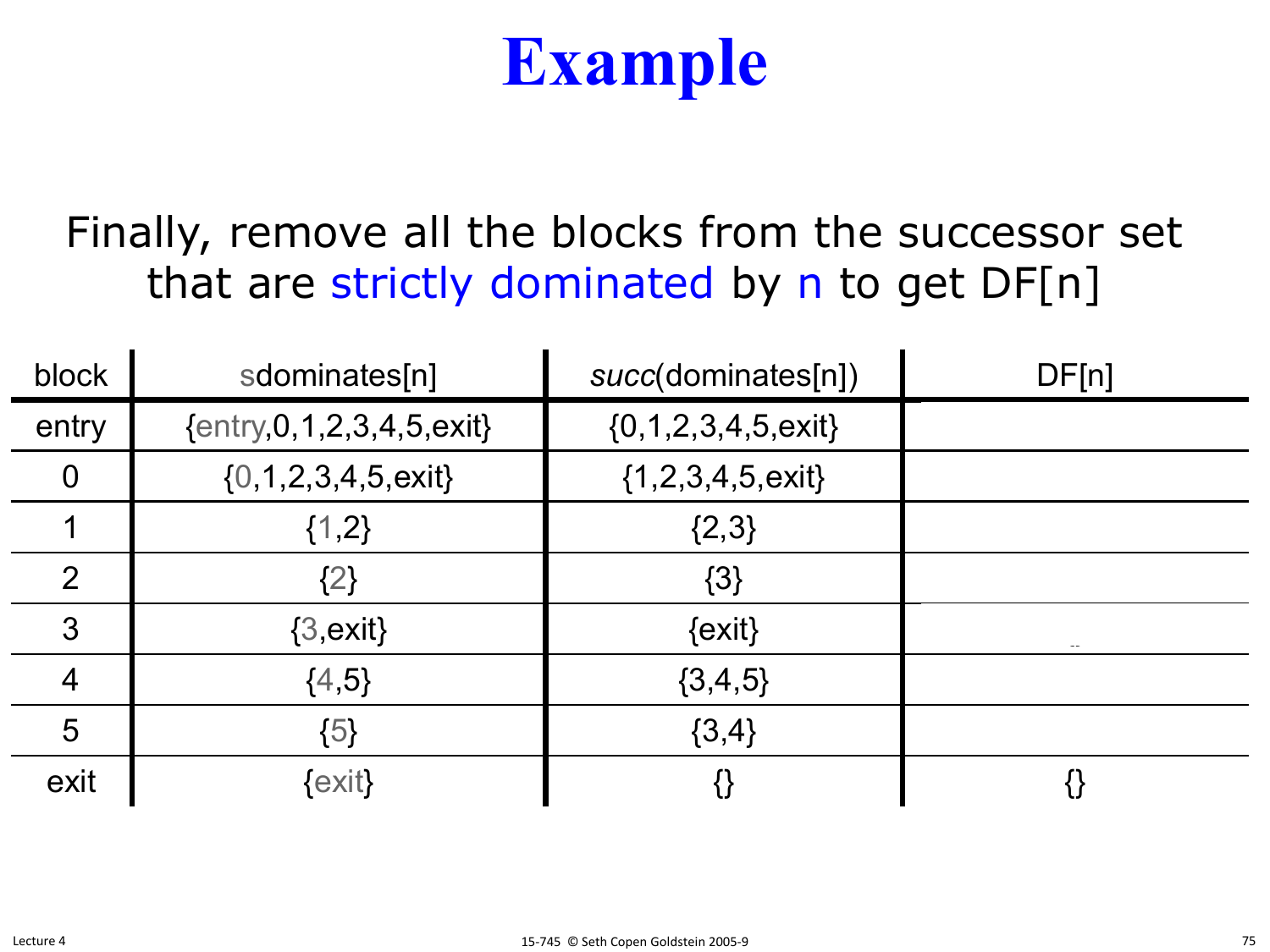# Example

Finally, remove all the blocks from the successor set that are strictly dominated by n to get DF[n]

| block | sdominates[n] | *succ*(dominates[n]) | DF[n] |
|---|---|---|---|
| entry | {entry,0,1,2,3,4,5,exit} | {0,1,2,3,4,5,exit} | |
| 0 | {0,1,2,3,4,5,exit} | {1,2,3,4,5,exit} | |
| 1 | {1,2} | {2,3} | |
| 2 | {2} | {3} | |
| 3 | {3,exit} | {exit} | |
| 4 | {4,5} | {3,4,5} | |
| 5 | {5} | {3,4} | |
| exit | {exit} | {} | {} |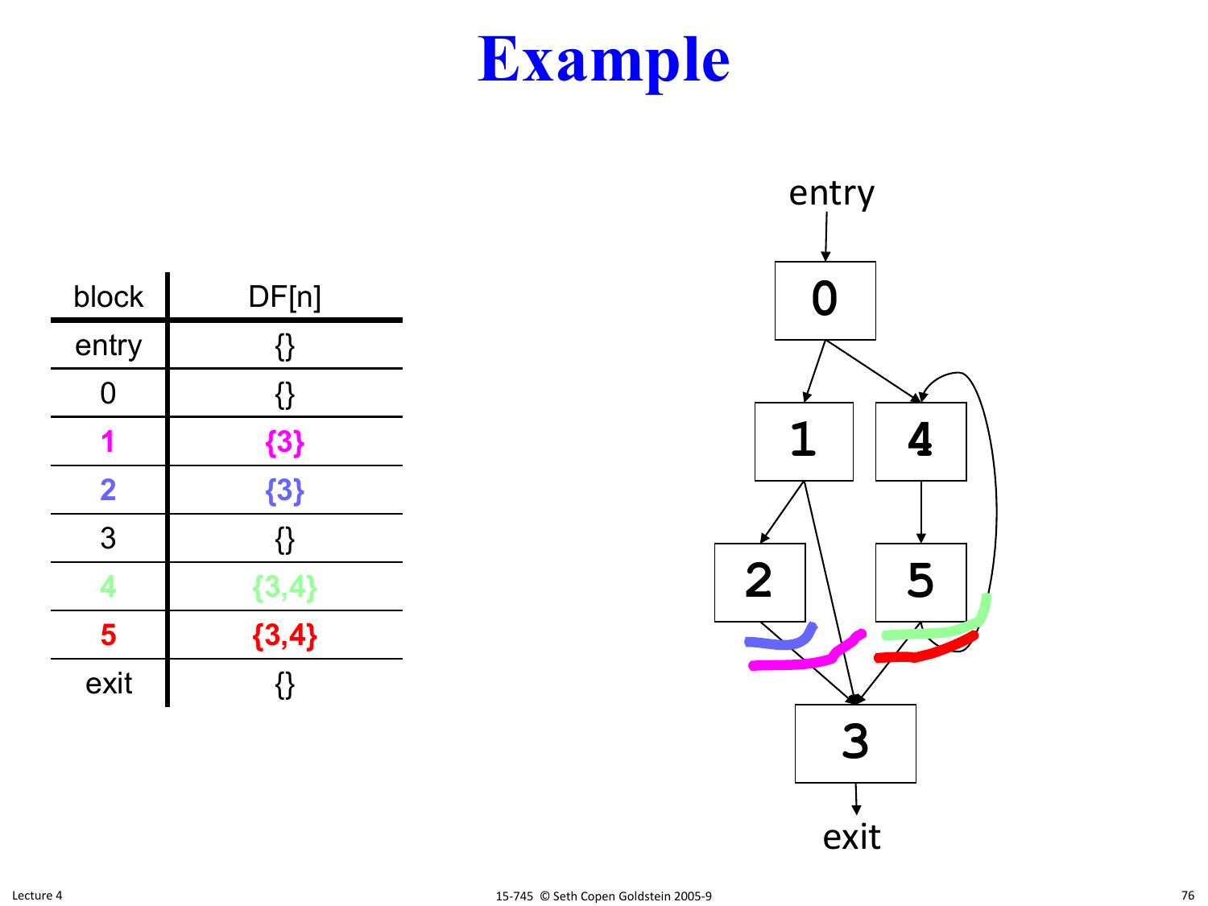# Example

| block | DF[n] |
|---|---|
| entry | {} |
| 0 | {} |
| **1** | **{3}** |
| **2** | **{3}** |
| 3 | {} |
| **4** | **{3,4}** |
| **5** | **{3,4}** |
| exit | {} |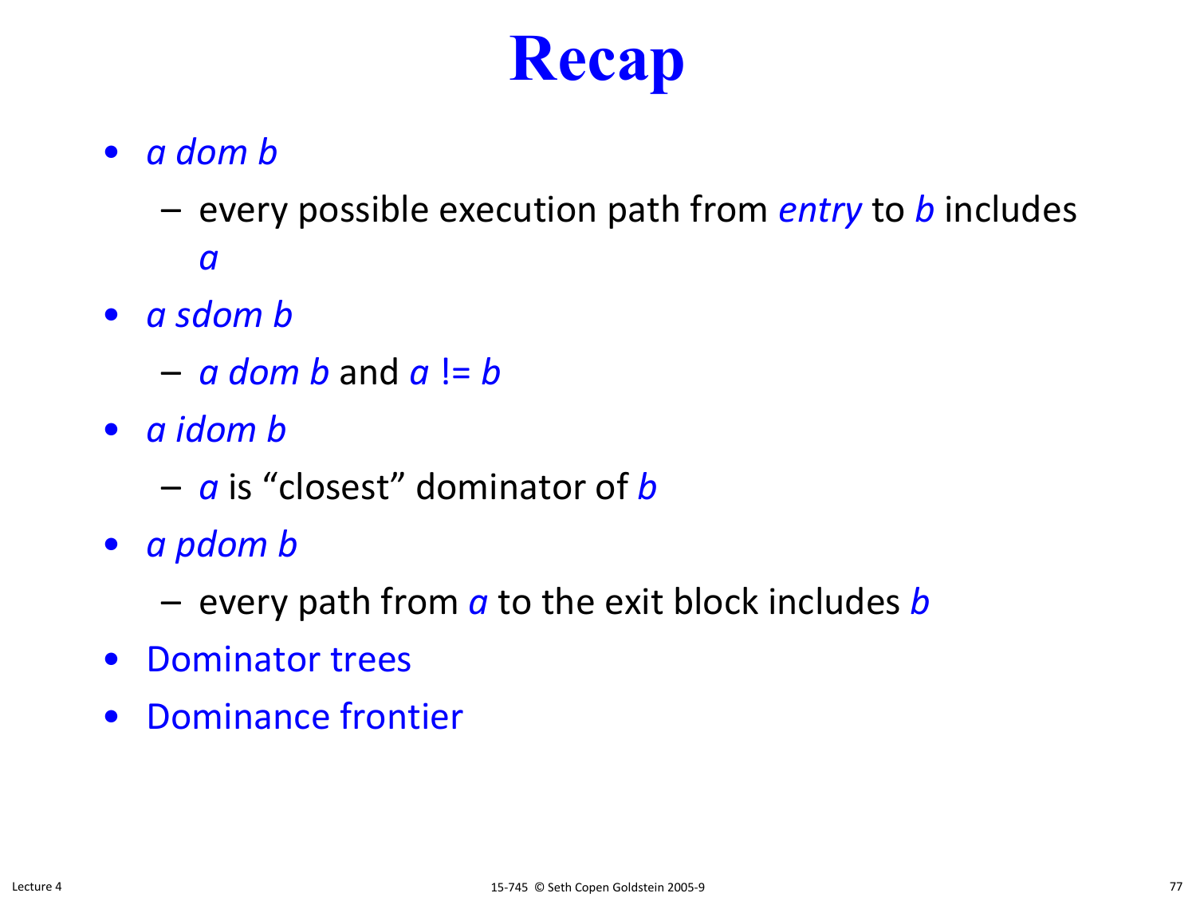# Recap

- *a dom b*
  - every possible execution path from *entry* to *b* includes *a*
- *a sdom b*
  - *a dom b* and *a* != *b*
- *a idom b*
  - *a* is "closest" dominator of *b*
- *a pdom b*
  - every path from *a* to the exit block includes *b*
- Dominator trees
- Dominance frontier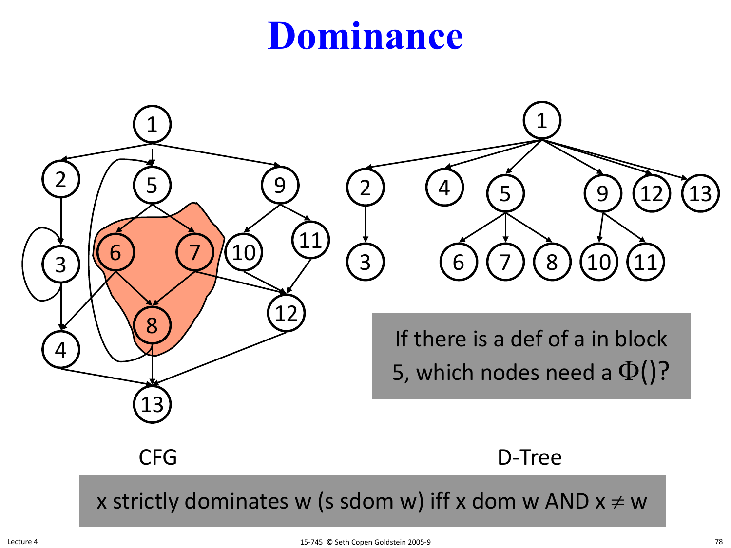# Dominance

CFG

D-Tree

If there is a def of a in block 5, which nodes need a $\Phi()$?

x strictly dominates w (s sdom w) iff x dom w AND x $\neq$ w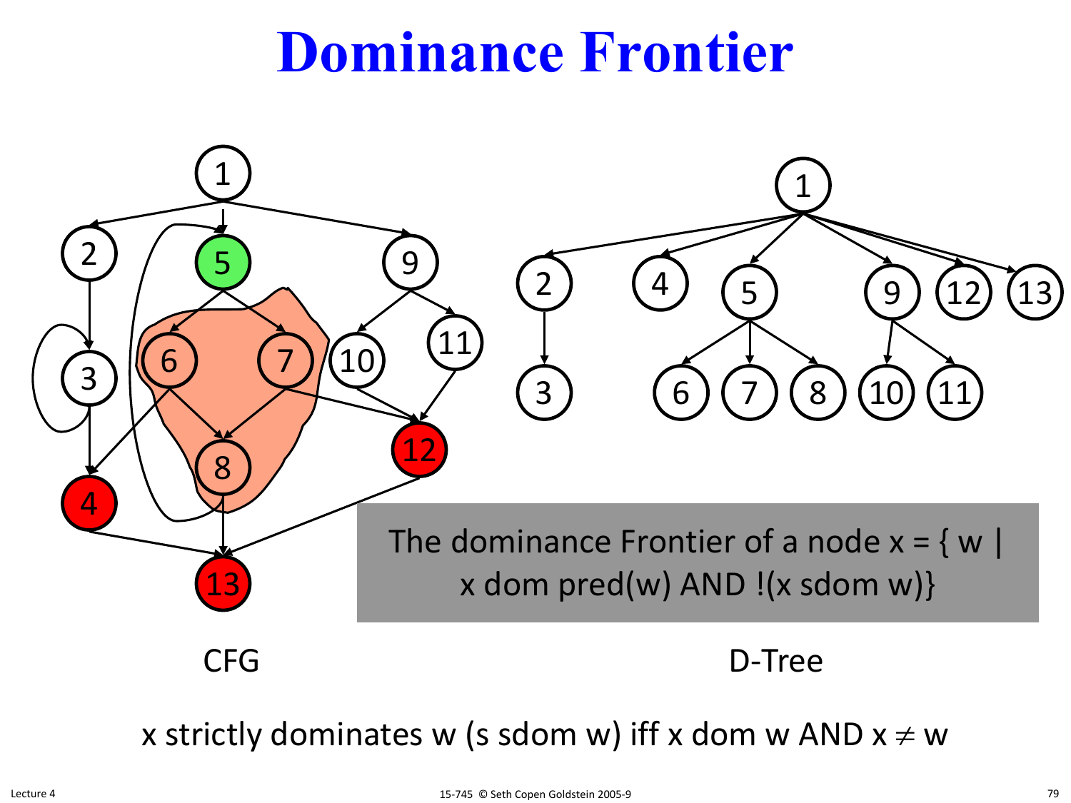# Dominance Frontier

CFG

D-Tree

The dominance Frontier of a node x = { w | x dom pred(w) AND !(x sdom w)}

x strictly dominates w (s sdom w) iff x dom w AND x $\neq$ w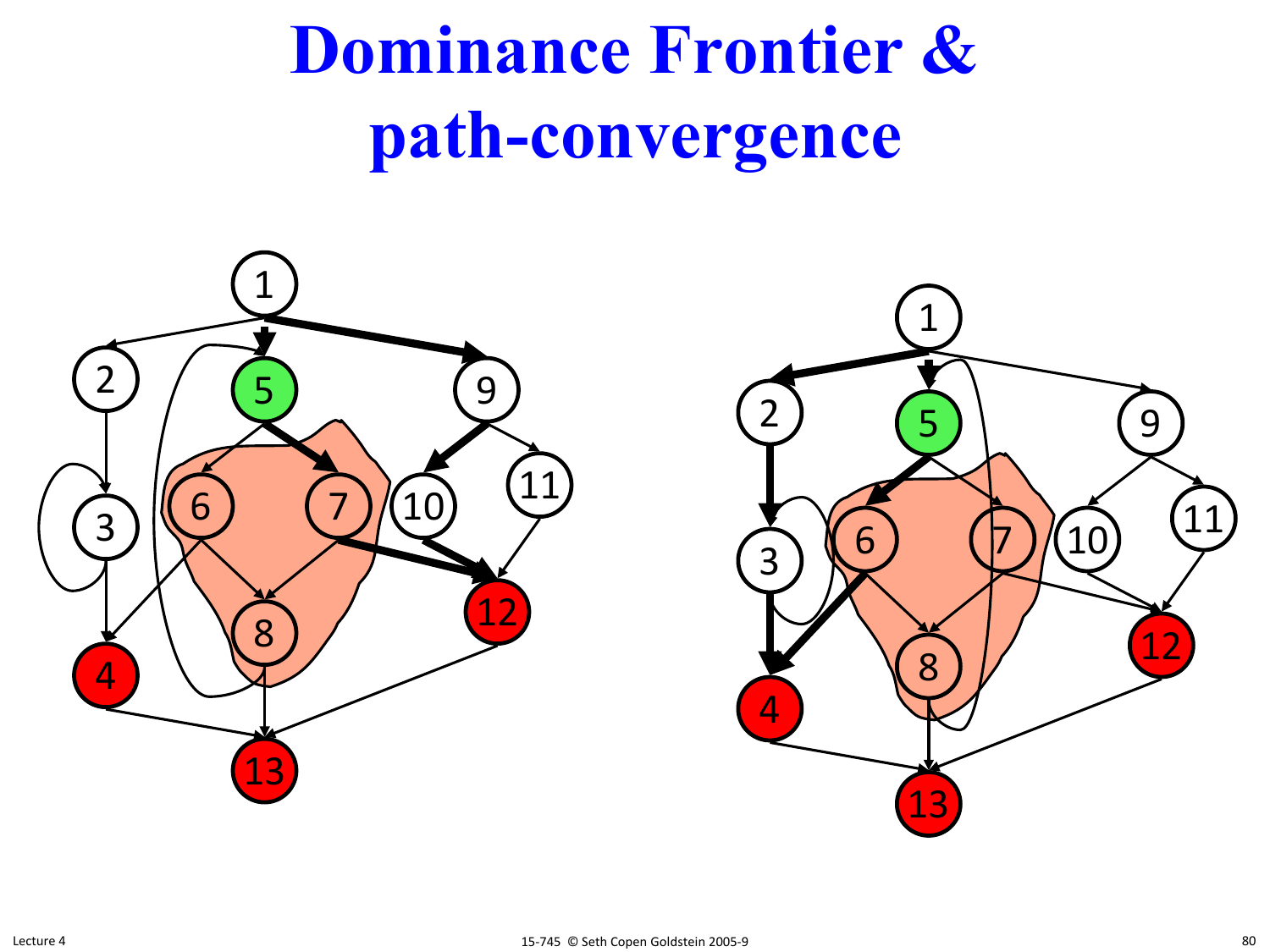# Dominance Frontier & path-convergence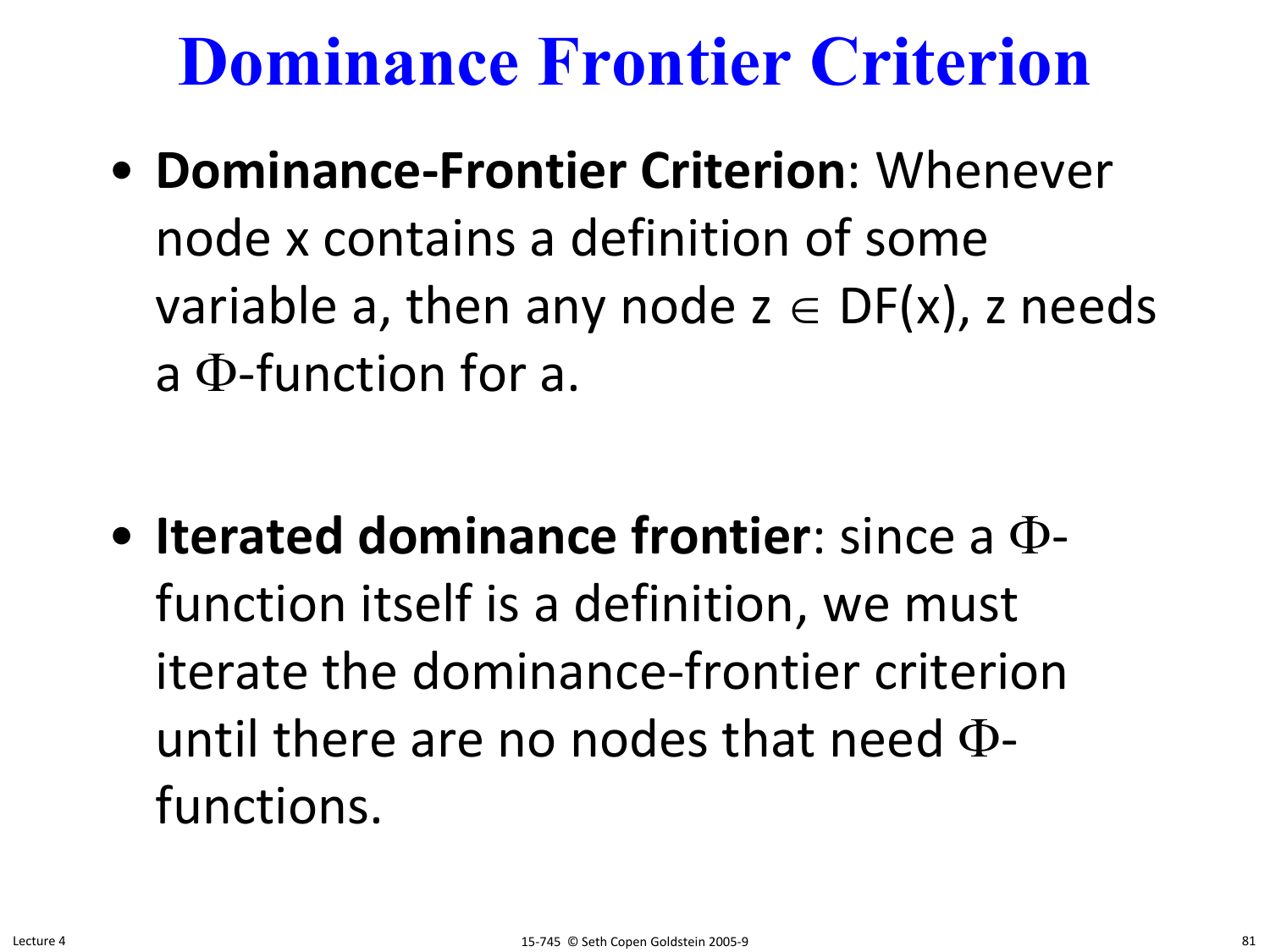# Dominance Frontier Criterion

- **Dominance-Frontier Criterion**: Whenever node x contains a definition of some variable a, then any node $z \in DF(x)$, z needs a $\Phi$-function for a.

- **Iterated dominance frontier**: since a $\Phi$-function itself is a definition, we must iterate the dominance-frontier criterion until there are no nodes that need $\Phi$-functions.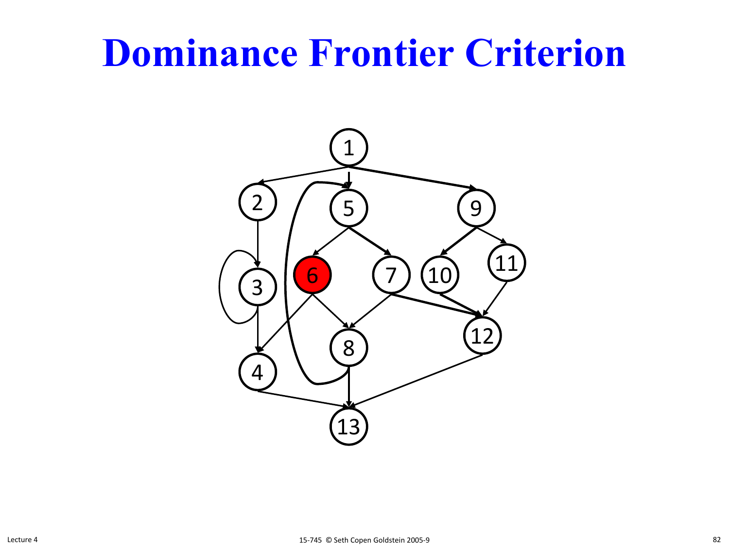# Dominance Frontier Criterion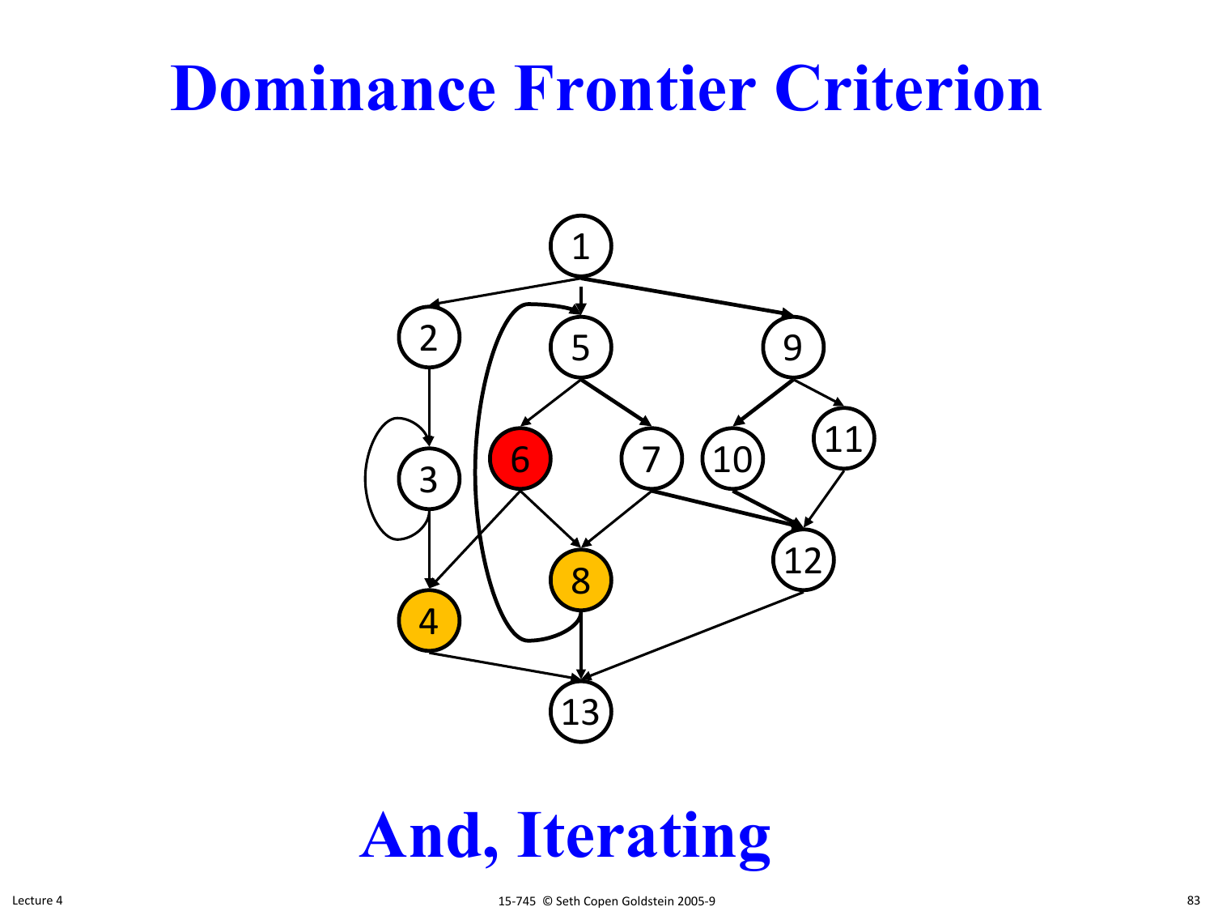# Dominance Frontier Criterion

1, 2, 5, 9, 3, 6, 7, 10, 11, 4, 8, 12, 13

# And, Iterating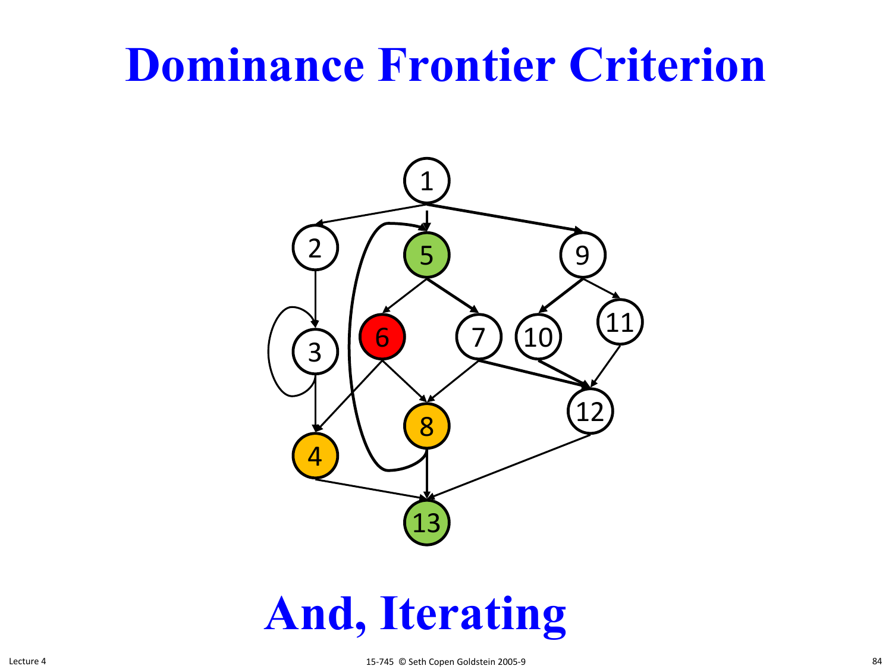# Dominance Frontier Criterion

# And, Iterating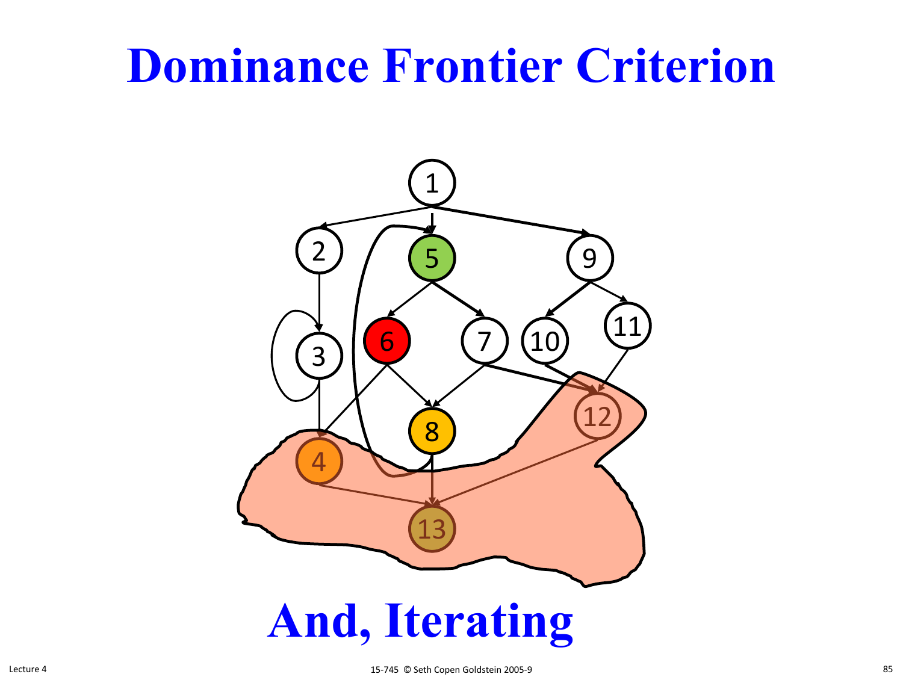# Dominance Frontier Criterion

1

2 5 9

3 6 7 10 11

8 12

4

13

# And, Iterating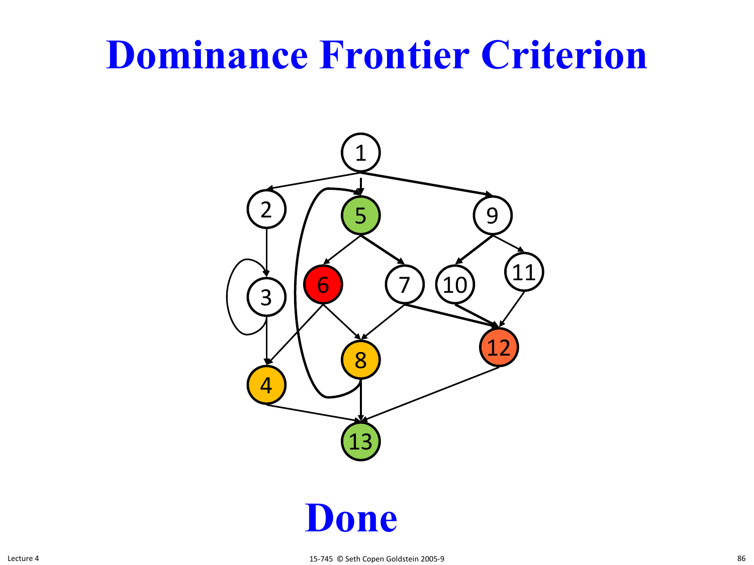# Dominance Frontier Criterion

# Done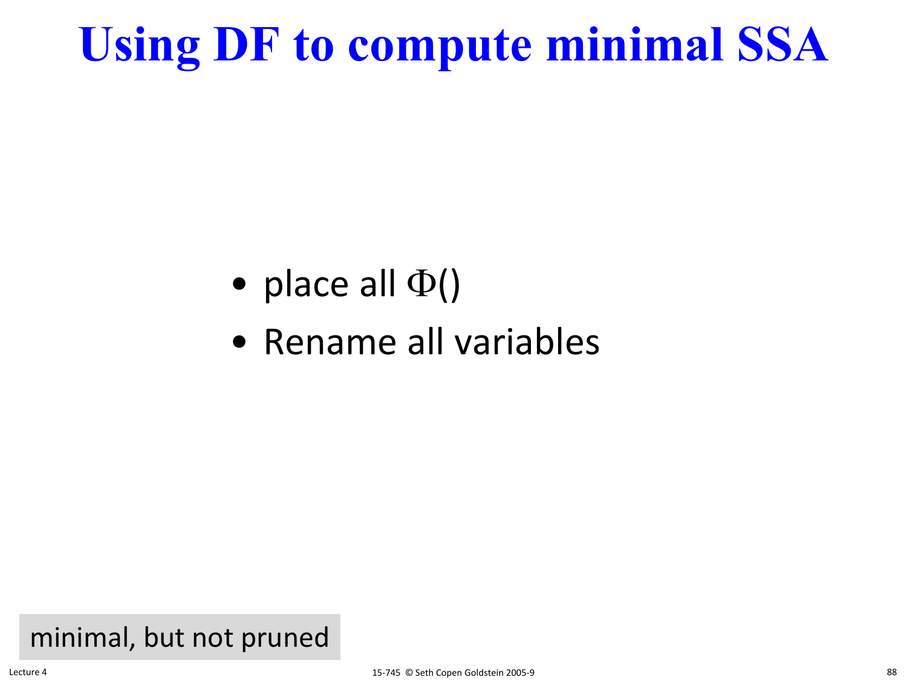# Using DF to compute minimal SSA

- place all $\Phi()$
- Rename all variables

minimal, but not pruned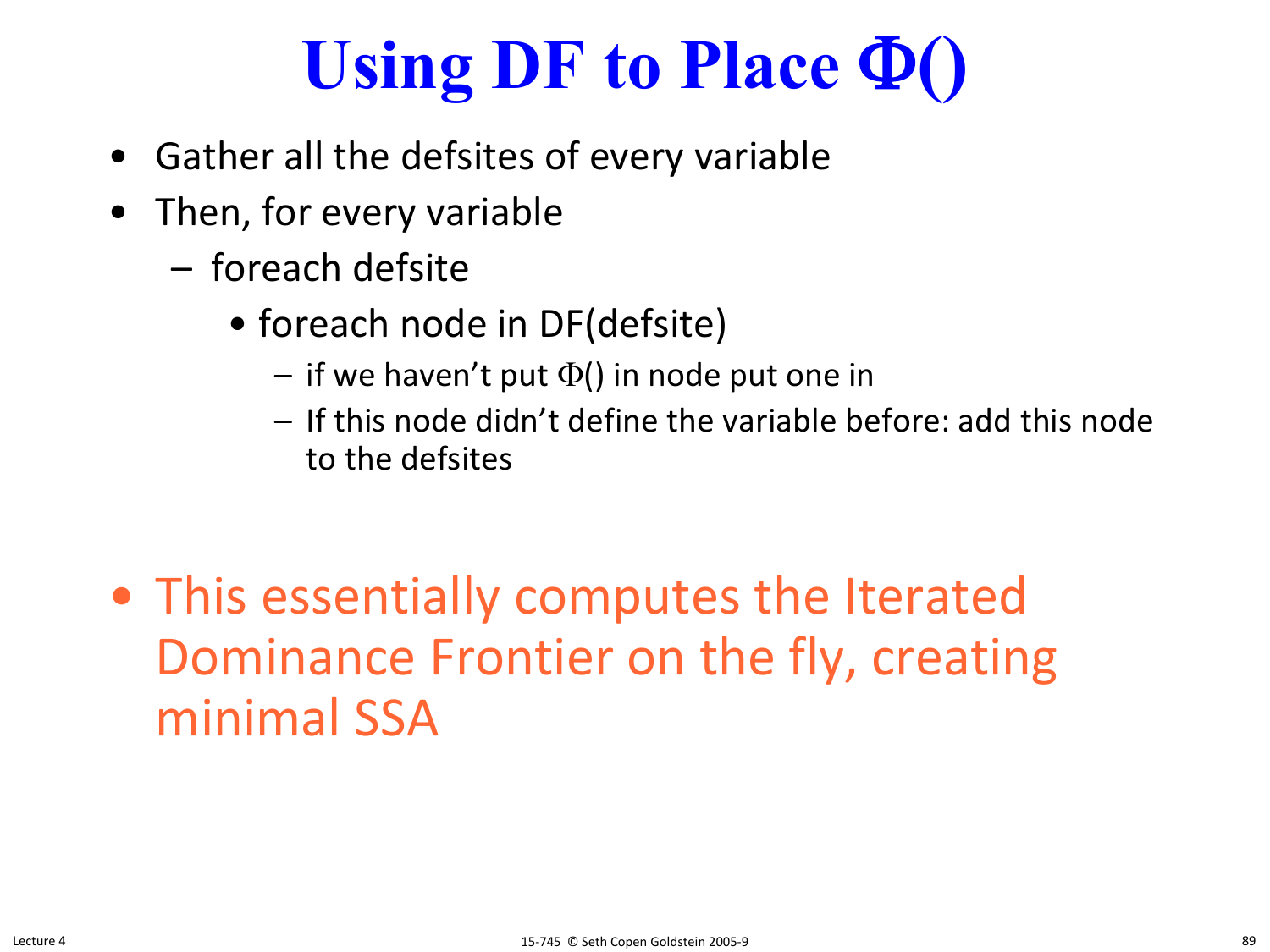# Using DF to Place $\Phi()$

- Gather all the defsites of every variable
- Then, for every variable
  - foreach defsite
    - foreach node in DF(defsite)
      - if we haven't put $\Phi()$ in node put one in
      - If this node didn't define the variable before: add this node to the defsites

- This essentially computes the Iterated Dominance Frontier on the fly, creating minimal SSA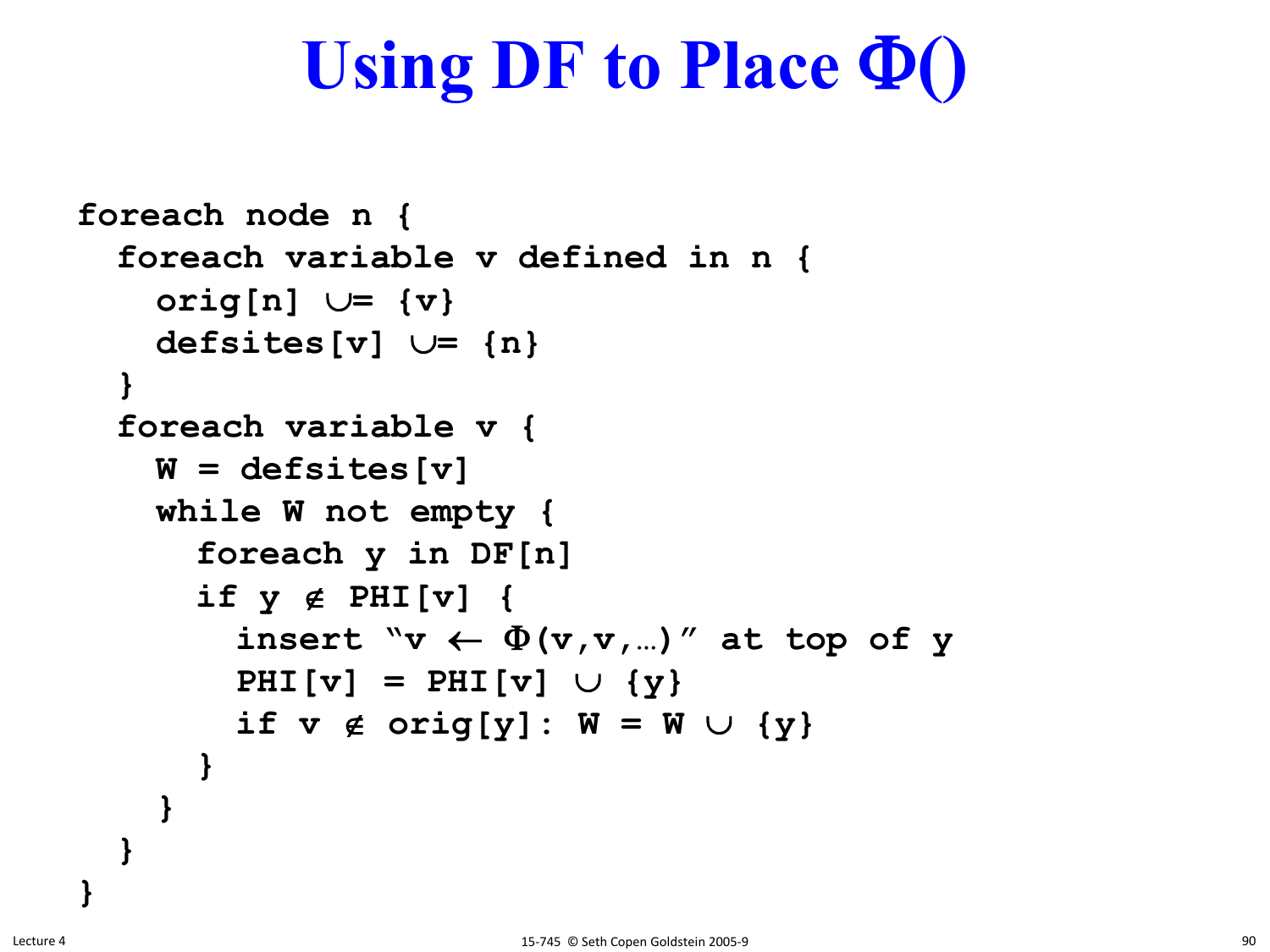# Using DF to Place Φ()

```
foreach node n {
  foreach variable v defined in n {
    orig[n] ∪= {v}
    defsites[v] ∪= {n}
  }
  foreach variable v {
    W = defsites[v]
    while W not empty {
      foreach y in DF[n]
      if y ∉ PHI[v] {
        insert "v ← Φ(v,v,…)" at top of y
        PHI[v] = PHI[v] ∪ {y}
        if v ∉ orig[y]: W = W ∪ {y}
      }
    }
  }
}
```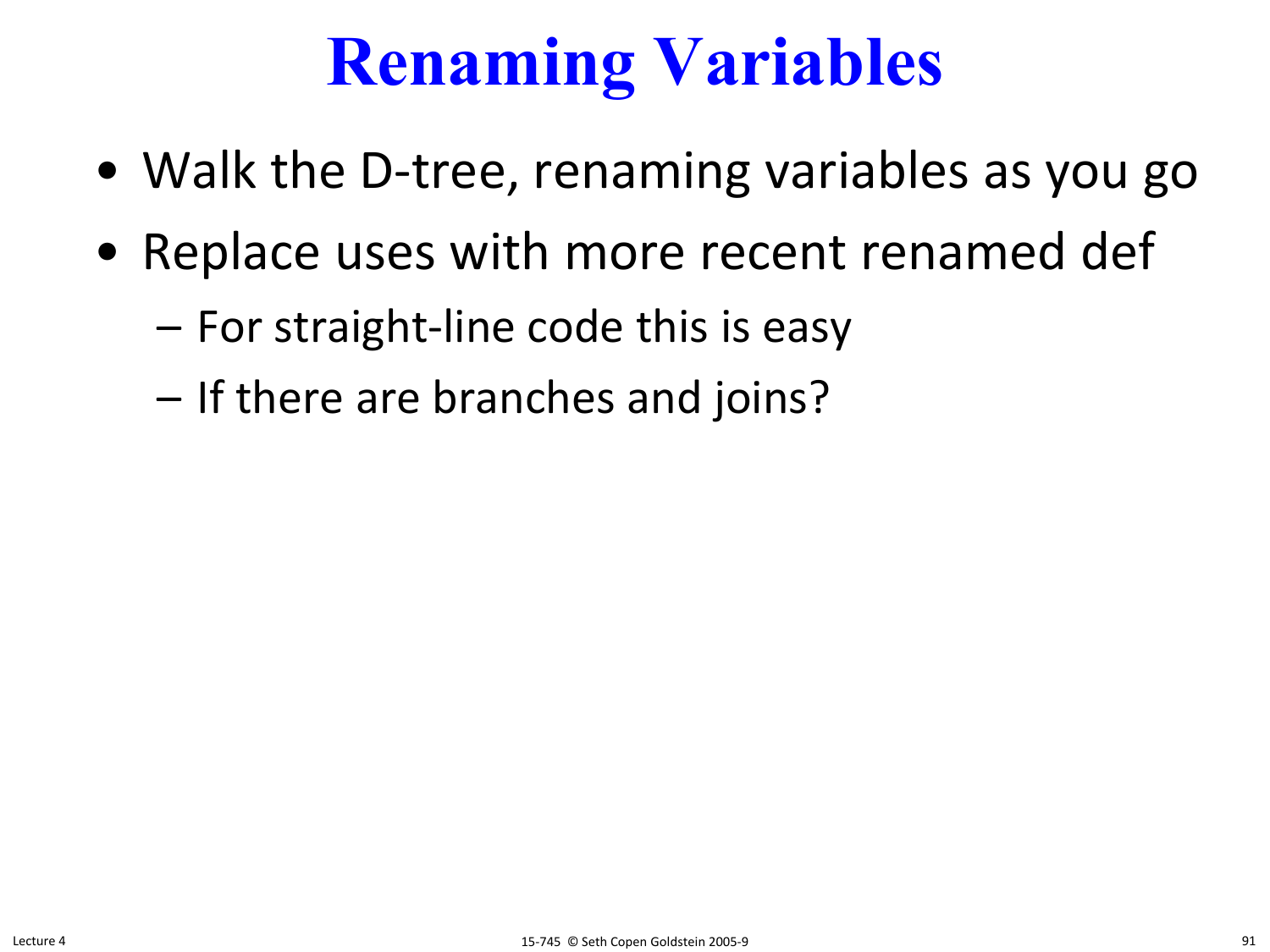# Renaming Variables

- Walk the D-tree, renaming variables as you go
- Replace uses with more recent renamed def
  - For straight-line code this is easy
  - If there are branches and joins?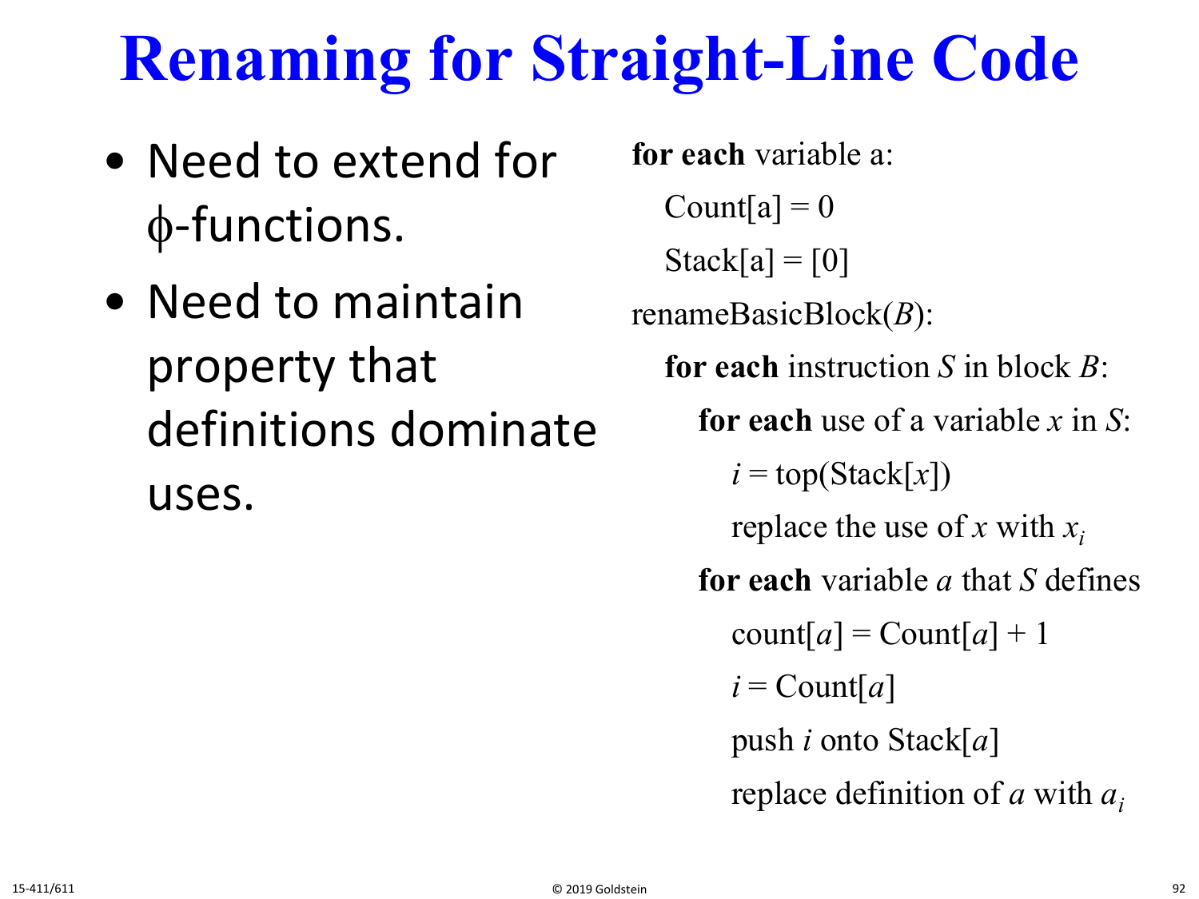# Renaming for Straight-Line Code

- Need to extend for ϕ-functions.
- Need to maintain property that definitions dominate uses.

```
for each variable a:
    Count[a] = 0
    Stack[a] = [0]
renameBasicBlock(B):
    for each instruction S in block B:
        for each use of a variable x in S:
            i = top(Stack[x])
            replace the use of x with x_i
        for each variable a that S defines
            count[a] = Count[a] + 1
            i = Count[a]
            push i onto Stack[a]
            replace definition of a with a_i
```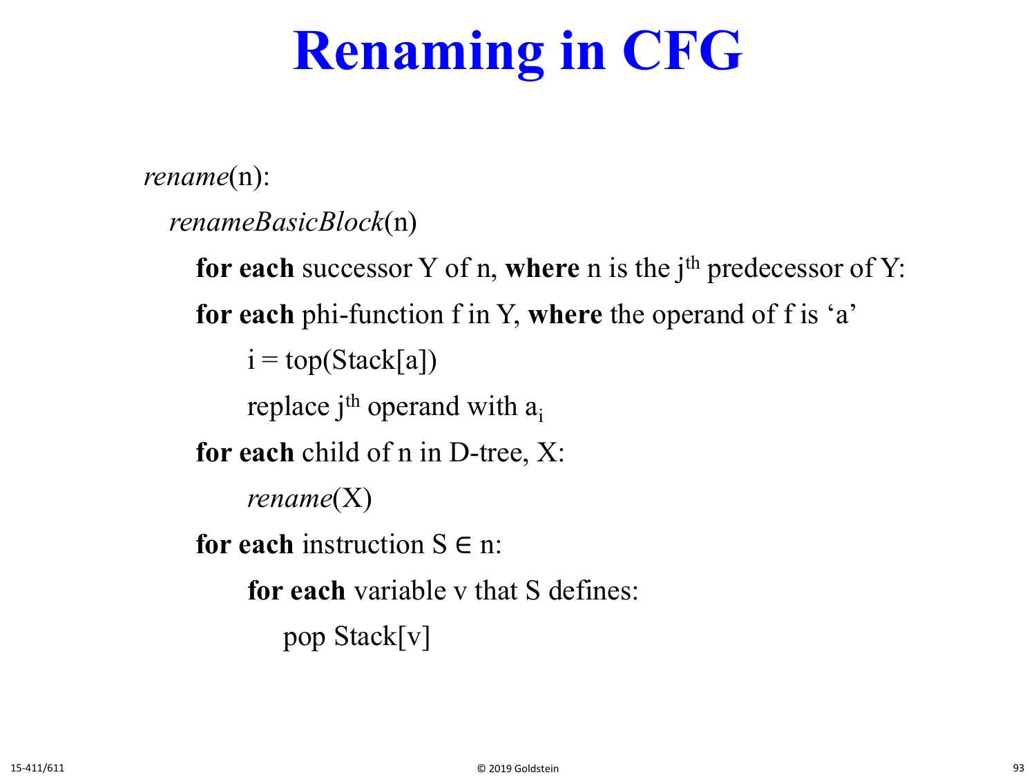# Renaming in CFG

```
rename(n):
   renameBasicBlock(n)
      for each successor Y of n, where n is the jth predecessor of Y:
      for each phi-function f in Y, where the operand of f is 'a'
            i = top(Stack[a])
            replace jth operand with a_i
      for each child of n in D-tree, X:
            rename(X)
      for each instruction S ∈ n:
            for each variable v that S defines:
               pop Stack[v]
```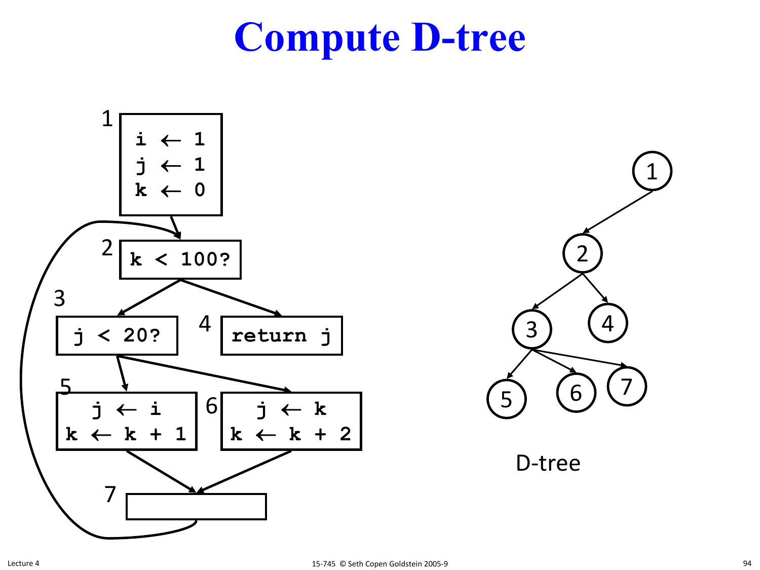# Compute D-tree

1
```
i ← 1
j ← 1
k ← 0
```

2
```
k < 100?
```

3
```
j < 20?
```

4
```
return j
```

5
```
j ← i
k ← k + 1
```

6
```
j ← k
k ← k + 2
```

7

D-tree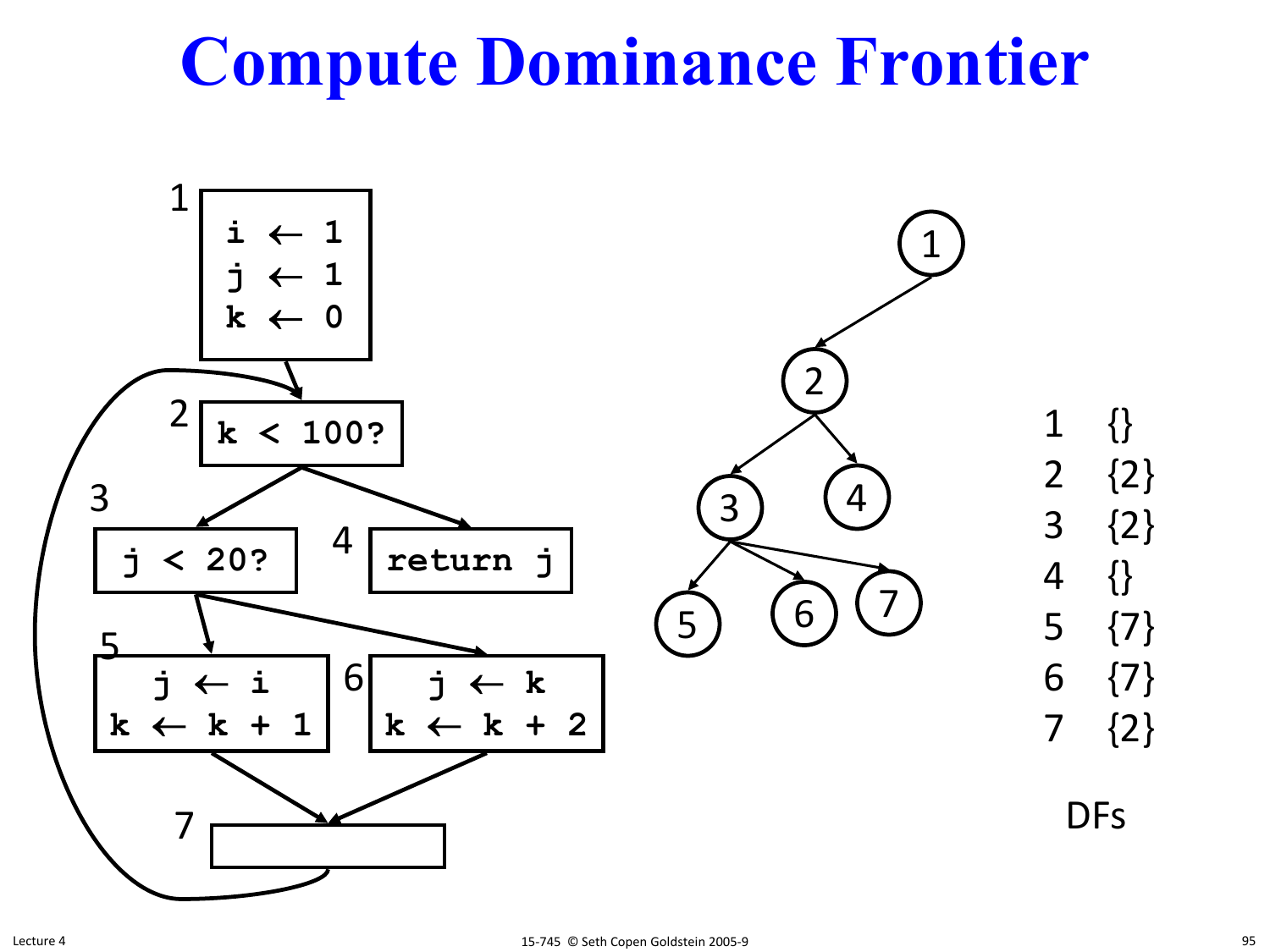# Compute Dominance Frontier

1
```
i ← 1
j ← 1
k ← 0
```

2
```
k < 100?
```

3
```
j < 20?
```

4
```
return j
```

5
```
j ← i
k ← k + 1
```

6
```
j ← k
k ← k + 2
```

7

| | DFs |
|---|---|
| 1 | {} |
| 2 | {2} |
| 3 | {2} |
| 4 | {} |
| 5 | {7} |
| 6 | {7} |
| 7 | {2} |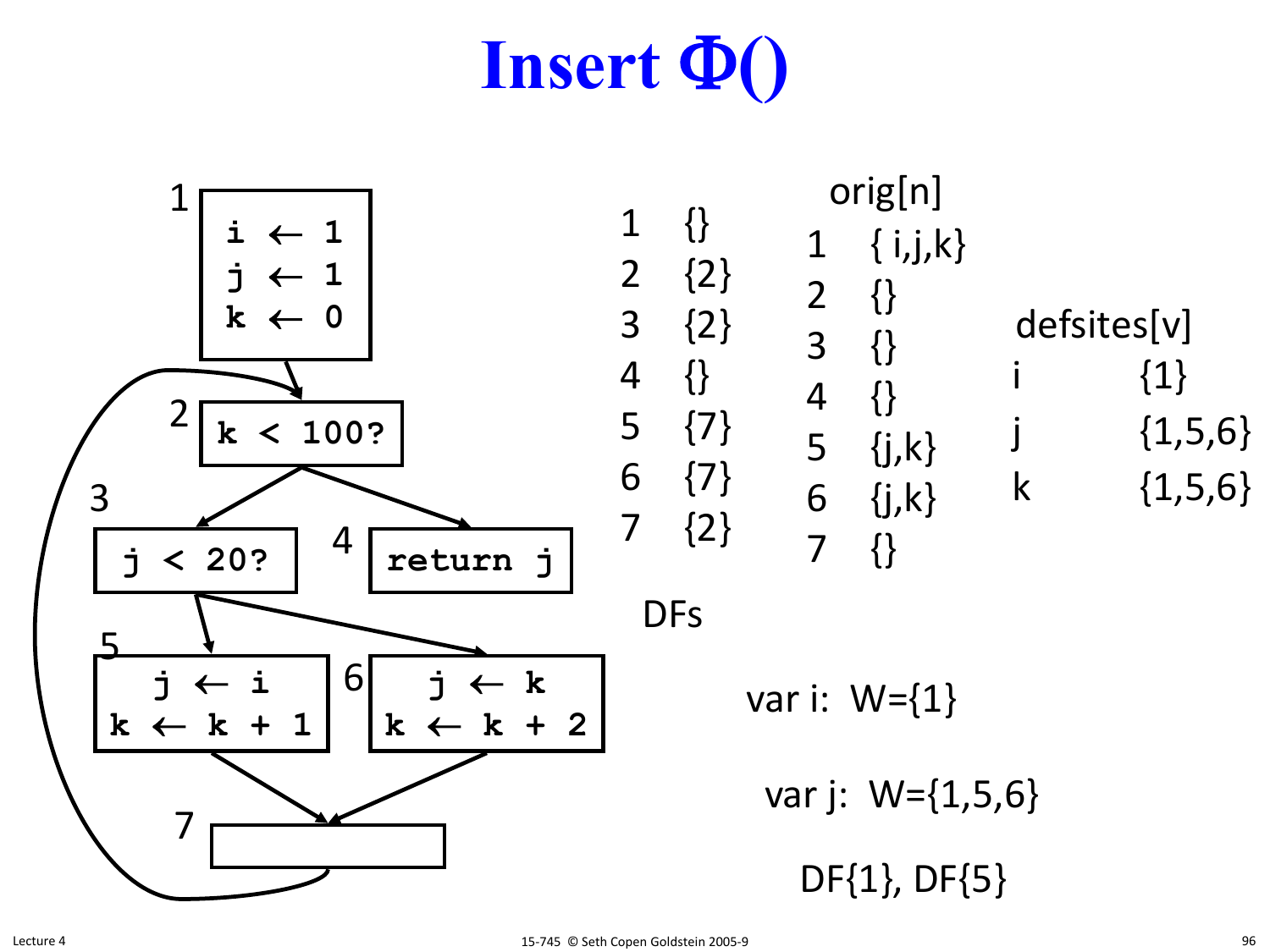# Insert Φ()

**Control flow graph:**

1:
```
i ← 1
j ← 1
k ← 0
```

2:
```
k < 100?
```

3:
```
j < 20?
```

4:
```
return j
```

5:
```
j ← i
k ← k + 1
```

6:
```
j ← k
k ← k + 2
```

7: (empty)

Edges: 1 → 2, 2 → 3, 2 → 4, 3 → 5, 3 → 6, 5 → 7, 6 → 7, 7 → 2

| n | DFs | orig[n] |
|---|---|---|
| 1 | {} | { i,j,k} |
| 2 | {2} | {} |
| 3 | {2} | {} |
| 4 | {} | {} |
| 5 | {7} | {j,k} |
| 6 | {7} | {j,k} |
| 7 | {2} | {} |

| defsites[v] | |
|---|---|
| i | {1} |
| j | {1,5,6} |
| k | {1,5,6} |

var i: W={1}

var j: W={1,5,6}

DF{1}, DF{5}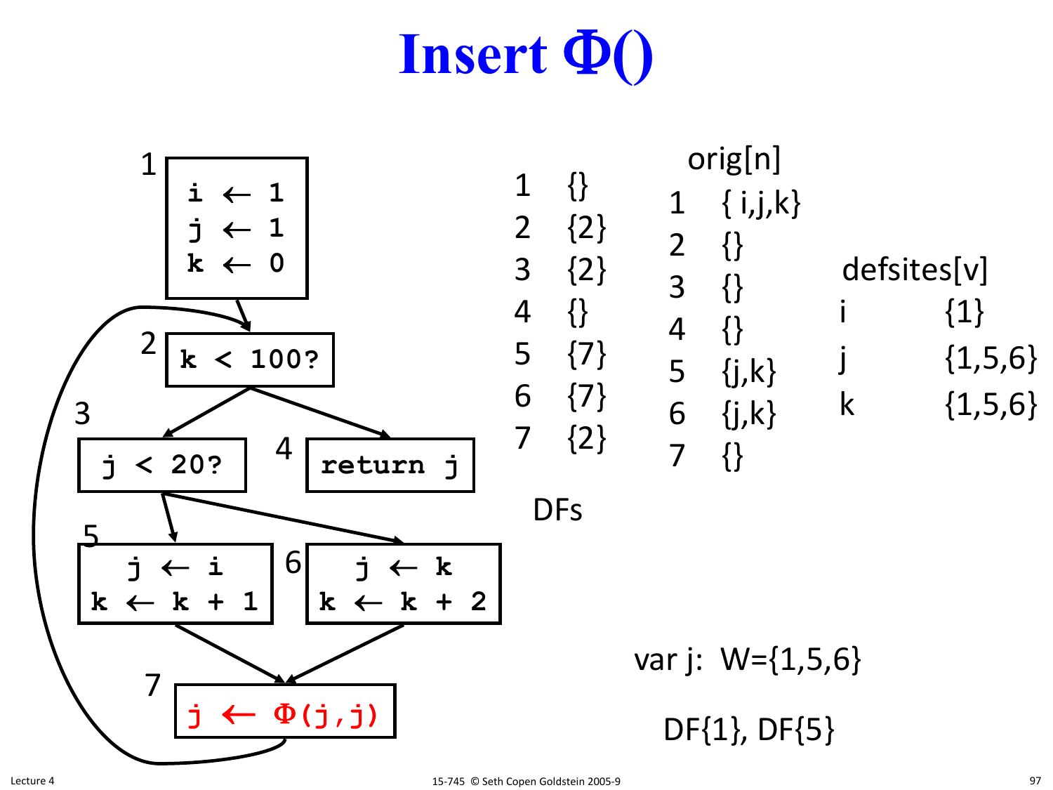# Insert Φ()

```
1: i ← 1
   j ← 1
   k ← 0
2: k < 100?
3: j < 20?
4: return j
5: j ← i
   k ← k + 1
6: j ← k
   k ← k + 2
7: j ← Φ(j,j)
```

| Node | DFs |
|---|---|
| 1 | {} |
| 2 | {2} |
| 3 | {2} |
| 4 | {} |
| 5 | {7} |
| 6 | {7} |
| 7 | {2} |

| n | orig[n] |
|---|---|
| 1 | { i,j,k} |
| 2 | {} |
| 3 | {} |
| 4 | {} |
| 5 | {j,k} |
| 6 | {j,k} |
| 7 | {} |

| v | defsites[v] |
|---|---|
| i | {1} |
| j | {1,5,6} |
| k | {1,5,6} |

var j: W={1,5,6}

DF{1}, DF{5}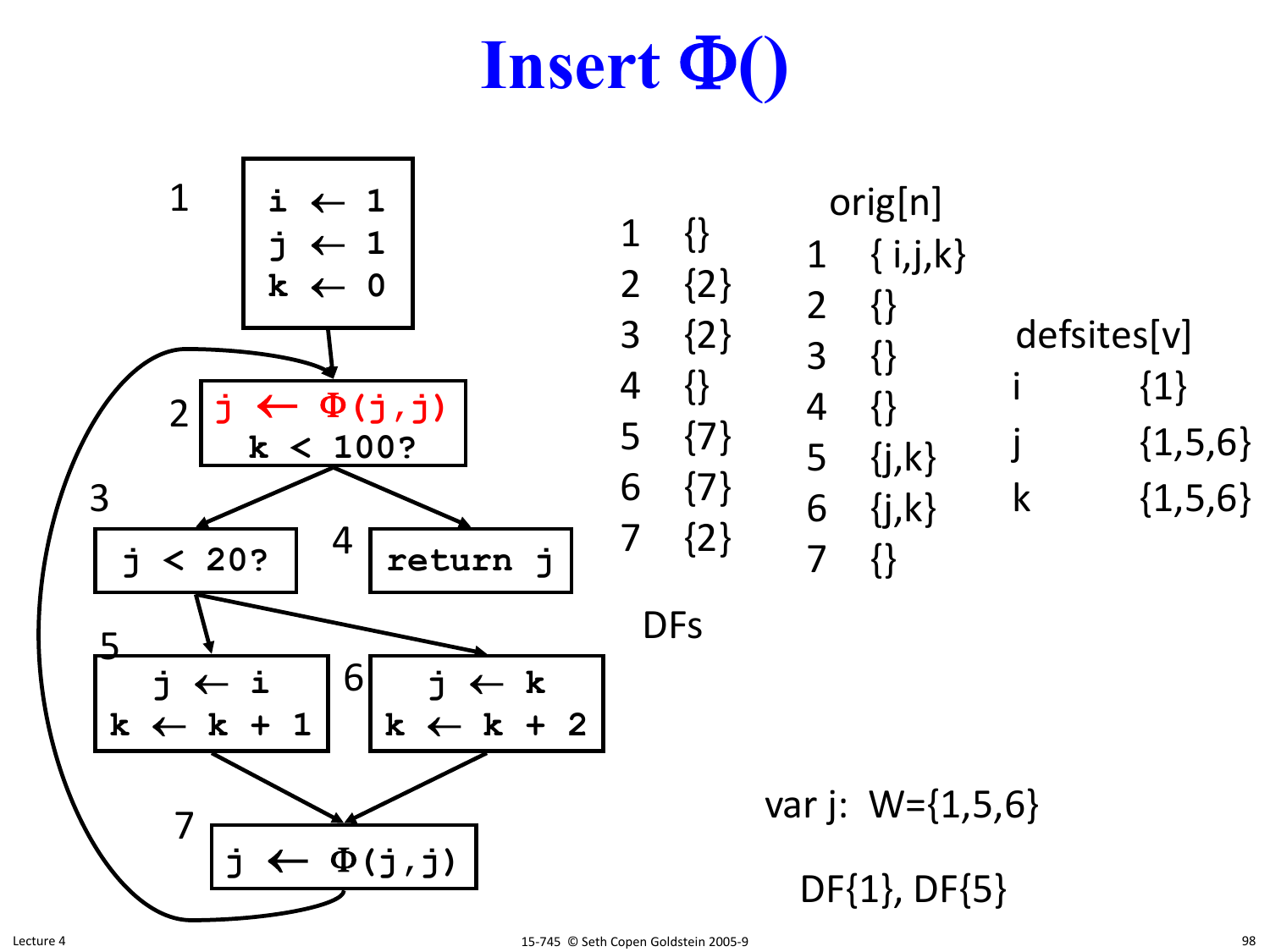# Insert Φ()

1
```
i ← 1
j ← 1
k ← 0
```

2
```
j ← Φ(j,j)
k < 100?
```

3
```
j < 20?
```

4
```
return j
```

5
```
j ← i
k ← k + 1
```

6
```
j ← k
k ← k + 2
```

7
```
j ← Φ(j,j)
```

DFs

| | |
|---|---|
| 1 | {} |
| 2 | {2} |
| 3 | {2} |
| 4 | {} |
| 5 | {7} |
| 6 | {7} |
| 7 | {2} |

orig[n]

| | |
|---|---|
| 1 | { i,j,k} |
| 2 | {} |
| 3 | {} |
| 4 | {} |
| 5 | {j,k} |
| 6 | {j,k} |
| 7 | {} |

defsites[v]

| | |
|---|---|
| i | {1} |
| j | {1,5,6} |
| k | {1,5,6} |

var j: W={1,5,6}

DF{1}, DF{5}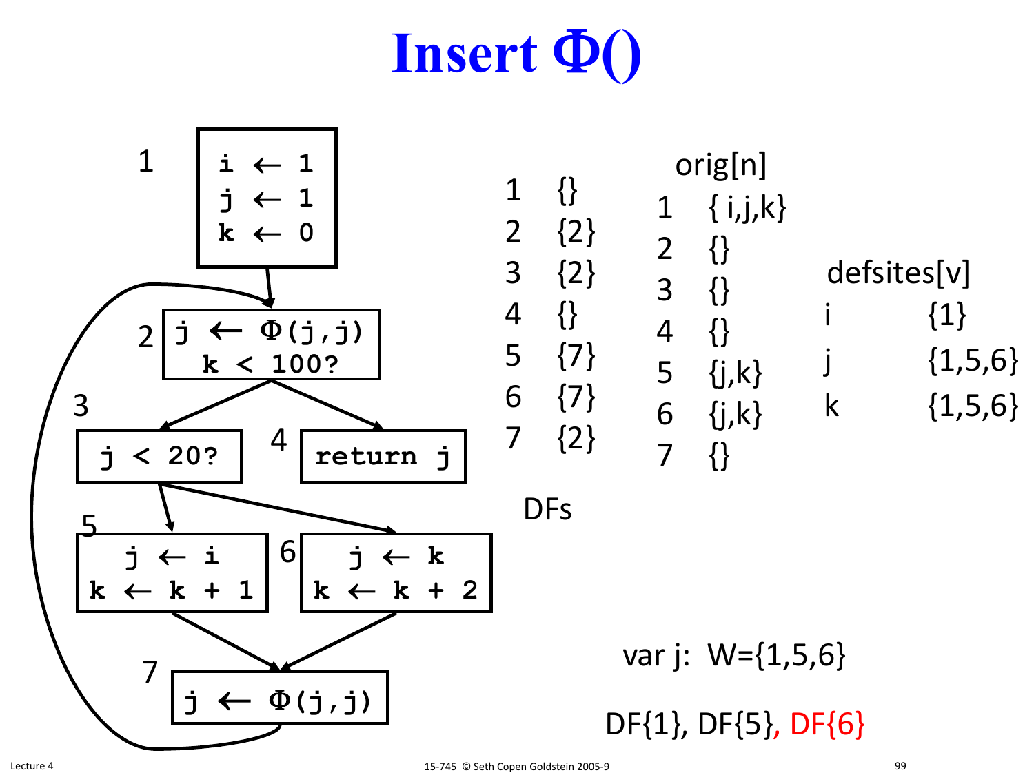# Insert Φ()

**1**
```
i ← 1
j ← 1
k ← 0
```

**2**
```
j ← Φ(j,j)
k < 100?
```

**3**
```
j < 20?
```

**4**
```
return j
```

**5**
```
j ← i
k ← k + 1
```

**6**
```
j ← k
k ← k + 2
```

**7**
```
j ← Φ(j,j)
```

DFs

| | |
|---|---|
| 1 | {} |
| 2 | {2} |
| 3 | {2} |
| 4 | {} |
| 5 | {7} |
| 6 | {7} |
| 7 | {2} |

orig[n]

| | |
|---|---|
| 1 | { i,j,k} |
| 2 | {} |
| 3 | {} |
| 4 | {} |
| 5 | {j,k} |
| 6 | {j,k} |
| 7 | {} |

defsites[v]

| | |
|---|---|
| i | {1} |
| j | {1,5,6} |
| k | {1,5,6} |

var j: W={1,5,6}

DF{1}, DF{5}, DF{6}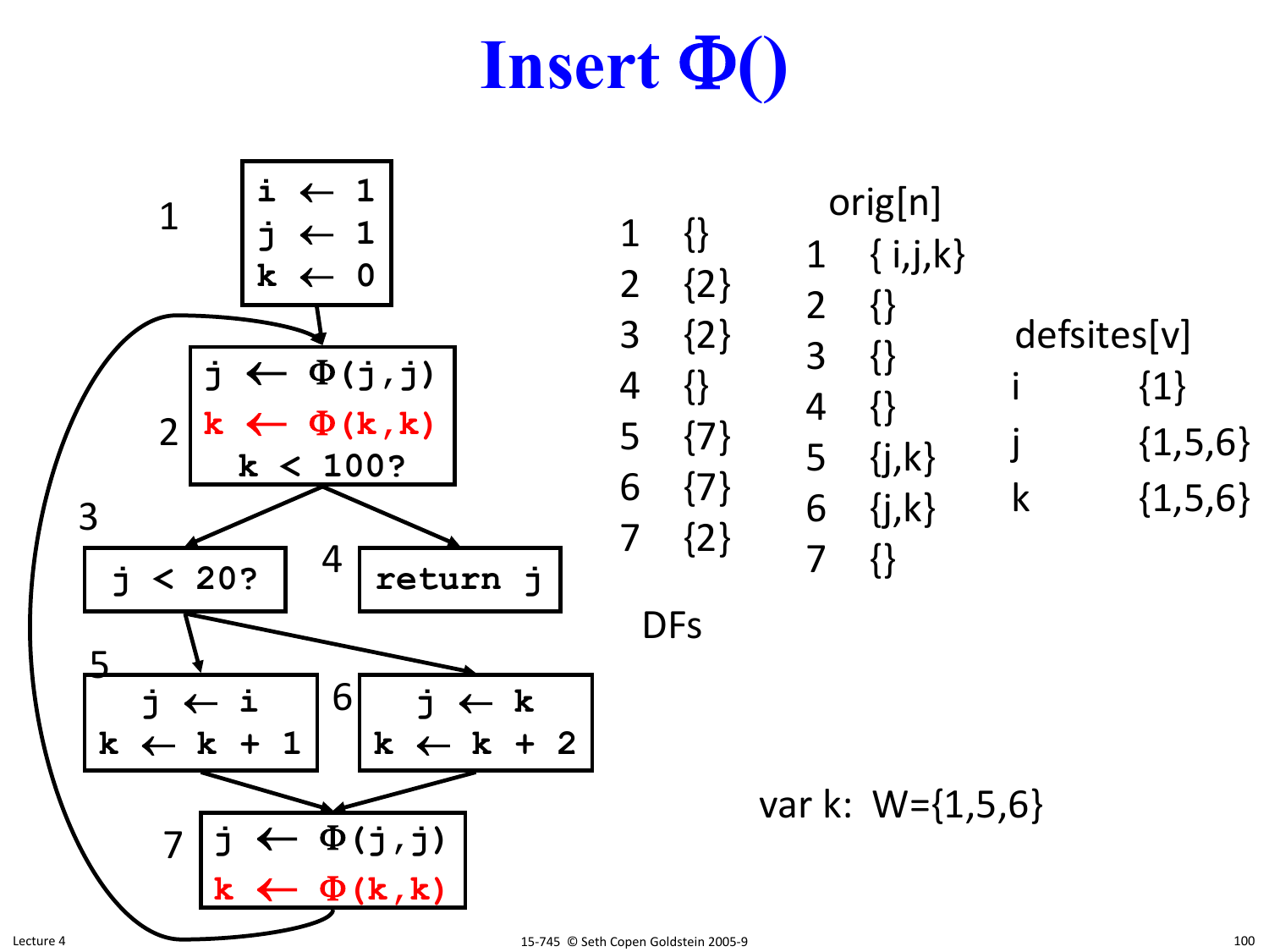# Insert Φ()

**Block 1**
```
i ← 1
j ← 1
k ← 0
```

**Block 2**
```
j ← Φ(j,j)
k ← Φ(k,k)
k < 100?
```

**Block 3**
```
j < 20?
```

**Block 4**
```
return j
```

**Block 5**
```
j ← i
k ← k + 1
```

**Block 6**
```
j ← k
k ← k + 2
```

**Block 7**
```
j ← Φ(j,j)
k ← Φ(k,k)
```

Edges: 1 → 2, 2 → 3, 2 → 4, 3 → 5, 3 → 6, 5 → 7, 6 → 7, 7 → 2

**DFs**

| Node | DF |
|---|---|
| 1 | {} |
| 2 | {2} |
| 3 | {2} |
| 4 | {} |
| 5 | {7} |
| 6 | {7} |
| 7 | {2} |

**orig[n]**

| n | orig[n] |
|---|---|
| 1 | { i,j,k} |
| 2 | {} |
| 3 | {} |
| 4 | {} |
| 5 | {j,k} |
| 6 | {j,k} |
| 7 | {} |

**defsites[v]**

| v | defsites[v] |
|---|---|
| i | {1} |
| j | {1,5,6} |
| k | {1,5,6} |

var k: W={1,5,6}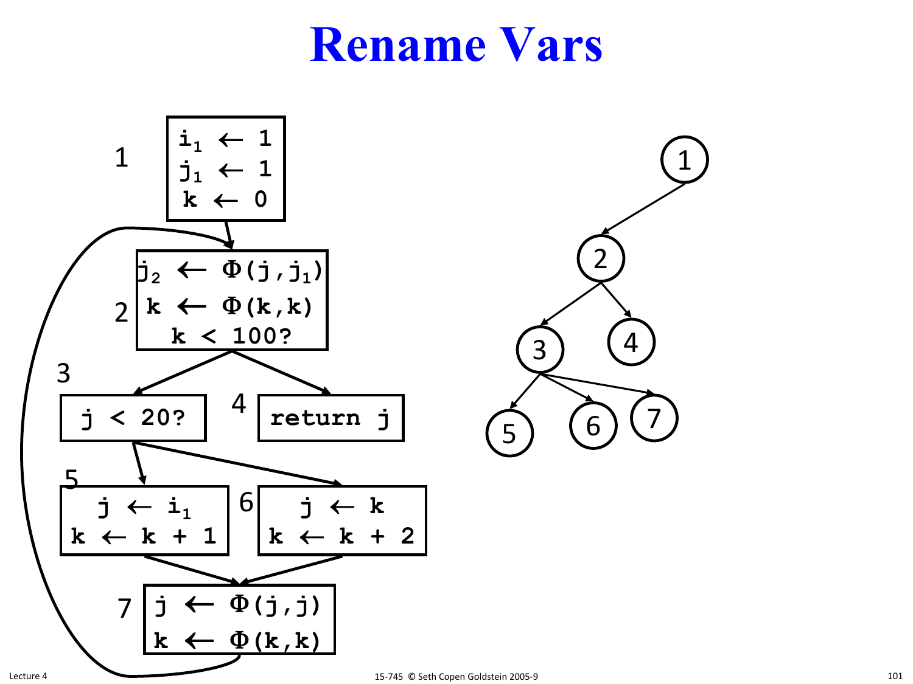# Rename Vars

**Block 1**
```
i₁ ← 1
j₁ ← 1
k ← 0
```

**Block 2**
```
j₂ ← Φ(j,j₁)
k ← Φ(k,k)
k < 100?
```

**Block 3**
```
j < 20?
```

**Block 4**
```
return j
```

**Block 5**
```
j ← i₁
k ← k + 1
```

**Block 6**
```
j ← k
k ← k + 2
```

**Block 7**
```
j ← Φ(j,j)
k ← Φ(k,k)
```

CFG edges: 1 → 2, 2 → 3, 2 → 4, 3 → 5, 3 → 6, 5 → 7, 6 → 7, 7 → 2

Dominator tree: 1 → 2; 2 → 3, 4; 3 → 5, 6, 7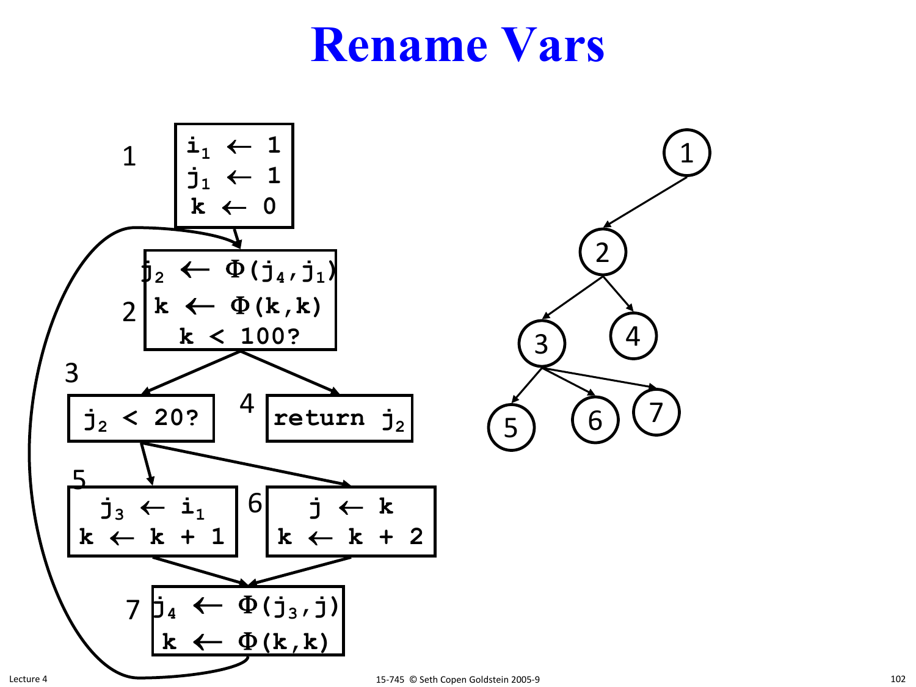# Rename Vars

**Block 1**

```
i1 ← 1
j1 ← 1
k ← 0
```

**Block 2**

```
j2 ← Φ(j4,j1)
k ← Φ(k,k)
k < 100?
```

**Block 3**

```
j2 < 20?
```

**Block 4**

```
return j2
```

**Block 5**

```
j3 ← i1
k ← k + 1
```

**Block 6**

```
j ← k
k ← k + 2
```

**Block 7**

```
j4 ← Φ(j3,j)
k ← Φ(k,k)
```

Control flow edges: 1 → 2, 2 → 3, 2 → 4, 3 → 5, 3 → 6, 5 → 7, 6 → 7, 7 → 2.

Dominator tree: 1 → 2; 2 → 3, 4; 3 → 5, 6, 7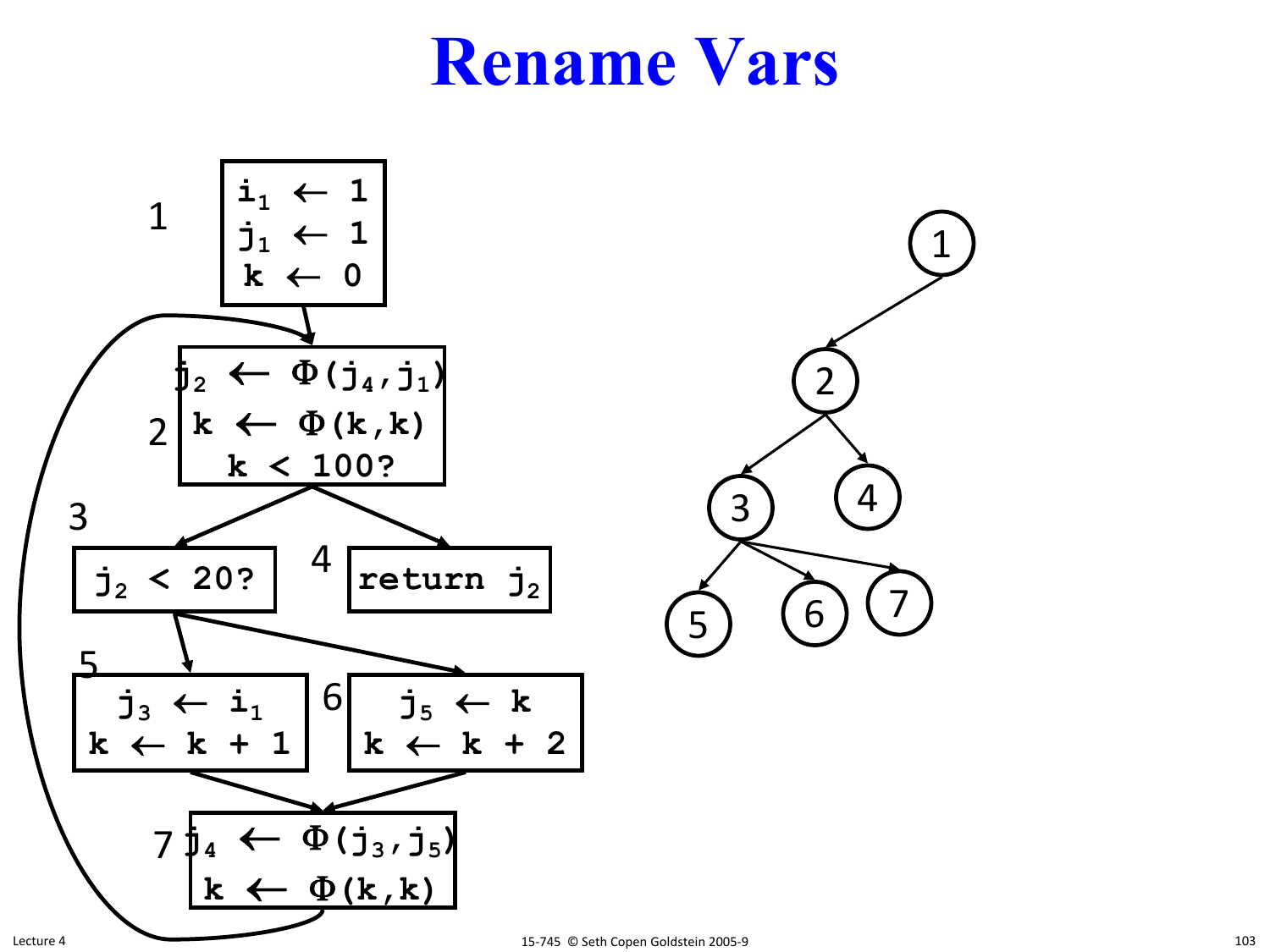# Rename Vars

**1**
```
i₁ ← 1
j₁ ← 1
k ← 0
```

**2**
```
j₂ ← Φ(j₄,j₁)
k ← Φ(k,k)
k < 100?
```

**3**
```
j₂ < 20?
```

**4**
```
return j₂
```

**5**
```
j₃ ← i₁
k ← k + 1
```

**6**
```
j₅ ← k
k ← k + 2
```

**7**
```
j₄ ← Φ(j₃,j₅)
k ← Φ(k,k)
```

Dominator tree: 1 → 2; 2 → 3, 4; 3 → 5, 6, 7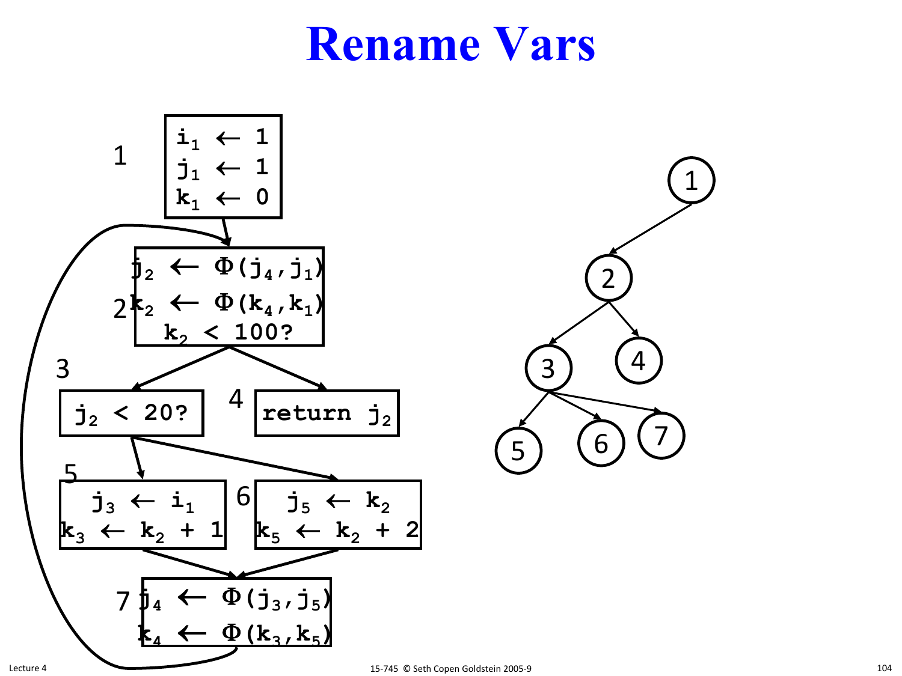# Rename Vars

**1**
```
i₁ ← 1
j₁ ← 1
k₁ ← 0
```

**2**
```
j₂ ← Φ(j₄,j₁)
k₂ ← Φ(k₄,k₁)
k₂ < 100?
```

**3**
```
j₂ < 20?
```

**4**
```
return j₂
```

**5**
```
j₃ ← i₁
k₃ ← k₂ + 1
```

**6**
```
j₅ ← k₂
k₅ ← k₂ + 2
```

**7**
```
j₄ ← Φ(j₃,j₅)
k₄ ← Φ(k₃,k₅)
```

Control-flow edges: 1 → 2, 2 → 3, 2 → 4, 3 → 5, 3 → 6, 5 → 7, 6 → 7, 7 → 2

Dominator tree: 1 → 2; 2 → 3, 4; 3 → 5, 6, 7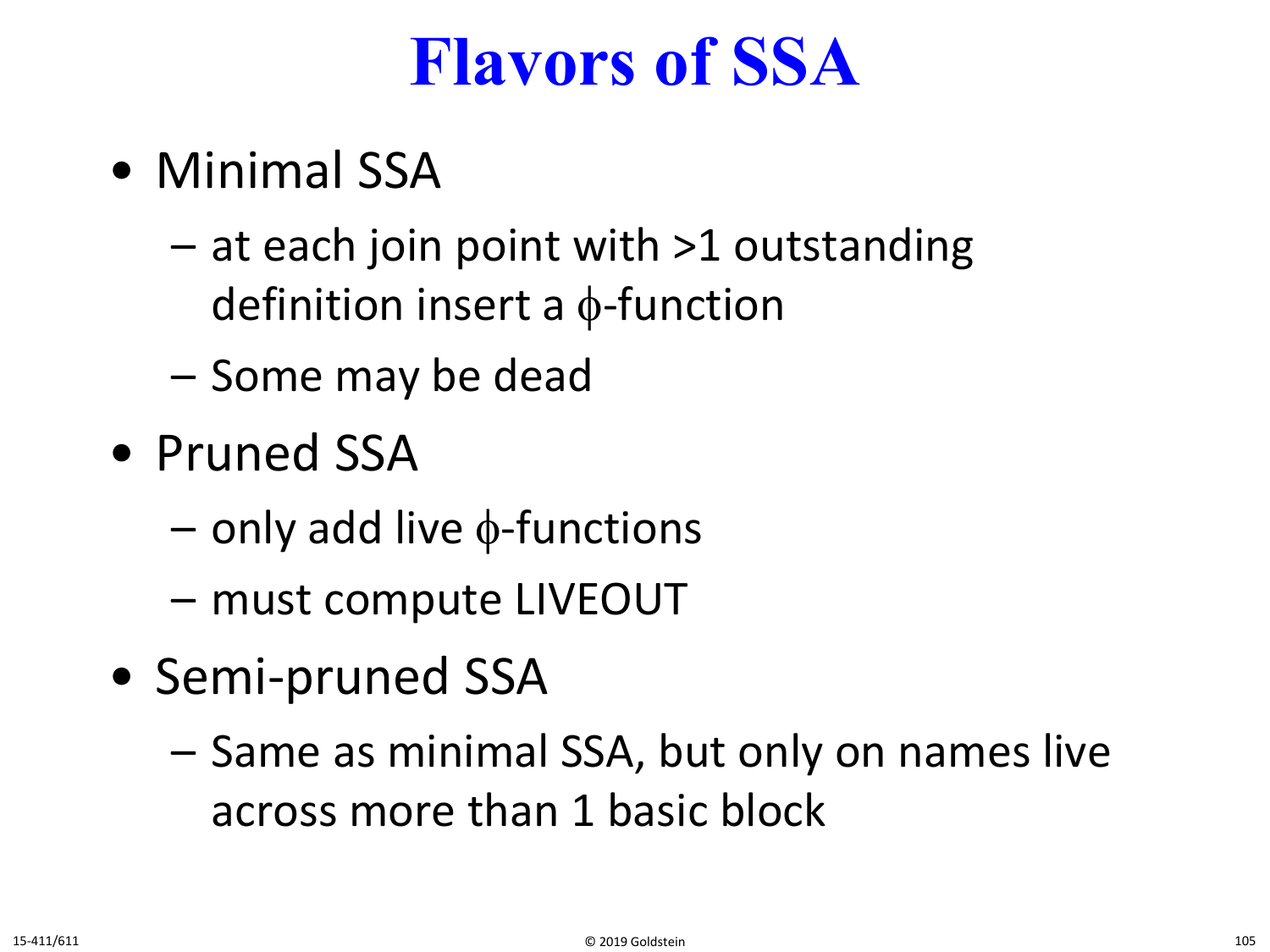# Flavors of SSA

- Minimal SSA
  - at each join point with >1 outstanding definition insert a $\phi$-function
  - Some may be dead
- Pruned SSA
  - only add live $\phi$-functions
  - must compute LIVEOUT
- Semi-pruned SSA
  - Same as minimal SSA, but only on names live across more than 1 basic block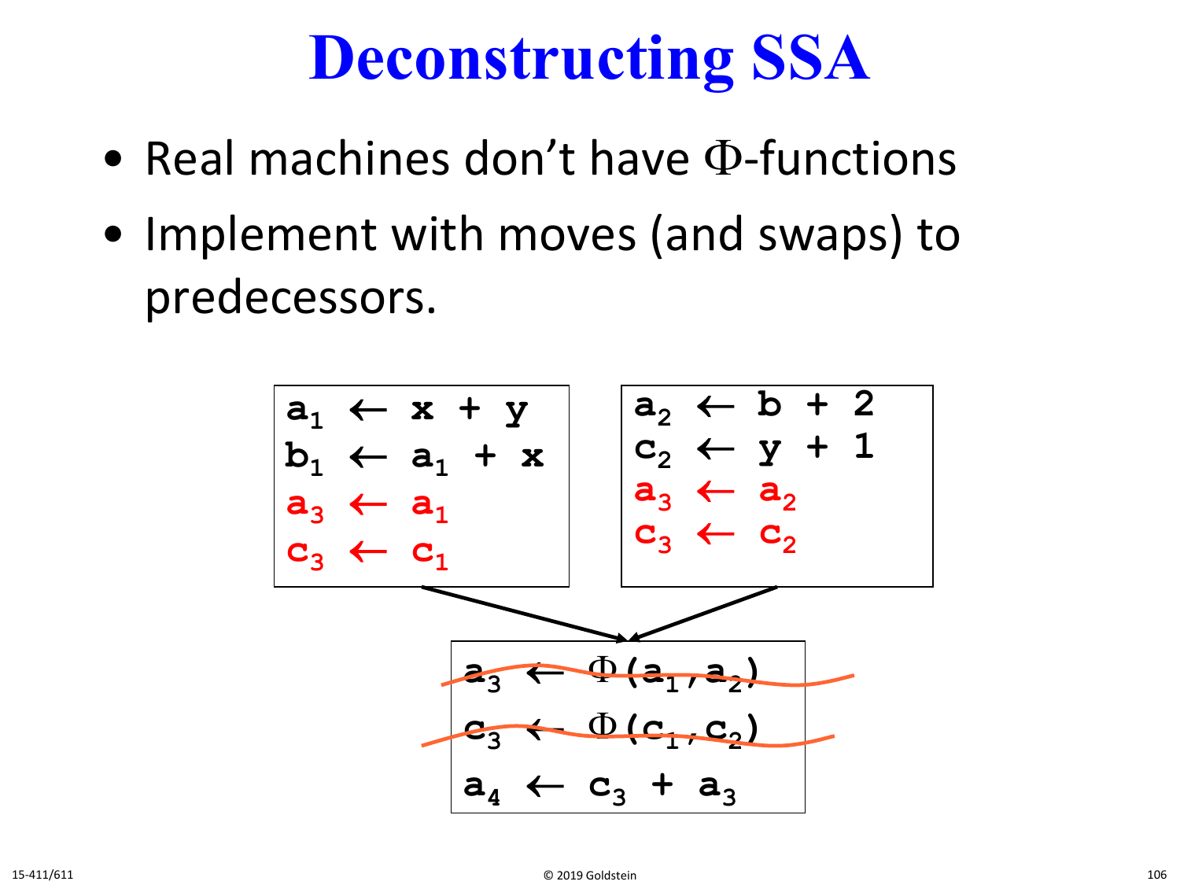# Deconstructing SSA

- Real machines don't have Φ-functions
- Implement with moves (and swaps) to predecessors.

```
a1 ← x + y
b1 ← a1 + x
a3 ← a1
c3 ← c1
```

```
a2 ← b + 2
c2 ← y + 1
a3 ← a2
c3 ← c2
```

```
a3 ← Φ(a1,a2)    (struck out)
c3 ← Φ(c1,c2)    (struck out)
a4 ← c3 + a3
```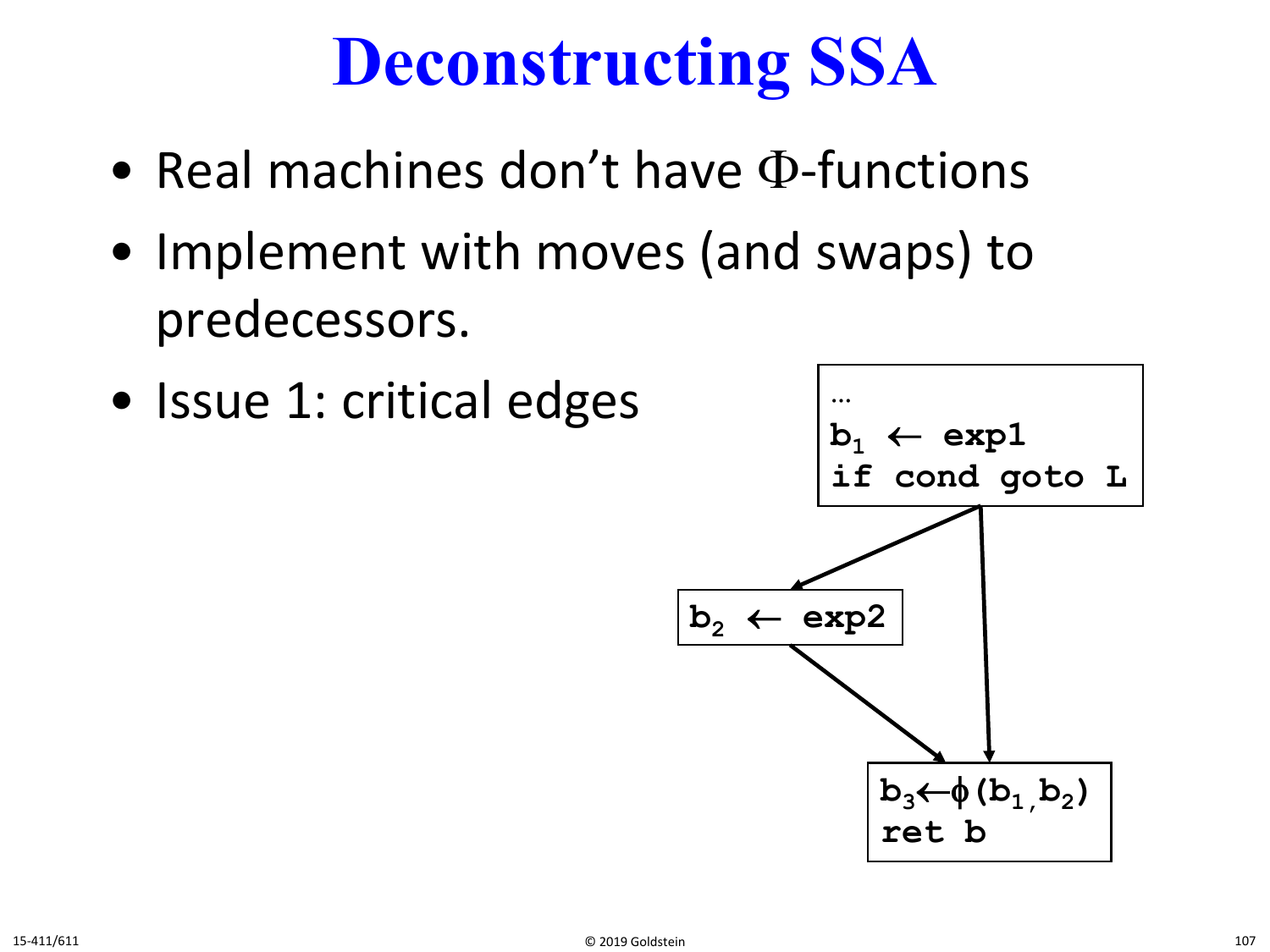# Deconstructing SSA

- Real machines don't have Φ-functions
- Implement with moves (and swaps) to predecessors.
- Issue 1: critical edges

```
…
b1 ← exp1
if cond goto L
```

```
b2 ← exp2
```

```
b3←ϕ(b1,b2)
ret b
```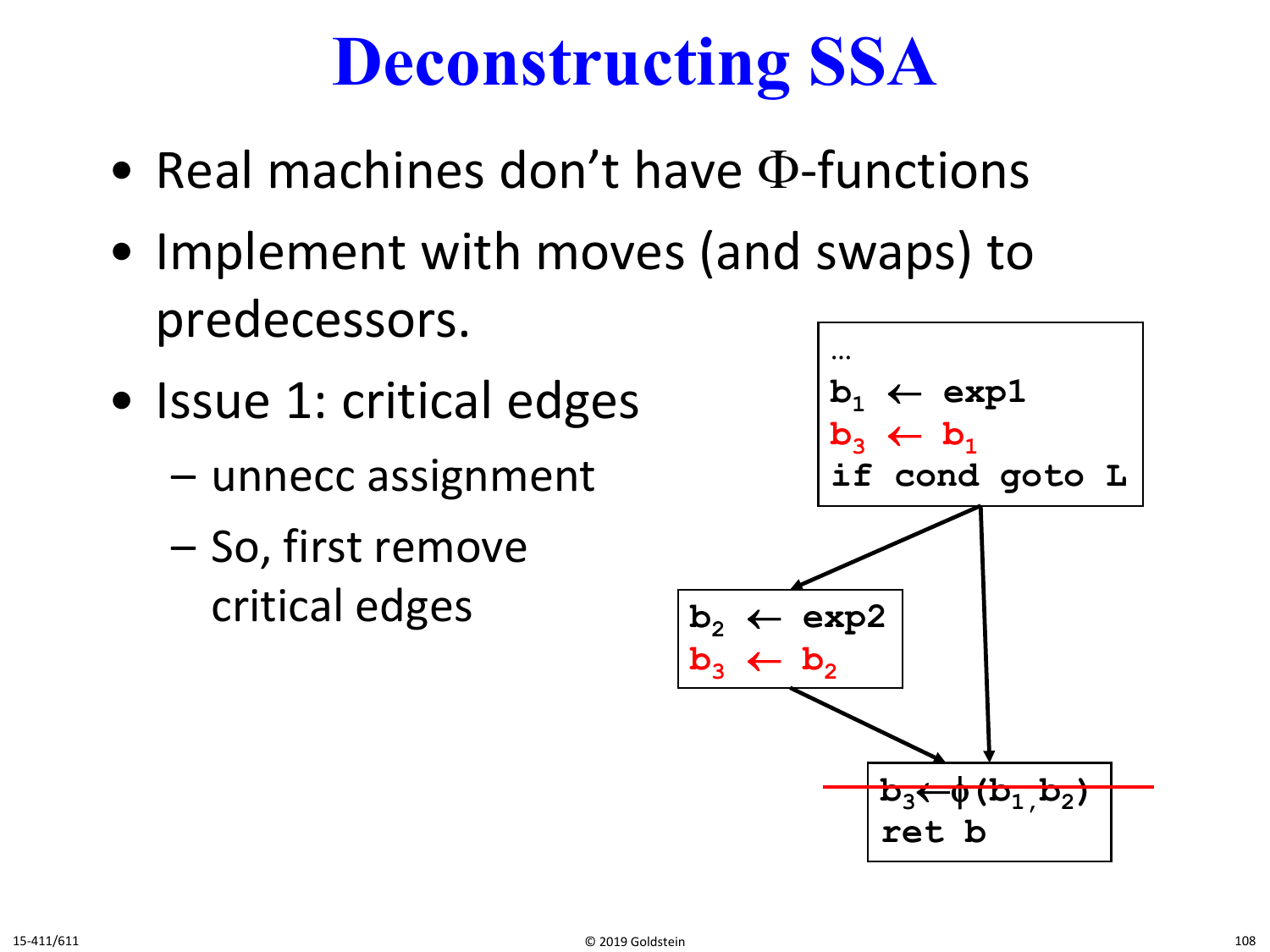# Deconstructing SSA

- Real machines don't have Φ-functions
- Implement with moves (and swaps) to predecessors.
- Issue 1: critical edges
  - unnecc assignment
  - So, first remove critical edges

```
...
b1 ← exp1
b3 ← b1
if cond goto L
```

```
b2 ← exp2
b3 ← b2
```

```
b3 ← φ(b1, b2)
ret b
```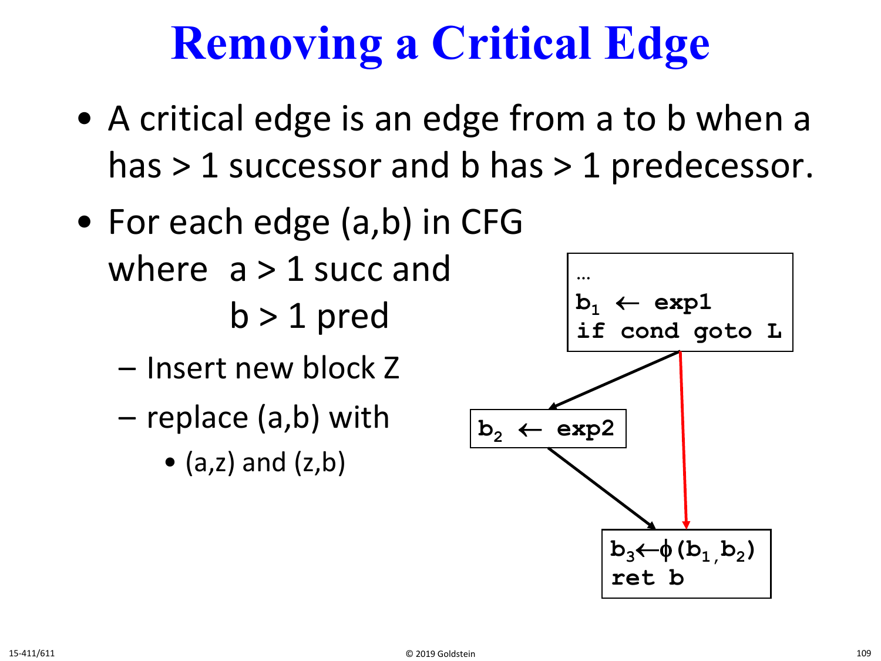# Removing a Critical Edge

- A critical edge is an edge from a to b when a has > 1 successor and b has > 1 predecessor.
- For each edge (a,b) in CFG where a > 1 succ and b > 1 pred
  - Insert new block Z
  - replace (a,b) with
    - (a,z) and (z,b)

```
…
b1 ← exp1
if cond goto L
```

```
b2 ← exp2
```

```
b3←φ(b1,b2)
ret b
```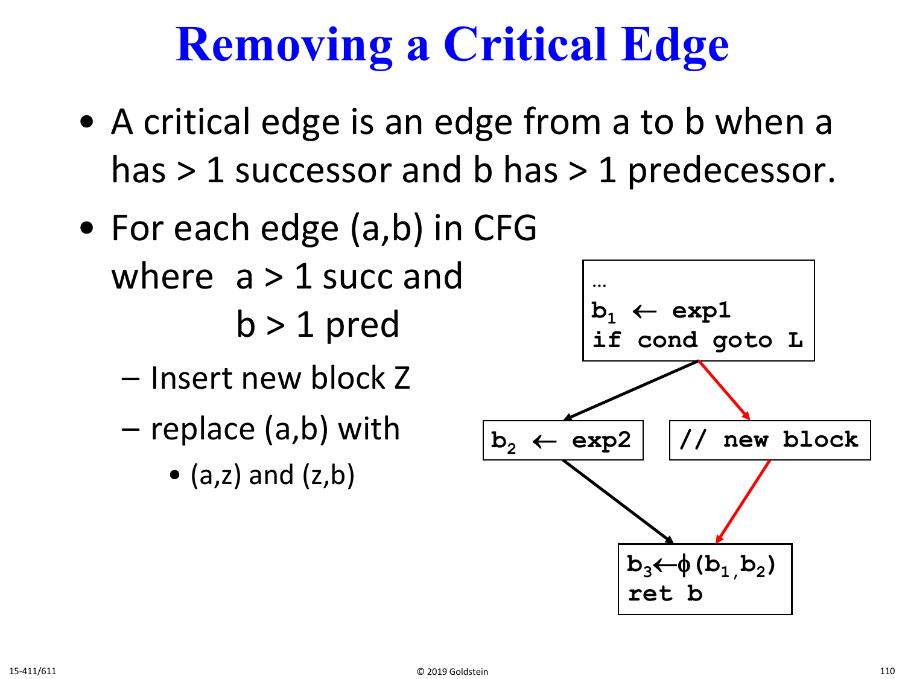# Removing a Critical Edge

- A critical edge is an edge from a to b when a has > 1 successor and b has > 1 predecessor.
- For each edge (a,b) in CFG where a > 1 succ and b > 1 pred
  - Insert new block Z
  - replace (a,b) with
    - (a,z) and (z,b)

```
…
b1 ← exp1
if cond goto L
```

```
b2 ← exp2
```

```
// new block
```

```
b3←ϕ(b1,b2)
ret b
```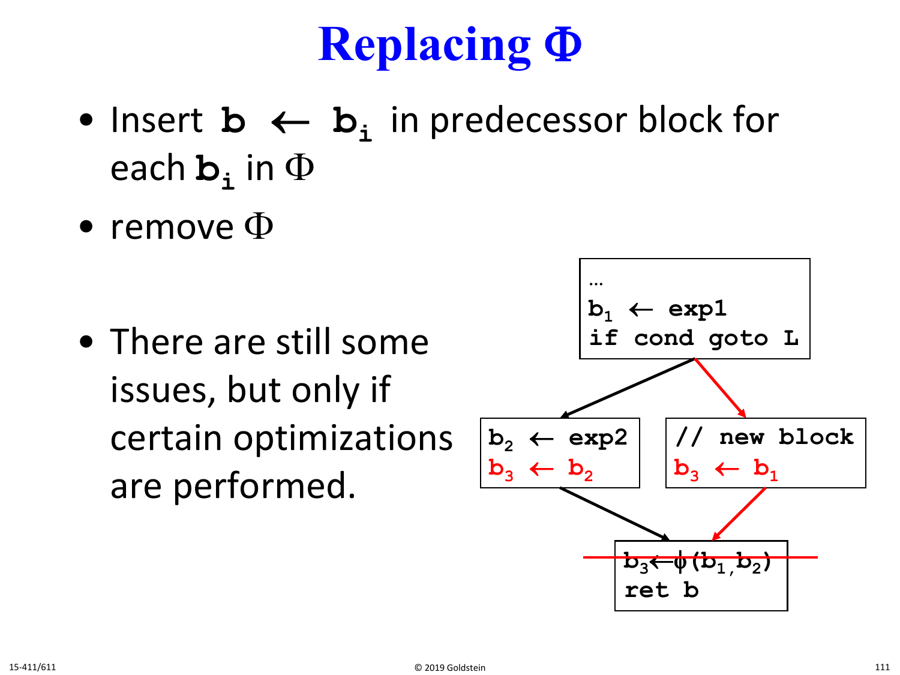# Replacing Φ

- Insert $b \leftarrow b_i$ in predecessor block for each $b_i$ in $\Phi$
- remove $\Phi$

- There are still some issues, but only if certain optimizations are performed.

```
…
b1 ← exp1
if cond goto L
```

```
b2 ← exp2
b3 ← b2
```

```
// new block
b3 ← b1
```

```
b3 ← φ(b1, b2)   (crossed out)
ret b
```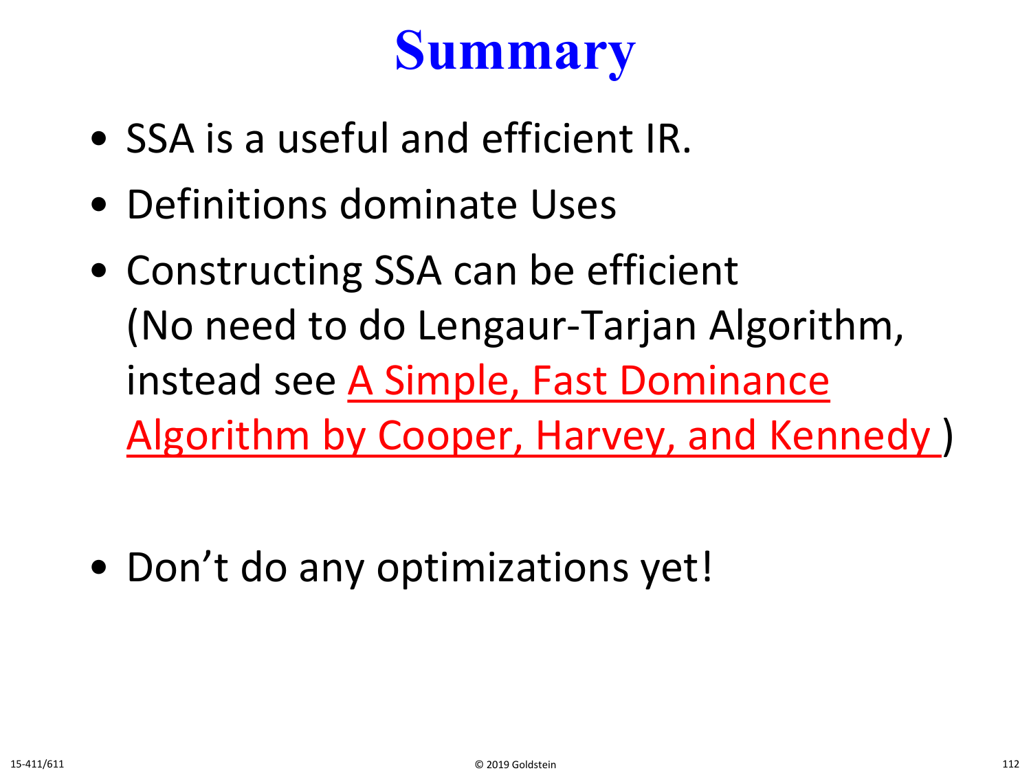# Summary

- SSA is a useful and efficient IR.
- Definitions dominate Uses
- Constructing SSA can be efficient (No need to do Lengaur-Tarjan Algorithm, instead see A Simple, Fast Dominance Algorithm by Cooper, Harvey, and Kennedy )
- Don't do any optimizations yet!